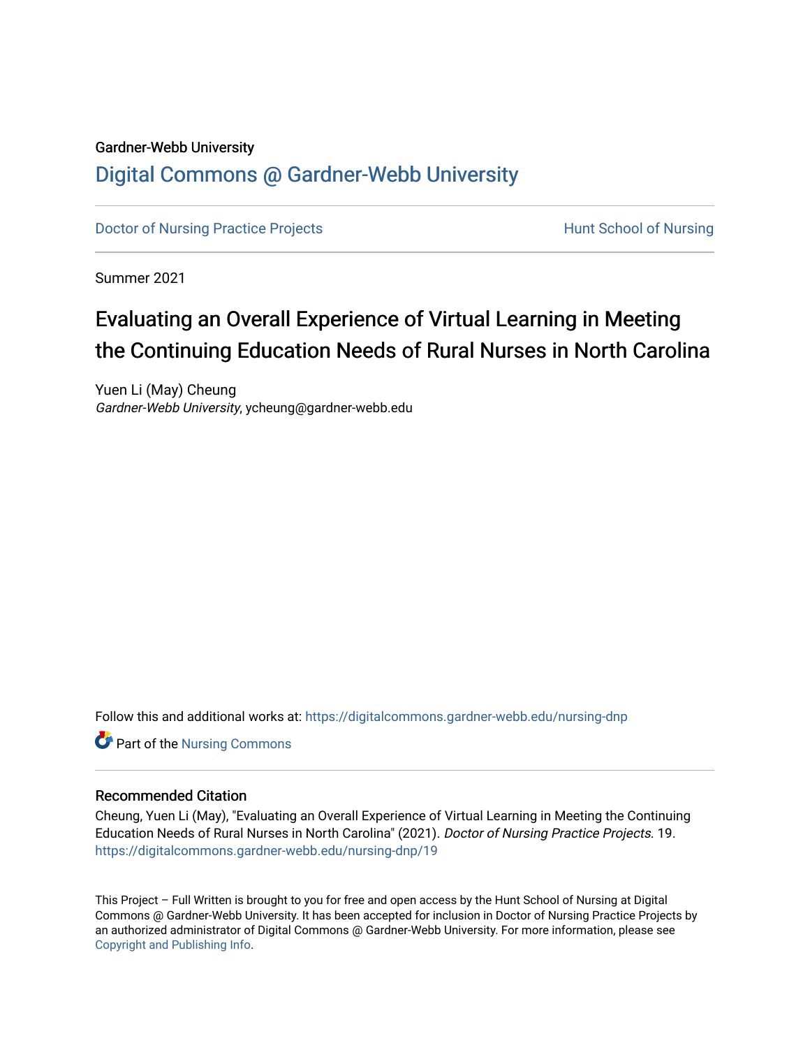Gardner-Webb University

# Digital Commons @ Gardner-Webb University

Doctor of Nursing Practice Projects | Hunt School of Nursing

Summer 2021

## Evaluating an Overall Experience of Virtual Learning in Meeting the Continuing Education Needs of Rural Nurses in North Carolina

Yuen Li (May) Cheung
*Gardner-Webb University*, ycheung@gardner-webb.edu

Follow this and additional works at: https://digitalcommons.gardner-webb.edu/nursing-dnp

Part of the Nursing Commons

### Recommended Citation

Cheung, Yuen Li (May), "Evaluating an Overall Experience of Virtual Learning in Meeting the Continuing Education Needs of Rural Nurses in North Carolina" (2021). *Doctor of Nursing Practice Projects*. 19.
https://digitalcommons.gardner-webb.edu/nursing-dnp/19

This Project – Full Written is brought to you for free and open access by the Hunt School of Nursing at Digital Commons @ Gardner-Webb University. It has been accepted for inclusion in Doctor of Nursing Practice Projects by an authorized administrator of Digital Commons @ Gardner-Webb University. For more information, please see Copyright and Publishing Info.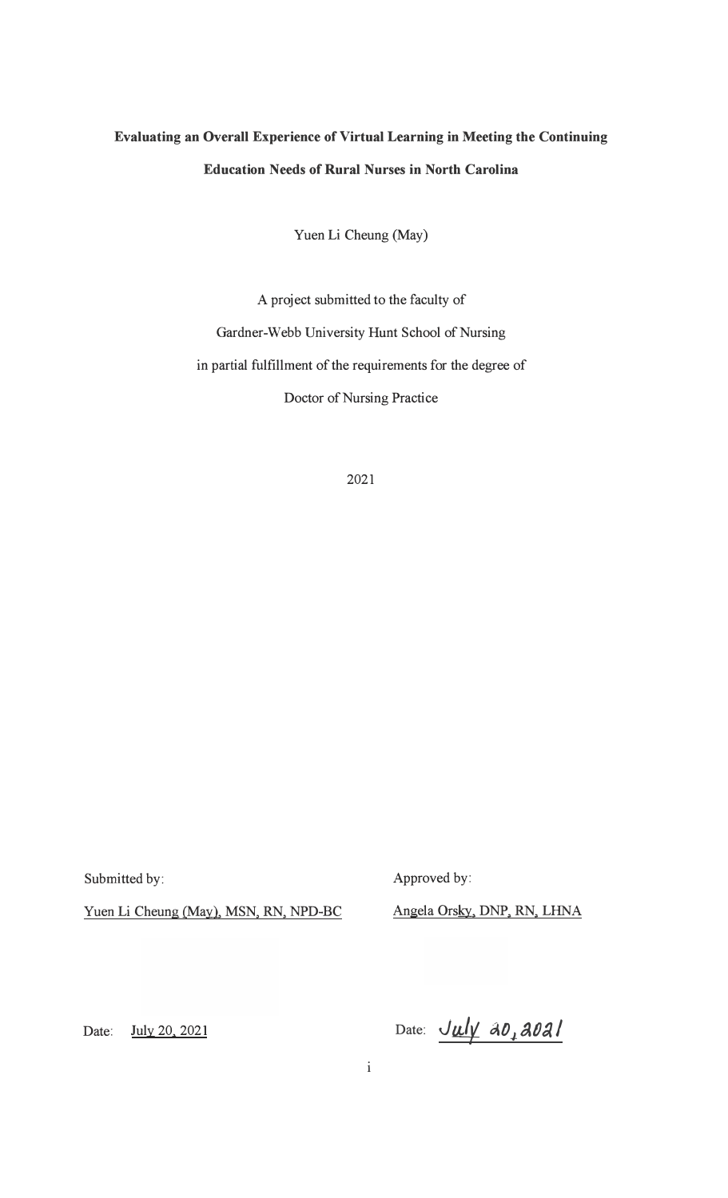**Evaluating an Overall Experience of Virtual Learning in Meeting the Continuing Education Needs of Rural Nurses in North Carolina**

Yuen Li Cheung (May)

A project submitted to the faculty of

Gardner-Webb University Hunt School of Nursing

in partial fulfillment of the requirements for the degree of

Doctor of Nursing Practice

2021

Submitted by:

Yuen Li Cheung (May), MSN, RN, NPD-BC

Date: July 20, 2021

Approved by:

Angela Orsky, DNP, RN, LHNA

Date: July 20, 2021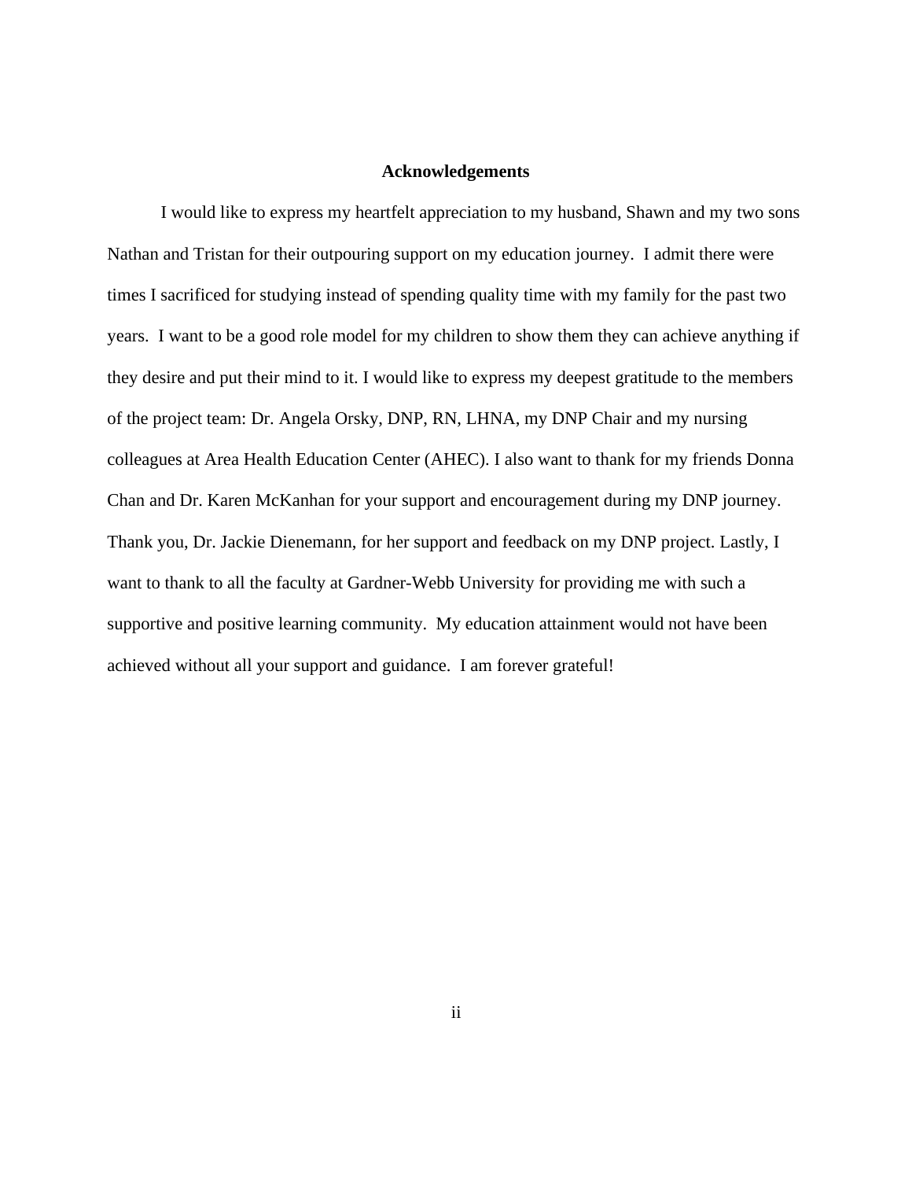# Acknowledgements

I would like to express my heartfelt appreciation to my husband, Shawn and my two sons Nathan and Tristan for their outpouring support on my education journey. I admit there were times I sacrificed for studying instead of spending quality time with my family for the past two years. I want to be a good role model for my children to show them they can achieve anything if they desire and put their mind to it. I would like to express my deepest gratitude to the members of the project team: Dr. Angela Orsky, DNP, RN, LHNA, my DNP Chair and my nursing colleagues at Area Health Education Center (AHEC). I also want to thank for my friends Donna Chan and Dr. Karen McKanhan for your support and encouragement during my DNP journey. Thank you, Dr. Jackie Dienemann, for her support and feedback on my DNP project. Lastly, I want to thank to all the faculty at Gardner-Webb University for providing me with such a supportive and positive learning community. My education attainment would not have been achieved without all your support and guidance. I am forever grateful!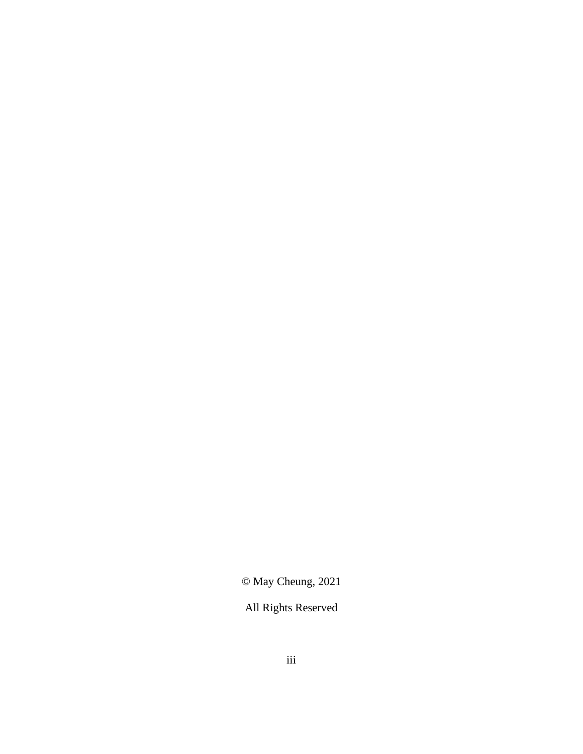© May Cheung, 2021

All Rights Reserved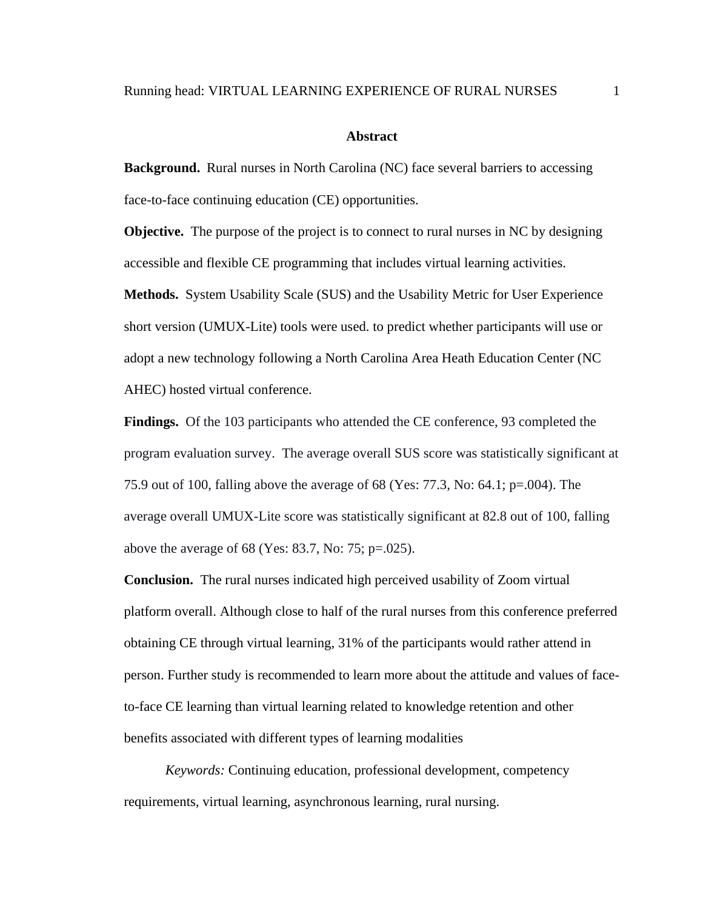## Abstract

**Background.** Rural nurses in North Carolina (NC) face several barriers to accessing face-to-face continuing education (CE) opportunities.

**Objective.** The purpose of the project is to connect to rural nurses in NC by designing accessible and flexible CE programming that includes virtual learning activities.

**Methods.** System Usability Scale (SUS) and the Usability Metric for User Experience short version (UMUX-Lite) tools were used. to predict whether participants will use or adopt a new technology following a North Carolina Area Heath Education Center (NC AHEC) hosted virtual conference.

**Findings.** Of the 103 participants who attended the CE conference, 93 completed the program evaluation survey. The average overall SUS score was statistically significant at 75.9 out of 100, falling above the average of 68 (Yes: 77.3, No: 64.1; p=.004). The average overall UMUX-Lite score was statistically significant at 82.8 out of 100, falling above the average of 68 (Yes: 83.7, No: 75; p=.025).

**Conclusion.** The rural nurses indicated high perceived usability of Zoom virtual platform overall. Although close to half of the rural nurses from this conference preferred obtaining CE through virtual learning, 31% of the participants would rather attend in person. Further study is recommended to learn more about the attitude and values of face-to-face CE learning than virtual learning related to knowledge retention and other benefits associated with different types of learning modalities

*Keywords:* Continuing education, professional development, competency requirements, virtual learning, asynchronous learning, rural nursing.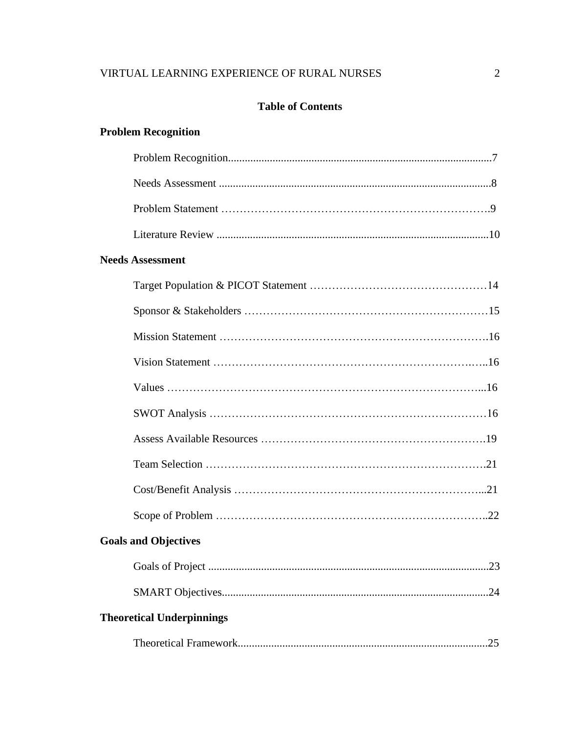## Table of Contents

**Problem Recognition**

- Problem Recognition .............................................................................................7
- Needs Assessment ................................................................................................8
- Problem Statement ……………………………………………………………….9
- Literature Review .................................................................................................10

**Needs Assessment**

- Target Population & PICOT Statement …………………………………………14
- Sponsor & Stakeholders …………………………………………………………15
- Mission Statement ……………………………………………………………….16
- Vision Statement ………………………………………………………………..16
- Values …………………………………………………………………………...16
- SWOT Analysis …………………………………………………………………16
- Assess Available Resources …………………………………………………….19
- Team Selection ………………………………………………………………….21
- Cost/Benefit Analysis …………………………………………………………...21
- Scope of Problem ………………………………………………………………..22

**Goals and Objectives**

- Goals of Project ....................................................................................................23
- SMART Objectives...............................................................................................24

**Theoretical Underpinnings**

- Theoretical Framework.........................................................................................25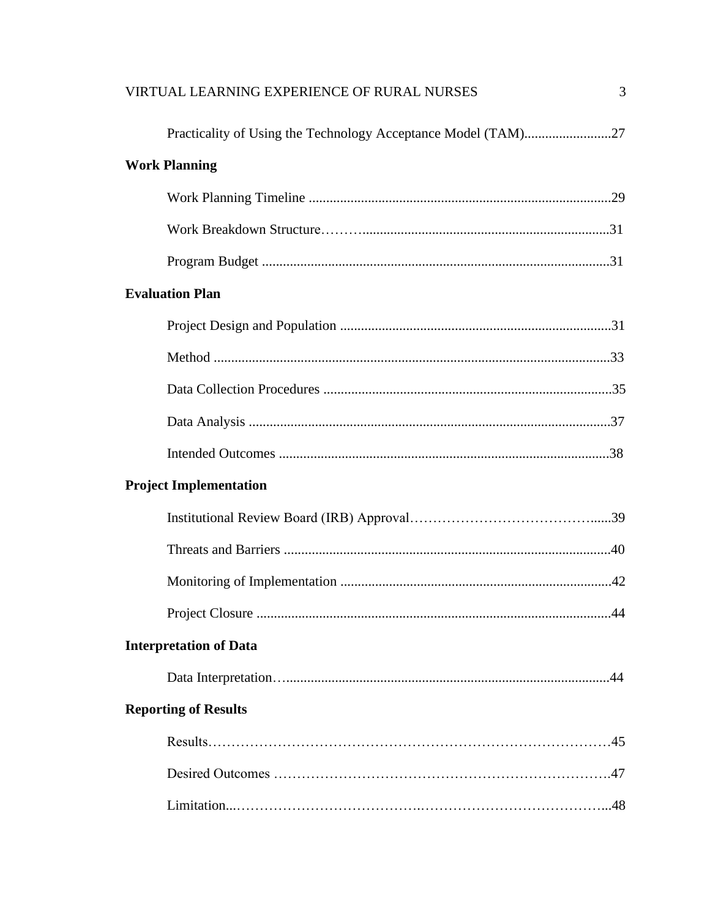Practicality of Using the Technology Acceptance Model (TAM)........................27

**Work Planning**

Work Planning Timeline ......................................................................................29

Work Breakdown Structure………......................................................................31

Program Budget ...................................................................................................31

**Evaluation Plan**

Project Design and Population .............................................................................31

Method .................................................................................................................33

Data Collection Procedures ..................................................................................35

Data Analysis .......................................................................................................37

Intended Outcomes ..............................................................................................38

**Project Implementation**

Institutional Review Board (IRB) Approval…………………………………......39

Threats and Barriers .............................................................................................40

Monitoring of Implementation .............................................................................42

Project Closure .....................................................................................................44

**Interpretation of Data**

Data Interpretation…............................................................................................44

**Reporting of Results**

Results……………………………………………………………………………45

Desired Outcomes ………………………………………………………………47

Limitation..………………………………….………………………………….....48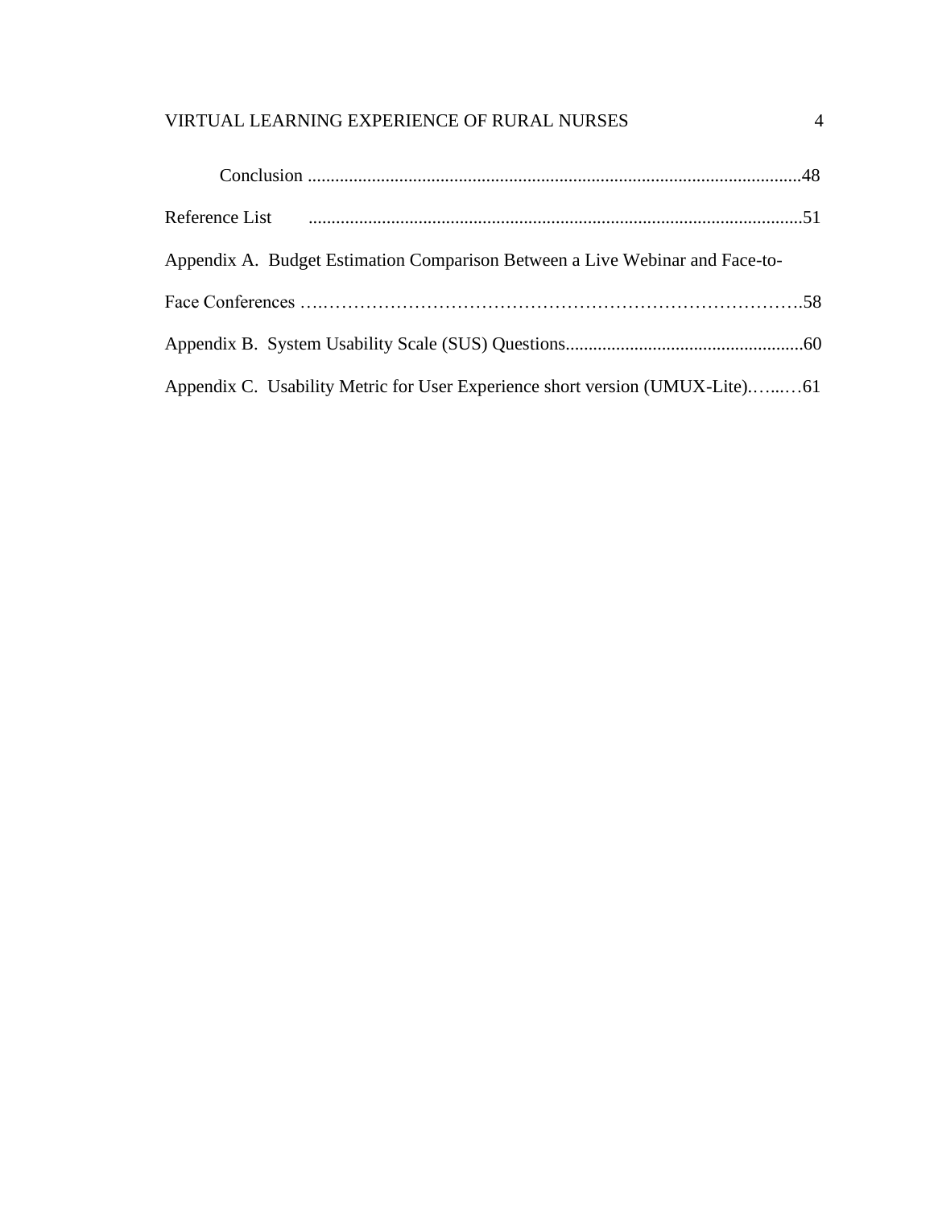Conclusion ............................................................................................................48

Reference List ............................................................................................................51

Appendix A. Budget Estimation Comparison Between a Live Webinar and Face-to-Face Conferences ….……………………………………………………………………….58

Appendix B. System Usability Scale (SUS) Questions...................................................60

Appendix C. Usability Metric for User Experience short version (UMUX-Lite).…...…61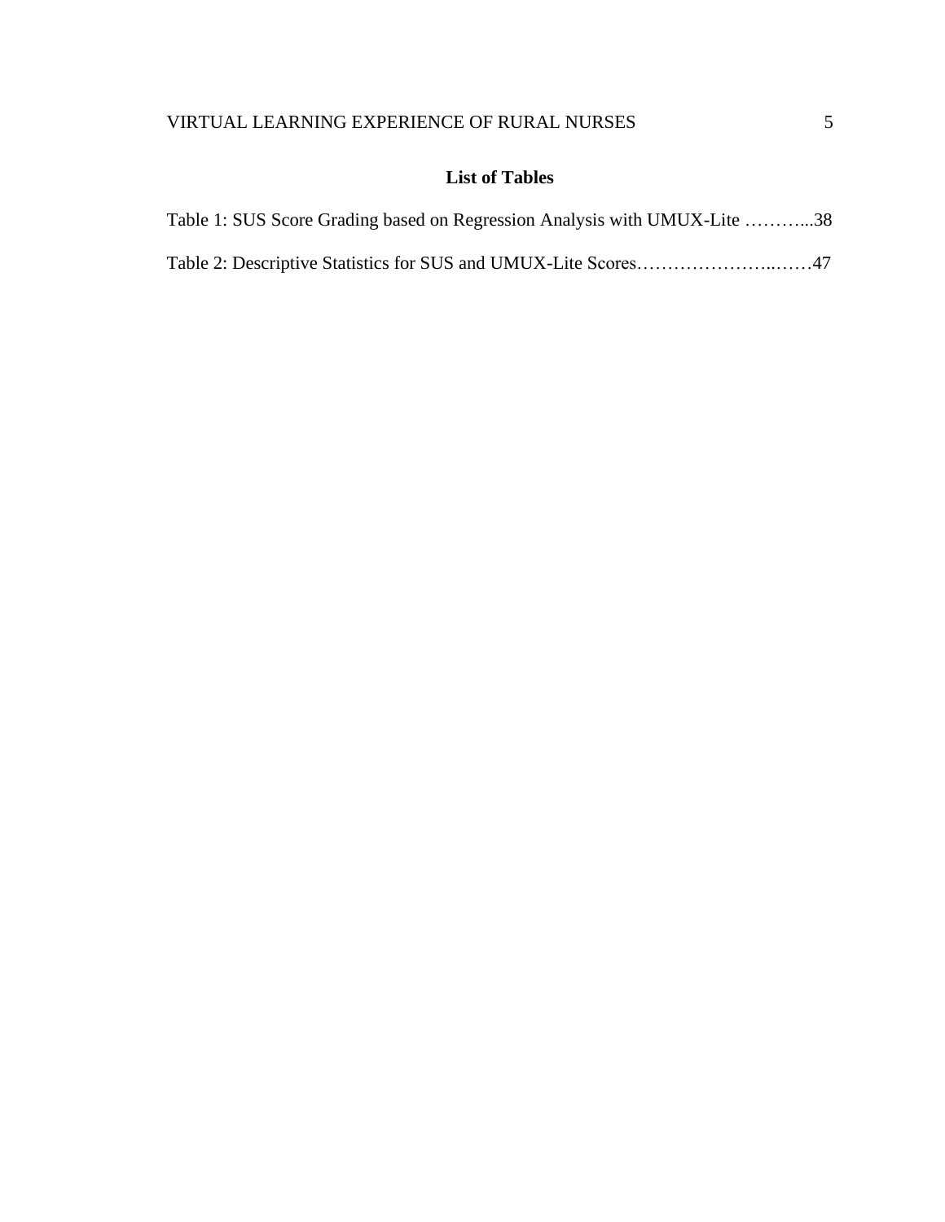## List of Tables

Table 1: SUS Score Grading based on Regression Analysis with UMUX-Lite ………...38

Table 2: Descriptive Statistics for SUS and UMUX-Lite Scores…………………..……47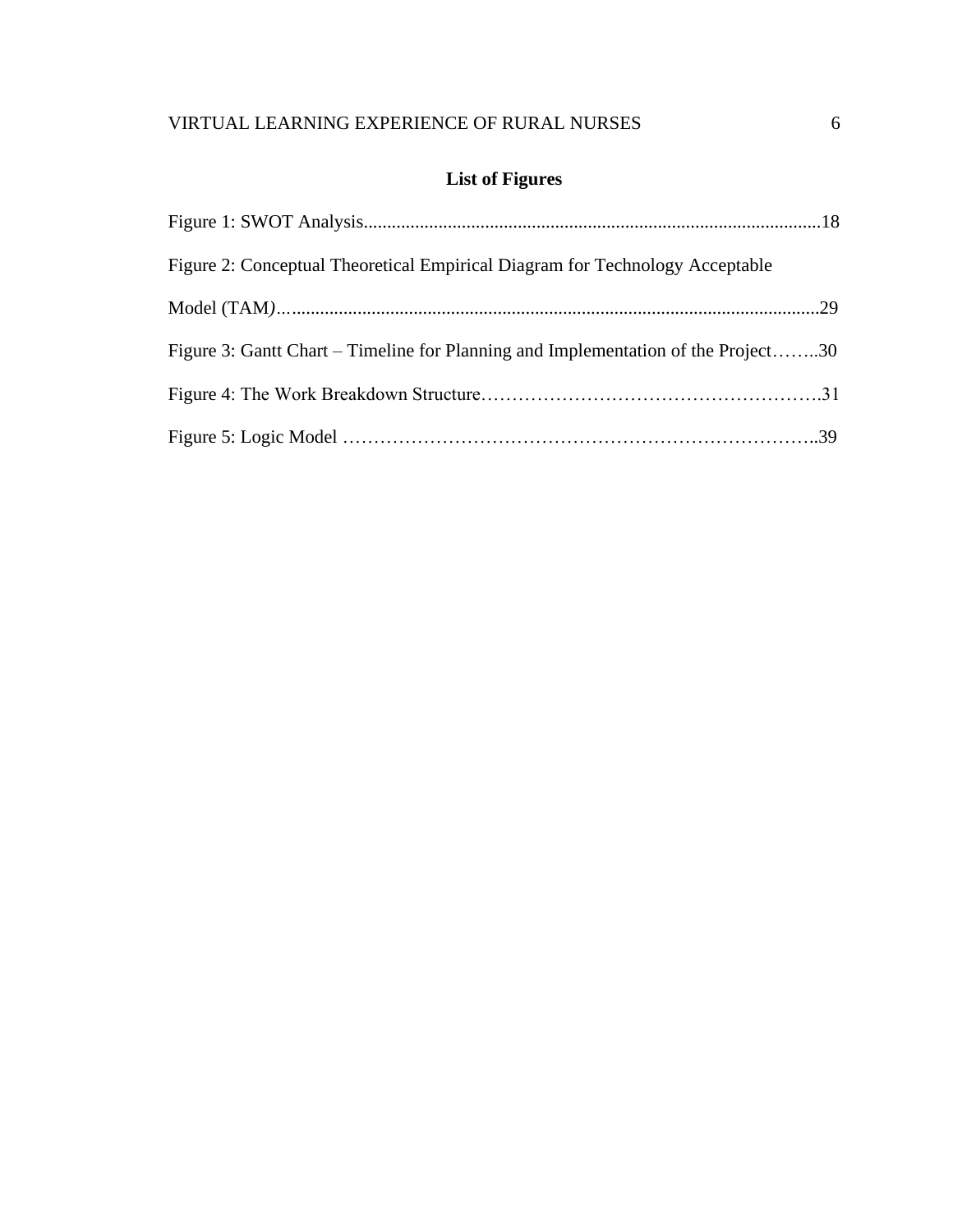## List of Figures

Figure 1: SWOT Analysis..................................................................................................18

Figure 2: Conceptual Theoretical Empirical Diagram for Technology Acceptable Model (TAM)...................................................................................................................29

Figure 3: Gantt Chart – Timeline for Planning and Implementation of the Project……..30

Figure 4: The Work Breakdown Structure……………………………………………….31

Figure 5: Logic Model …………………………………………………………………..39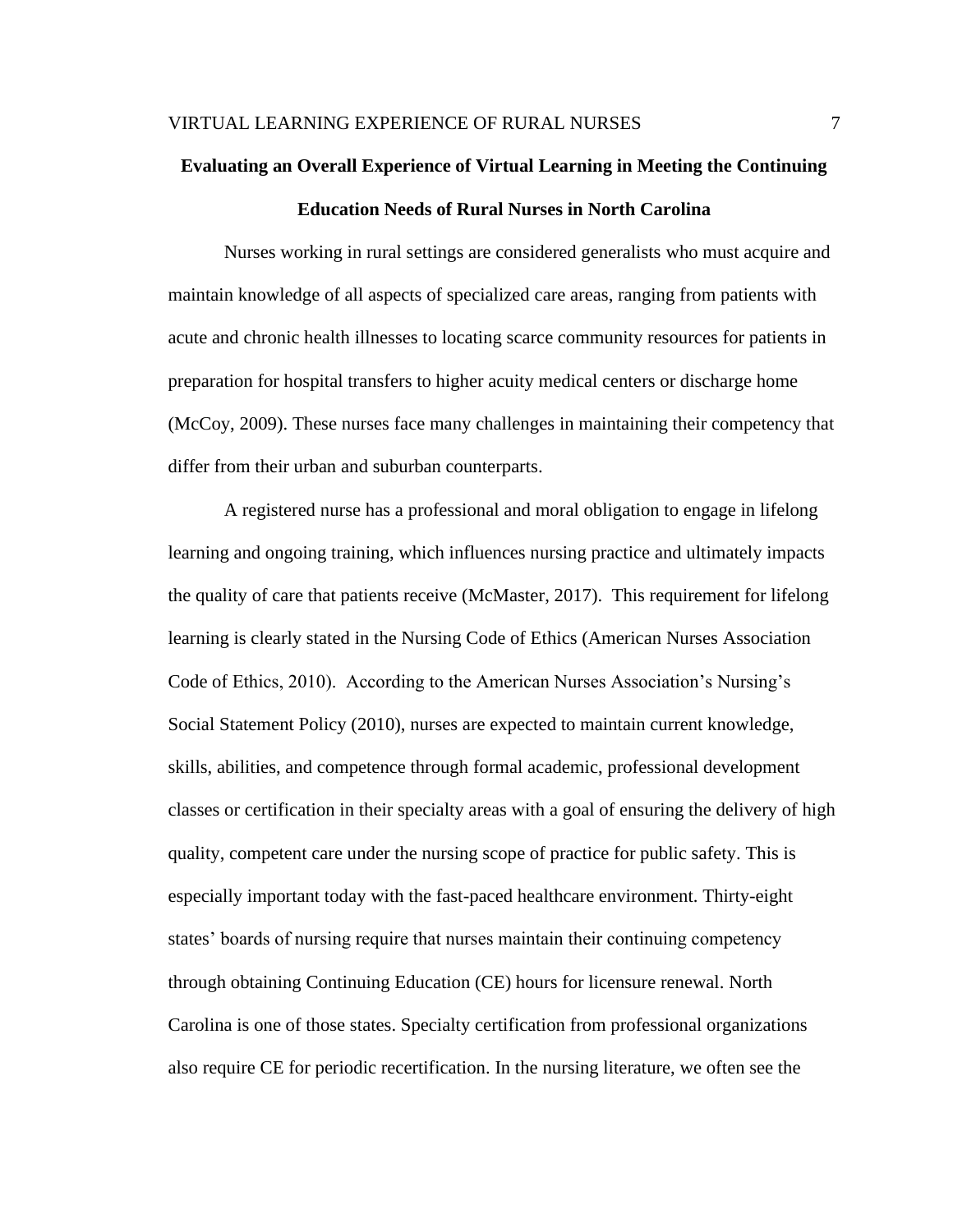## Evaluating an Overall Experience of Virtual Learning in Meeting the Continuing Education Needs of Rural Nurses in North Carolina

Nurses working in rural settings are considered generalists who must acquire and maintain knowledge of all aspects of specialized care areas, ranging from patients with acute and chronic health illnesses to locating scarce community resources for patients in preparation for hospital transfers to higher acuity medical centers or discharge home (McCoy, 2009). These nurses face many challenges in maintaining their competency that differ from their urban and suburban counterparts.

A registered nurse has a professional and moral obligation to engage in lifelong learning and ongoing training, which influences nursing practice and ultimately impacts the quality of care that patients receive (McMaster, 2017). This requirement for lifelong learning is clearly stated in the Nursing Code of Ethics (American Nurses Association Code of Ethics, 2010). According to the American Nurses Association's Nursing's Social Statement Policy (2010), nurses are expected to maintain current knowledge, skills, abilities, and competence through formal academic, professional development classes or certification in their specialty areas with a goal of ensuring the delivery of high quality, competent care under the nursing scope of practice for public safety. This is especially important today with the fast-paced healthcare environment. Thirty-eight states' boards of nursing require that nurses maintain their continuing competency through obtaining Continuing Education (CE) hours for licensure renewal. North Carolina is one of those states. Specialty certification from professional organizations also require CE for periodic recertification. In the nursing literature, we often see the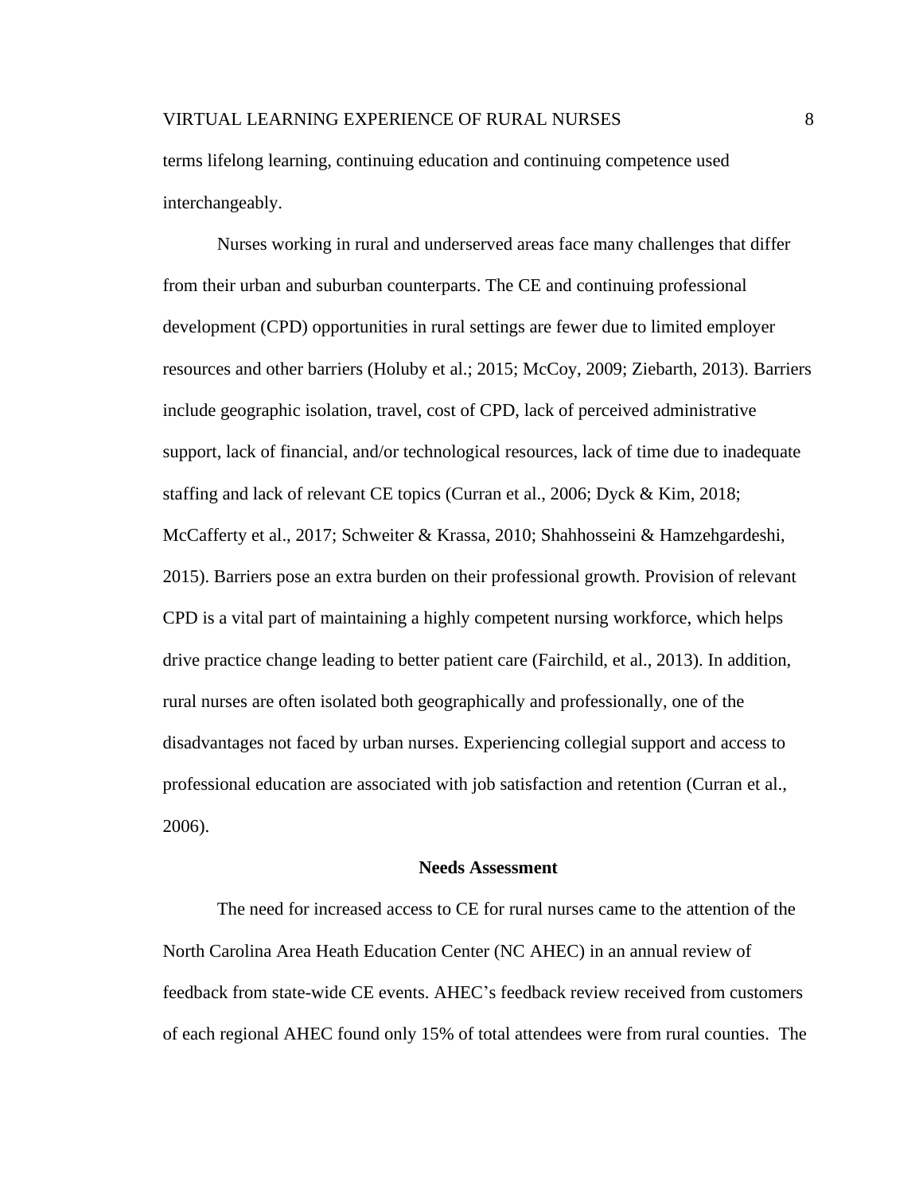terms lifelong learning, continuing education and continuing competence used interchangeably.

Nurses working in rural and underserved areas face many challenges that differ from their urban and suburban counterparts. The CE and continuing professional development (CPD) opportunities in rural settings are fewer due to limited employer resources and other barriers (Holuby et al.; 2015; McCoy, 2009; Ziebarth, 2013). Barriers include geographic isolation, travel, cost of CPD, lack of perceived administrative support, lack of financial, and/or technological resources, lack of time due to inadequate staffing and lack of relevant CE topics (Curran et al., 2006; Dyck & Kim, 2018; McCafferty et al., 2017; Schweiter & Krassa, 2010; Shahhosseini & Hamzehgardeshi, 2015). Barriers pose an extra burden on their professional growth. Provision of relevant CPD is a vital part of maintaining a highly competent nursing workforce, which helps drive practice change leading to better patient care (Fairchild, et al., 2013). In addition, rural nurses are often isolated both geographically and professionally, one of the disadvantages not faced by urban nurses. Experiencing collegial support and access to professional education are associated with job satisfaction and retention (Curran et al., 2006).

## Needs Assessment

The need for increased access to CE for rural nurses came to the attention of the North Carolina Area Heath Education Center (NC AHEC) in an annual review of feedback from state-wide CE events. AHEC's feedback review received from customers of each regional AHEC found only 15% of total attendees were from rural counties. The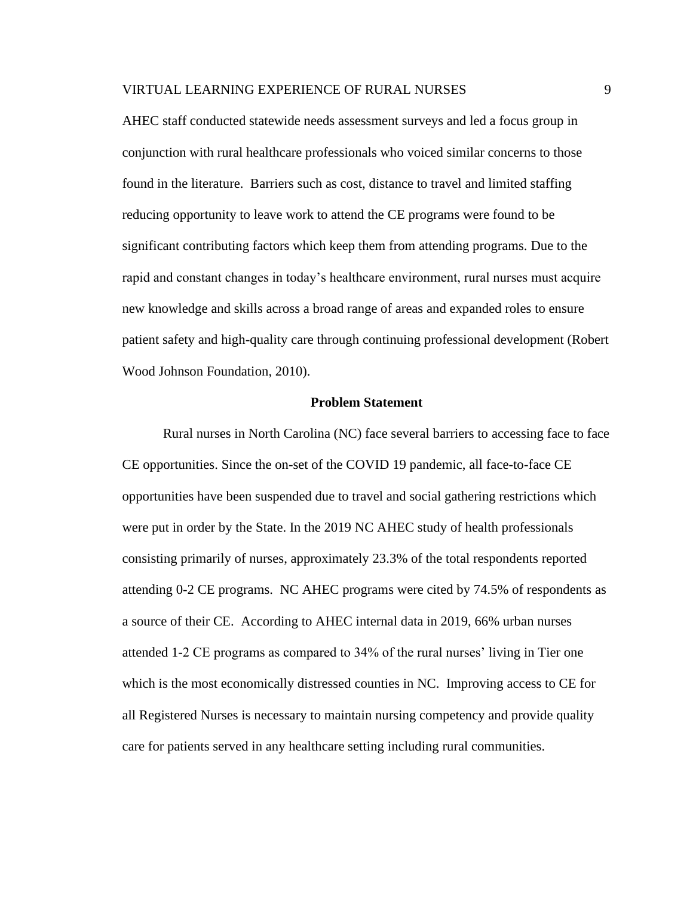AHEC staff conducted statewide needs assessment surveys and led a focus group in conjunction with rural healthcare professionals who voiced similar concerns to those found in the literature. Barriers such as cost, distance to travel and limited staffing reducing opportunity to leave work to attend the CE programs were found to be significant contributing factors which keep them from attending programs. Due to the rapid and constant changes in today's healthcare environment, rural nurses must acquire new knowledge and skills across a broad range of areas and expanded roles to ensure patient safety and high-quality care through continuing professional development (Robert Wood Johnson Foundation, 2010).

## Problem Statement

Rural nurses in North Carolina (NC) face several barriers to accessing face to face CE opportunities. Since the on-set of the COVID 19 pandemic, all face-to-face CE opportunities have been suspended due to travel and social gathering restrictions which were put in order by the State. In the 2019 NC AHEC study of health professionals consisting primarily of nurses, approximately 23.3% of the total respondents reported attending 0-2 CE programs. NC AHEC programs were cited by 74.5% of respondents as a source of their CE. According to AHEC internal data in 2019, 66% urban nurses attended 1-2 CE programs as compared to 34% of the rural nurses' living in Tier one which is the most economically distressed counties in NC. Improving access to CE for all Registered Nurses is necessary to maintain nursing competency and provide quality care for patients served in any healthcare setting including rural communities.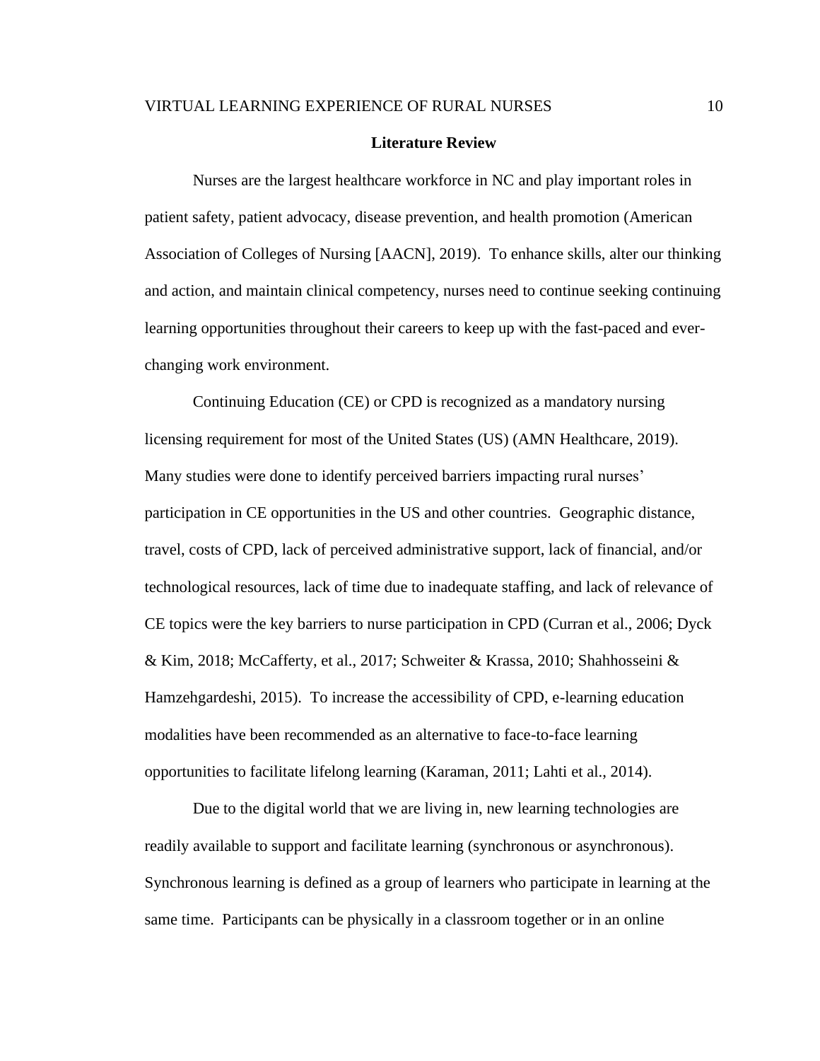## Literature Review

Nurses are the largest healthcare workforce in NC and play important roles in patient safety, patient advocacy, disease prevention, and health promotion (American Association of Colleges of Nursing [AACN], 2019). To enhance skills, alter our thinking and action, and maintain clinical competency, nurses need to continue seeking continuing learning opportunities throughout their careers to keep up with the fast-paced and ever-changing work environment.

Continuing Education (CE) or CPD is recognized as a mandatory nursing licensing requirement for most of the United States (US) (AMN Healthcare, 2019). Many studies were done to identify perceived barriers impacting rural nurses' participation in CE opportunities in the US and other countries. Geographic distance, travel, costs of CPD, lack of perceived administrative support, lack of financial, and/or technological resources, lack of time due to inadequate staffing, and lack of relevance of CE topics were the key barriers to nurse participation in CPD (Curran et al., 2006; Dyck & Kim, 2018; McCafferty, et al., 2017; Schweiter & Krassa, 2010; Shahhosseini & Hamzehgardeshi, 2015). To increase the accessibility of CPD, e-learning education modalities have been recommended as an alternative to face-to-face learning opportunities to facilitate lifelong learning (Karaman, 2011; Lahti et al., 2014).

Due to the digital world that we are living in, new learning technologies are readily available to support and facilitate learning (synchronous or asynchronous). Synchronous learning is defined as a group of learners who participate in learning at the same time. Participants can be physically in a classroom together or in an online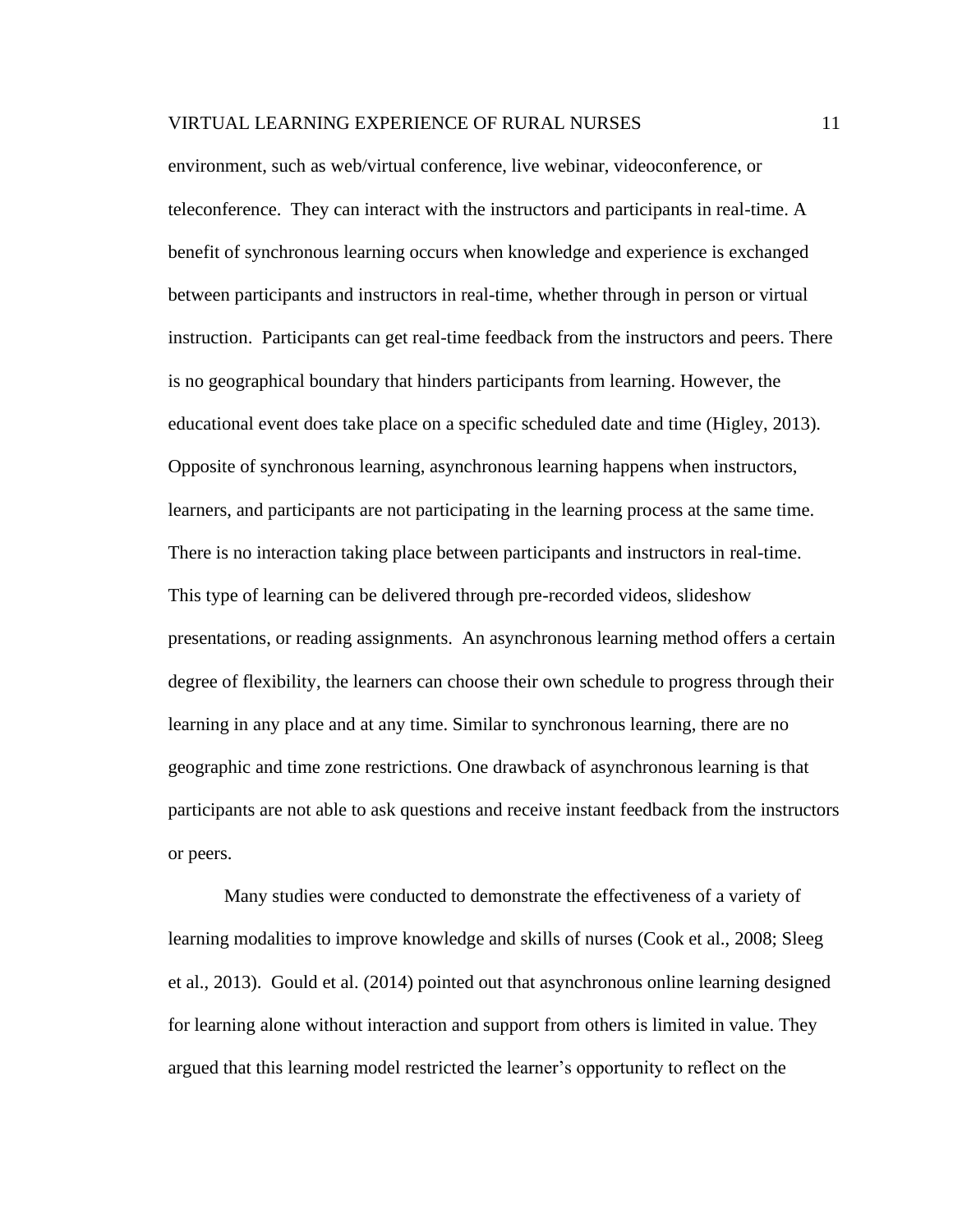environment, such as web/virtual conference, live webinar, videoconference, or teleconference. They can interact with the instructors and participants in real-time. A benefit of synchronous learning occurs when knowledge and experience is exchanged between participants and instructors in real-time, whether through in person or virtual instruction. Participants can get real-time feedback from the instructors and peers. There is no geographical boundary that hinders participants from learning. However, the educational event does take place on a specific scheduled date and time (Higley, 2013). Opposite of synchronous learning, asynchronous learning happens when instructors, learners, and participants are not participating in the learning process at the same time. There is no interaction taking place between participants and instructors in real-time. This type of learning can be delivered through pre-recorded videos, slideshow presentations, or reading assignments. An asynchronous learning method offers a certain degree of flexibility, the learners can choose their own schedule to progress through their learning in any place and at any time. Similar to synchronous learning, there are no geographic and time zone restrictions. One drawback of asynchronous learning is that participants are not able to ask questions and receive instant feedback from the instructors or peers.

Many studies were conducted to demonstrate the effectiveness of a variety of learning modalities to improve knowledge and skills of nurses (Cook et al., 2008; Sleeg et al., 2013). Gould et al. (2014) pointed out that asynchronous online learning designed for learning alone without interaction and support from others is limited in value. They argued that this learning model restricted the learner's opportunity to reflect on the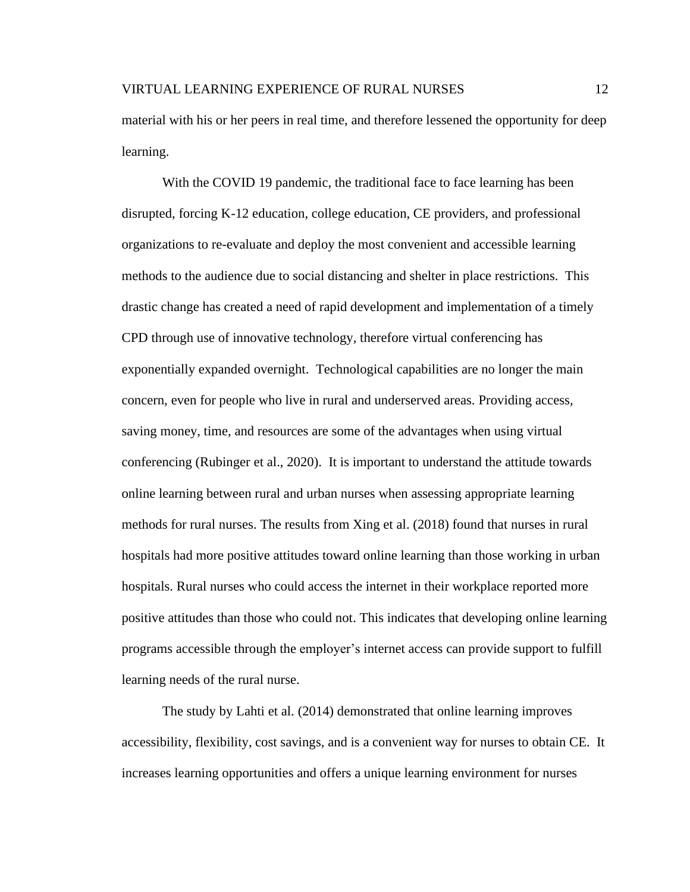material with his or her peers in real time, and therefore lessened the opportunity for deep learning.

With the COVID 19 pandemic, the traditional face to face learning has been disrupted, forcing K-12 education, college education, CE providers, and professional organizations to re-evaluate and deploy the most convenient and accessible learning methods to the audience due to social distancing and shelter in place restrictions. This drastic change has created a need of rapid development and implementation of a timely CPD through use of innovative technology, therefore virtual conferencing has exponentially expanded overnight. Technological capabilities are no longer the main concern, even for people who live in rural and underserved areas. Providing access, saving money, time, and resources are some of the advantages when using virtual conferencing (Rubinger et al., 2020). It is important to understand the attitude towards online learning between rural and urban nurses when assessing appropriate learning methods for rural nurses. The results from Xing et al. (2018) found that nurses in rural hospitals had more positive attitudes toward online learning than those working in urban hospitals. Rural nurses who could access the internet in their workplace reported more positive attitudes than those who could not. This indicates that developing online learning programs accessible through the employer's internet access can provide support to fulfill learning needs of the rural nurse.

The study by Lahti et al. (2014) demonstrated that online learning improves accessibility, flexibility, cost savings, and is a convenient way for nurses to obtain CE. It increases learning opportunities and offers a unique learning environment for nurses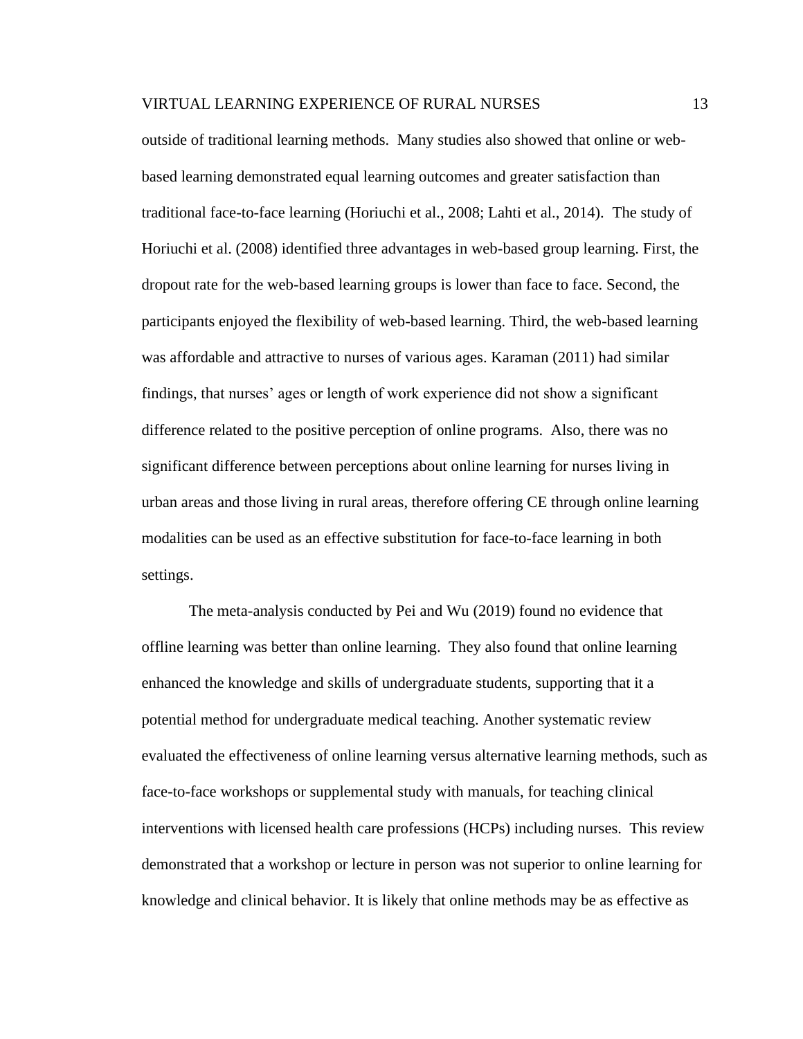outside of traditional learning methods.  Many studies also showed that online or web-based learning demonstrated equal learning outcomes and greater satisfaction than traditional face-to-face learning (Horiuchi et al., 2008; Lahti et al., 2014).  The study of Horiuchi et al. (2008) identified three advantages in web-based group learning. First, the dropout rate for the web-based learning groups is lower than face to face. Second, the participants enjoyed the flexibility of web-based learning. Third, the web-based learning was affordable and attractive to nurses of various ages. Karaman (2011) had similar findings, that nurses' ages or length of work experience did not show a significant difference related to the positive perception of online programs.  Also, there was no significant difference between perceptions about online learning for nurses living in urban areas and those living in rural areas, therefore offering CE through online learning modalities can be used as an effective substitution for face-to-face learning in both settings.

The meta-analysis conducted by Pei and Wu (2019) found no evidence that offline learning was better than online learning.  They also found that online learning enhanced the knowledge and skills of undergraduate students, supporting that it a potential method for undergraduate medical teaching. Another systematic review evaluated the effectiveness of online learning versus alternative learning methods, such as face-to-face workshops or supplemental study with manuals, for teaching clinical interventions with licensed health care professions (HCPs) including nurses.  This review demonstrated that a workshop or lecture in person was not superior to online learning for knowledge and clinical behavior. It is likely that online methods may be as effective as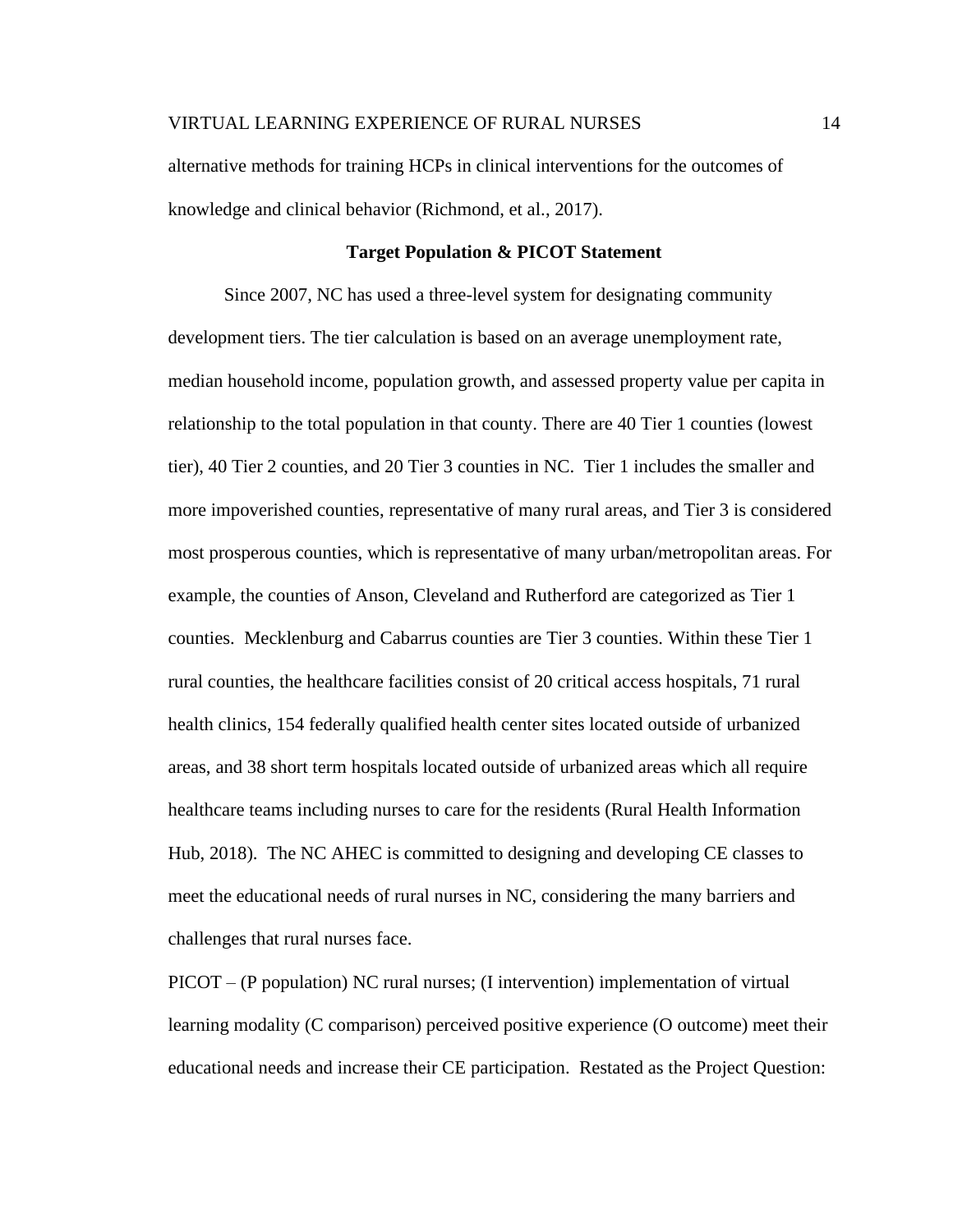alternative methods for training HCPs in clinical interventions for the outcomes of knowledge and clinical behavior (Richmond, et al., 2017).

## Target Population & PICOT Statement

Since 2007, NC has used a three-level system for designating community development tiers. The tier calculation is based on an average unemployment rate, median household income, population growth, and assessed property value per capita in relationship to the total population in that county. There are 40 Tier 1 counties (lowest tier), 40 Tier 2 counties, and 20 Tier 3 counties in NC. Tier 1 includes the smaller and more impoverished counties, representative of many rural areas, and Tier 3 is considered most prosperous counties, which is representative of many urban/metropolitan areas. For example, the counties of Anson, Cleveland and Rutherford are categorized as Tier 1 counties. Mecklenburg and Cabarrus counties are Tier 3 counties. Within these Tier 1 rural counties, the healthcare facilities consist of 20 critical access hospitals, 71 rural health clinics, 154 federally qualified health center sites located outside of urbanized areas, and 38 short term hospitals located outside of urbanized areas which all require healthcare teams including nurses to care for the residents (Rural Health Information Hub, 2018). The NC AHEC is committed to designing and developing CE classes to meet the educational needs of rural nurses in NC, considering the many barriers and challenges that rural nurses face.

PICOT – (P population) NC rural nurses; (I intervention) implementation of virtual learning modality (C comparison) perceived positive experience (O outcome) meet their educational needs and increase their CE participation. Restated as the Project Question: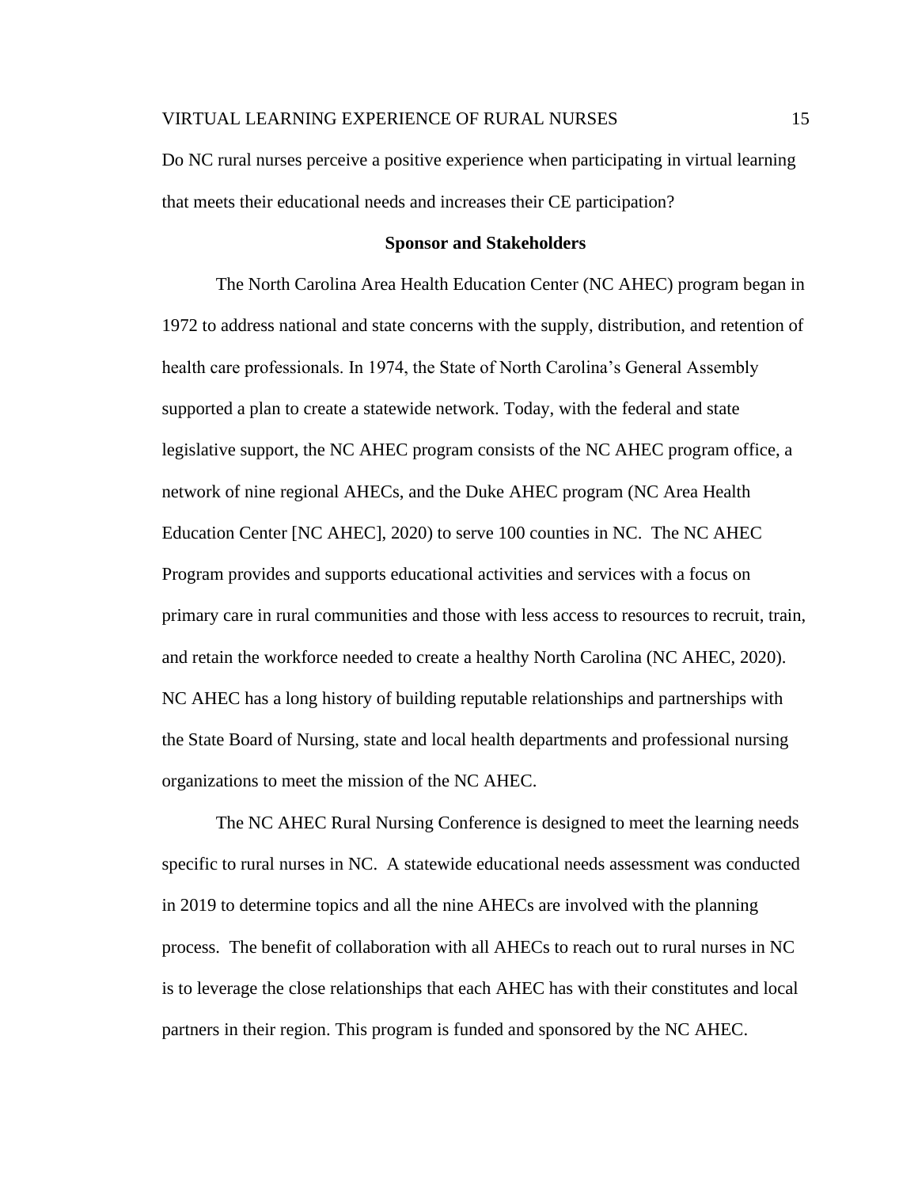Do NC rural nurses perceive a positive experience when participating in virtual learning that meets their educational needs and increases their CE participation?

## Sponsor and Stakeholders

The North Carolina Area Health Education Center (NC AHEC) program began in 1972 to address national and state concerns with the supply, distribution, and retention of health care professionals. In 1974, the State of North Carolina's General Assembly supported a plan to create a statewide network. Today, with the federal and state legislative support, the NC AHEC program consists of the NC AHEC program office, a network of nine regional AHECs, and the Duke AHEC program (NC Area Health Education Center [NC AHEC], 2020) to serve 100 counties in NC. The NC AHEC Program provides and supports educational activities and services with a focus on primary care in rural communities and those with less access to resources to recruit, train, and retain the workforce needed to create a healthy North Carolina (NC AHEC, 2020). NC AHEC has a long history of building reputable relationships and partnerships with the State Board of Nursing, state and local health departments and professional nursing organizations to meet the mission of the NC AHEC.

The NC AHEC Rural Nursing Conference is designed to meet the learning needs specific to rural nurses in NC. A statewide educational needs assessment was conducted in 2019 to determine topics and all the nine AHECs are involved with the planning process. The benefit of collaboration with all AHECs to reach out to rural nurses in NC is to leverage the close relationships that each AHEC has with their constitutes and local partners in their region. This program is funded and sponsored by the NC AHEC.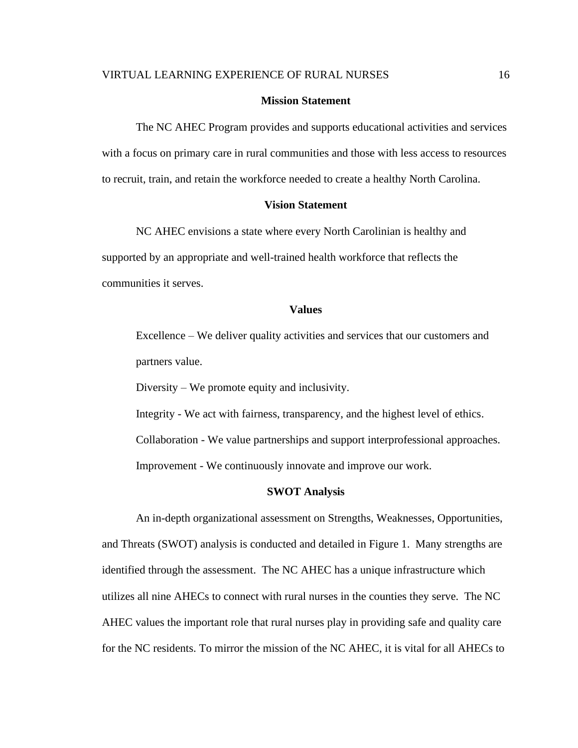## Mission Statement

The NC AHEC Program provides and supports educational activities and services with a focus on primary care in rural communities and those with less access to resources to recruit, train, and retain the workforce needed to create a healthy North Carolina.

## Vision Statement

NC AHEC envisions a state where every North Carolinian is healthy and supported by an appropriate and well-trained health workforce that reflects the communities it serves.

## Values

Excellence – We deliver quality activities and services that our customers and partners value.

Diversity – We promote equity and inclusivity.

Integrity - We act with fairness, transparency, and the highest level of ethics.

Collaboration - We value partnerships and support interprofessional approaches.

Improvement - We continuously innovate and improve our work.

## SWOT Analysis

An in-depth organizational assessment on Strengths, Weaknesses, Opportunities, and Threats (SWOT) analysis is conducted and detailed in Figure 1. Many strengths are identified through the assessment. The NC AHEC has a unique infrastructure which utilizes all nine AHECs to connect with rural nurses in the counties they serve. The NC AHEC values the important role that rural nurses play in providing safe and quality care for the NC residents. To mirror the mission of the NC AHEC, it is vital for all AHECs to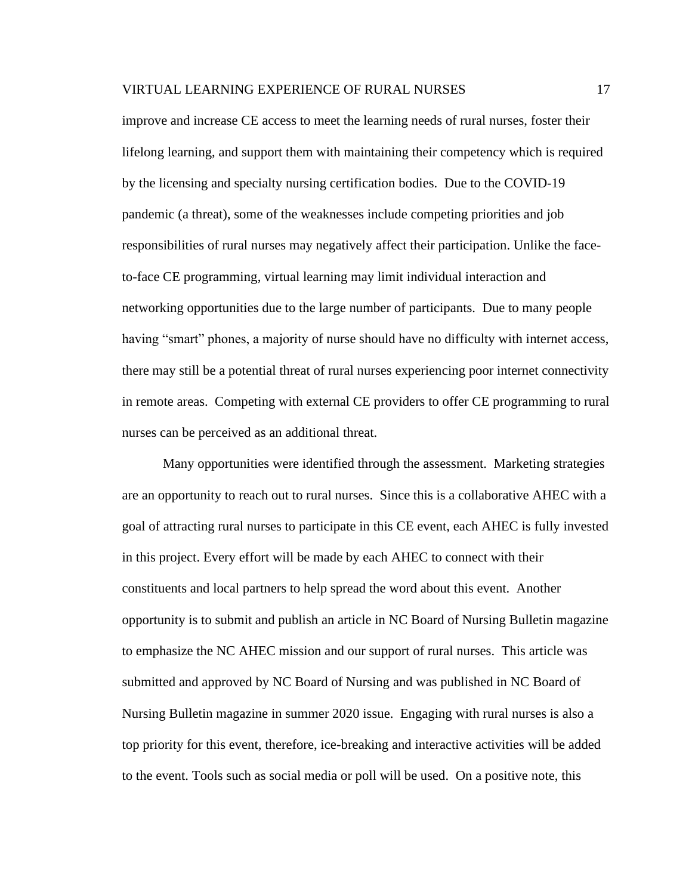improve and increase CE access to meet the learning needs of rural nurses, foster their lifelong learning, and support them with maintaining their competency which is required by the licensing and specialty nursing certification bodies. Due to the COVID-19 pandemic (a threat), some of the weaknesses include competing priorities and job responsibilities of rural nurses may negatively affect their participation. Unlike the face-to-face CE programming, virtual learning may limit individual interaction and networking opportunities due to the large number of participants. Due to many people having "smart" phones, a majority of nurse should have no difficulty with internet access, there may still be a potential threat of rural nurses experiencing poor internet connectivity in remote areas. Competing with external CE providers to offer CE programming to rural nurses can be perceived as an additional threat.

Many opportunities were identified through the assessment. Marketing strategies are an opportunity to reach out to rural nurses. Since this is a collaborative AHEC with a goal of attracting rural nurses to participate in this CE event, each AHEC is fully invested in this project. Every effort will be made by each AHEC to connect with their constituents and local partners to help spread the word about this event. Another opportunity is to submit and publish an article in NC Board of Nursing Bulletin magazine to emphasize the NC AHEC mission and our support of rural nurses. This article was submitted and approved by NC Board of Nursing and was published in NC Board of Nursing Bulletin magazine in summer 2020 issue. Engaging with rural nurses is also a top priority for this event, therefore, ice-breaking and interactive activities will be added to the event. Tools such as social media or poll will be used. On a positive note, this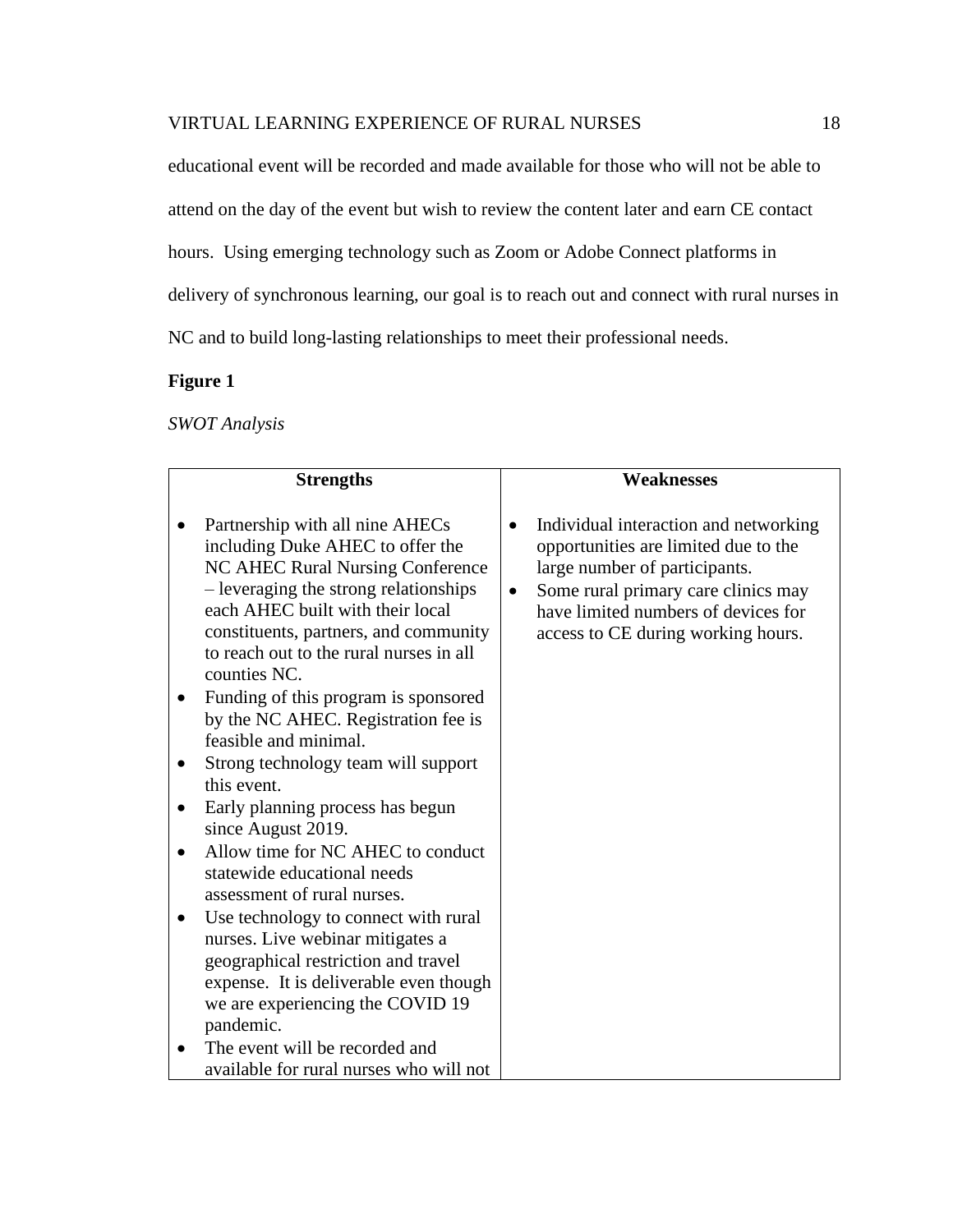educational event will be recorded and made available for those who will not be able to attend on the day of the event but wish to review the content later and earn CE contact hours. Using emerging technology such as Zoom or Adobe Connect platforms in delivery of synchronous learning, our goal is to reach out and connect with rural nurses in NC and to build long-lasting relationships to meet their professional needs.

**Figure 1**

*SWOT Analysis*

| Strengths | Weaknesses |
|---|---|
| • Partnership with all nine AHECs including Duke AHEC to offer the NC AHEC Rural Nursing Conference – leveraging the strong relationships each AHEC built with their local constituents, partners, and community to reach out to the rural nurses in all counties NC.<br>• Funding of this program is sponsored by the NC AHEC. Registration fee is feasible and minimal.<br>• Strong technology team will support this event.<br>• Early planning process has begun since August 2019.<br>• Allow time for NC AHEC to conduct statewide educational needs assessment of rural nurses.<br>• Use technology to connect with rural nurses. Live webinar mitigates a geographical restriction and travel expense. It is deliverable even though we are experiencing the COVID 19 pandemic.<br>• The event will be recorded and available for rural nurses who will not | • Individual interaction and networking opportunities are limited due to the large number of participants.<br>• Some rural primary care clinics may have limited numbers of devices for access to CE during working hours. |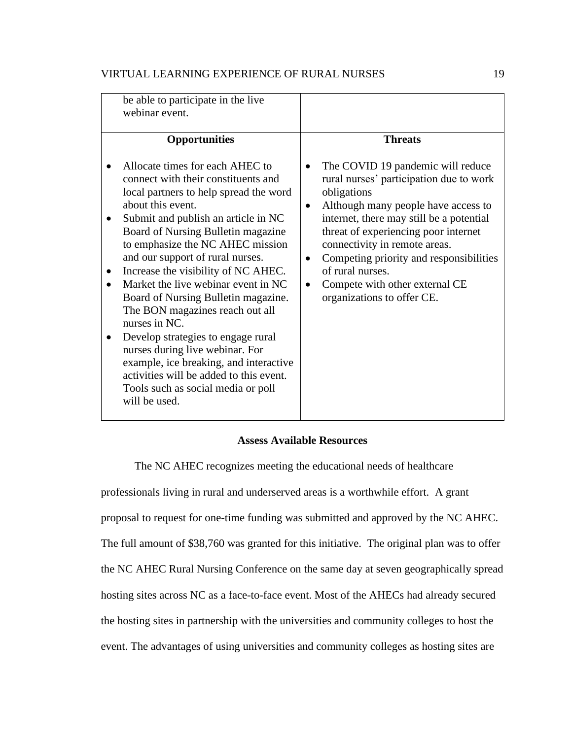| | |
|---|---|
| be able to participate in the live webinar event. | |
| **Opportunities** | **Threats** |
| • Allocate times for each AHEC to connect with their constituents and local partners to help spread the word about this event.<br>• Submit and publish an article in NC Board of Nursing Bulletin magazine to emphasize the NC AHEC mission and our support of rural nurses.<br>• Increase the visibility of NC AHEC.<br>• Market the live webinar event in NC Board of Nursing Bulletin magazine. The BON magazines reach out all nurses in NC.<br>• Develop strategies to engage rural nurses during live webinar. For example, ice breaking, and interactive activities will be added to this event. Tools such as social media or poll will be used. | • The COVID 19 pandemic will reduce rural nurses' participation due to work obligations<br>• Although many people have access to internet, there may still be a potential threat of experiencing poor internet connectivity in remote areas.<br>• Competing priority and responsibilities of rural nurses.<br>• Compete with other external CE organizations to offer CE. |

## Assess Available Resources

The NC AHEC recognizes meeting the educational needs of healthcare professionals living in rural and underserved areas is a worthwhile effort. A grant proposal to request for one-time funding was submitted and approved by the NC AHEC. The full amount of $38,760 was granted for this initiative. The original plan was to offer the NC AHEC Rural Nursing Conference on the same day at seven geographically spread hosting sites across NC as a face-to-face event. Most of the AHECs had already secured the hosting sites in partnership with the universities and community colleges to host the event. The advantages of using universities and community colleges as hosting sites are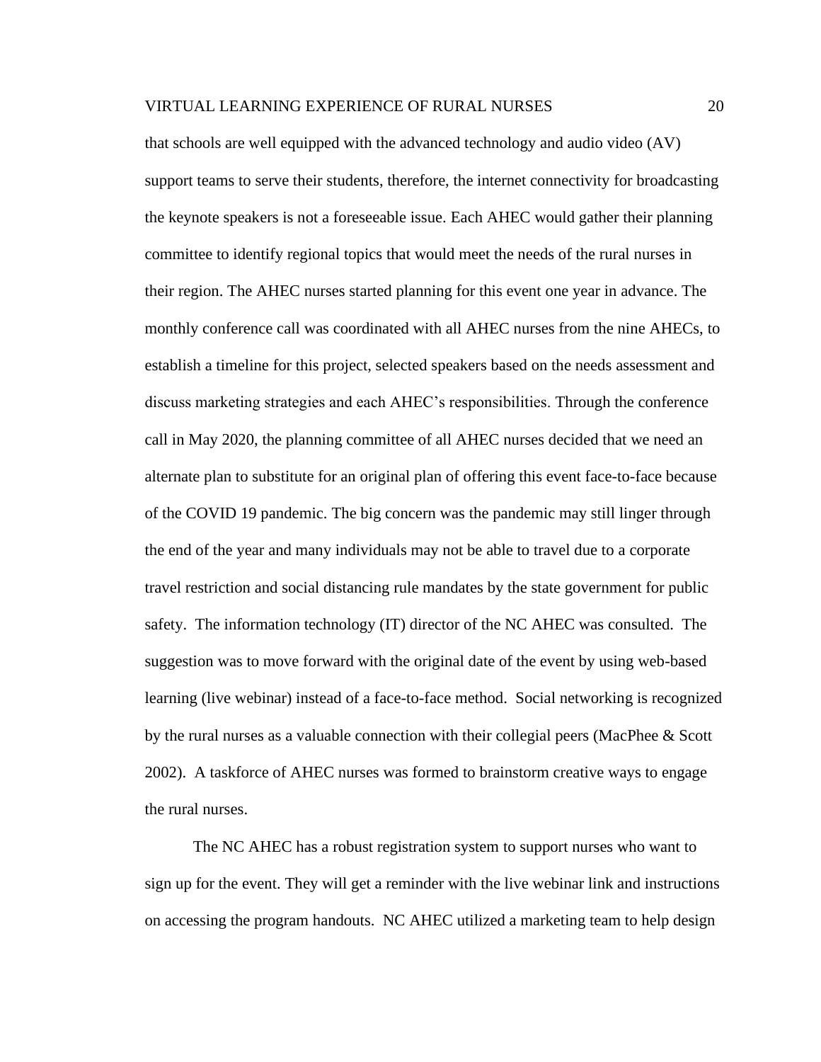that schools are well equipped with the advanced technology and audio video (AV) support teams to serve their students, therefore, the internet connectivity for broadcasting the keynote speakers is not a foreseeable issue. Each AHEC would gather their planning committee to identify regional topics that would meet the needs of the rural nurses in their region. The AHEC nurses started planning for this event one year in advance. The monthly conference call was coordinated with all AHEC nurses from the nine AHECs, to establish a timeline for this project, selected speakers based on the needs assessment and discuss marketing strategies and each AHEC's responsibilities. Through the conference call in May 2020, the planning committee of all AHEC nurses decided that we need an alternate plan to substitute for an original plan of offering this event face-to-face because of the COVID 19 pandemic. The big concern was the pandemic may still linger through the end of the year and many individuals may not be able to travel due to a corporate travel restriction and social distancing rule mandates by the state government for public safety.  The information technology (IT) director of the NC AHEC was consulted.  The suggestion was to move forward with the original date of the event by using web-based learning (live webinar) instead of a face-to-face method.  Social networking is recognized by the rural nurses as a valuable connection with their collegial peers (MacPhee & Scott 2002).  A taskforce of AHEC nurses was formed to brainstorm creative ways to engage the rural nurses.

The NC AHEC has a robust registration system to support nurses who want to sign up for the event. They will get a reminder with the live webinar link and instructions on accessing the program handouts.  NC AHEC utilized a marketing team to help design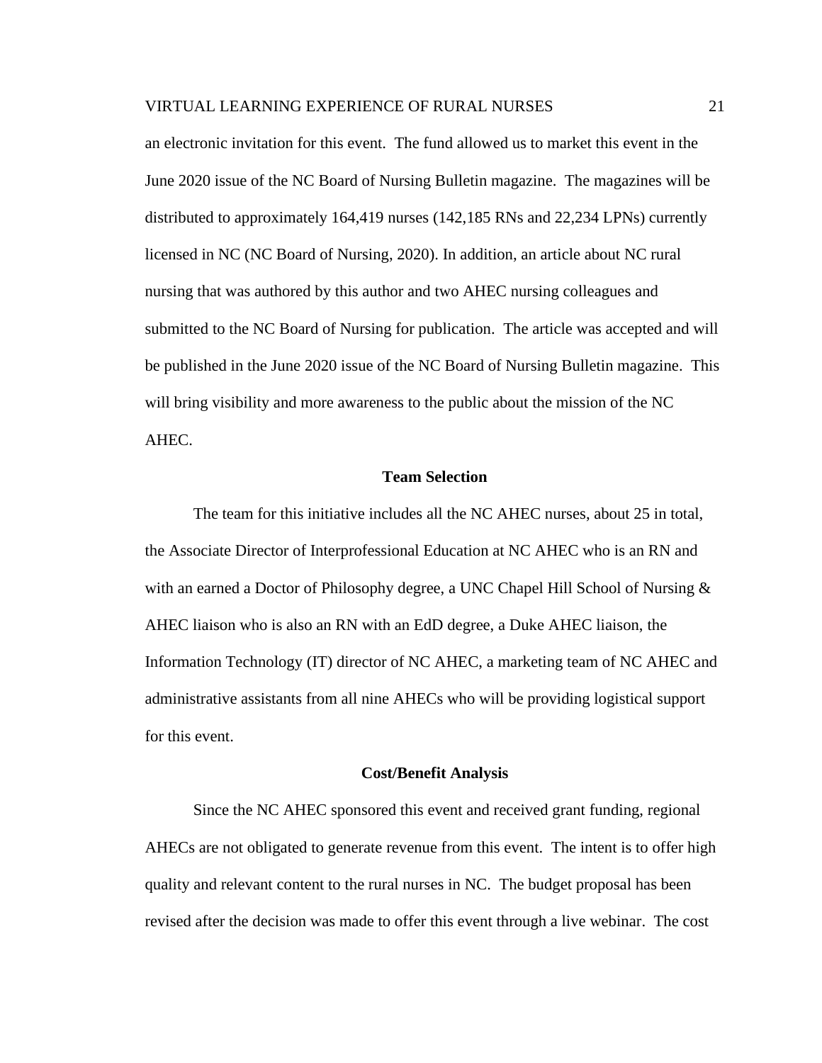an electronic invitation for this event. The fund allowed us to market this event in the June 2020 issue of the NC Board of Nursing Bulletin magazine. The magazines will be distributed to approximately 164,419 nurses (142,185 RNs and 22,234 LPNs) currently licensed in NC (NC Board of Nursing, 2020). In addition, an article about NC rural nursing that was authored by this author and two AHEC nursing colleagues and submitted to the NC Board of Nursing for publication. The article was accepted and will be published in the June 2020 issue of the NC Board of Nursing Bulletin magazine. This will bring visibility and more awareness to the public about the mission of the NC AHEC.

## Team Selection

The team for this initiative includes all the NC AHEC nurses, about 25 in total, the Associate Director of Interprofessional Education at NC AHEC who is an RN and with an earned a Doctor of Philosophy degree, a UNC Chapel Hill School of Nursing & AHEC liaison who is also an RN with an EdD degree, a Duke AHEC liaison, the Information Technology (IT) director of NC AHEC, a marketing team of NC AHEC and administrative assistants from all nine AHECs who will be providing logistical support for this event.

## Cost/Benefit Analysis

Since the NC AHEC sponsored this event and received grant funding, regional AHECs are not obligated to generate revenue from this event. The intent is to offer high quality and relevant content to the rural nurses in NC. The budget proposal has been revised after the decision was made to offer this event through a live webinar. The cost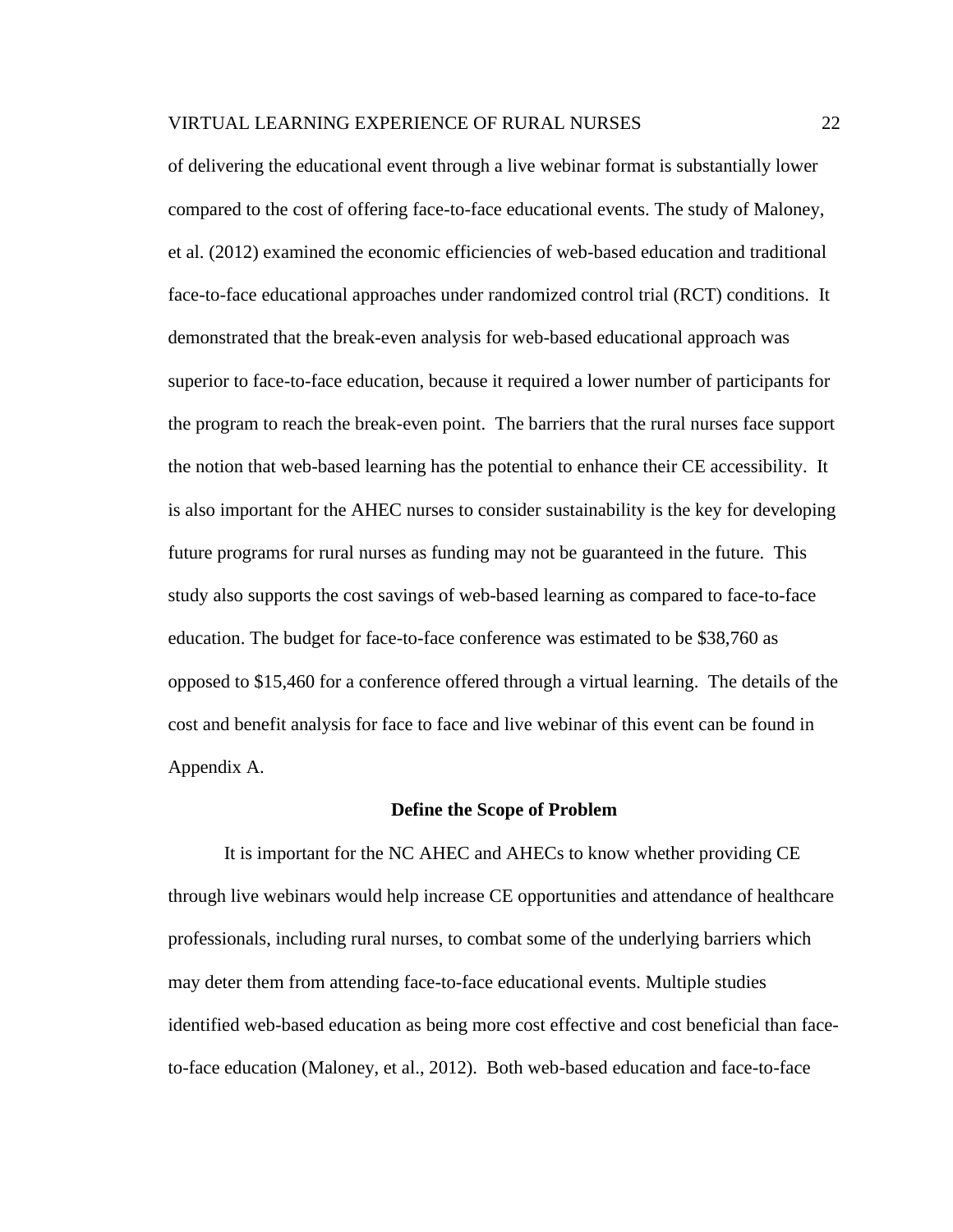of delivering the educational event through a live webinar format is substantially lower compared to the cost of offering face-to-face educational events. The study of Maloney, et al. (2012) examined the economic efficiencies of web-based education and traditional face-to-face educational approaches under randomized control trial (RCT) conditions. It demonstrated that the break-even analysis for web-based educational approach was superior to face-to-face education, because it required a lower number of participants for the program to reach the break-even point. The barriers that the rural nurses face support the notion that web-based learning has the potential to enhance their CE accessibility. It is also important for the AHEC nurses to consider sustainability is the key for developing future programs for rural nurses as funding may not be guaranteed in the future. This study also supports the cost savings of web-based learning as compared to face-to-face education. The budget for face-to-face conference was estimated to be $38,760 as opposed to $15,460 for a conference offered through a virtual learning. The details of the cost and benefit analysis for face to face and live webinar of this event can be found in Appendix A.

## Define the Scope of Problem

It is important for the NC AHEC and AHECs to know whether providing CE through live webinars would help increase CE opportunities and attendance of healthcare professionals, including rural nurses, to combat some of the underlying barriers which may deter them from attending face-to-face educational events. Multiple studies identified web-based education as being more cost effective and cost beneficial than face-to-face education (Maloney, et al., 2012). Both web-based education and face-to-face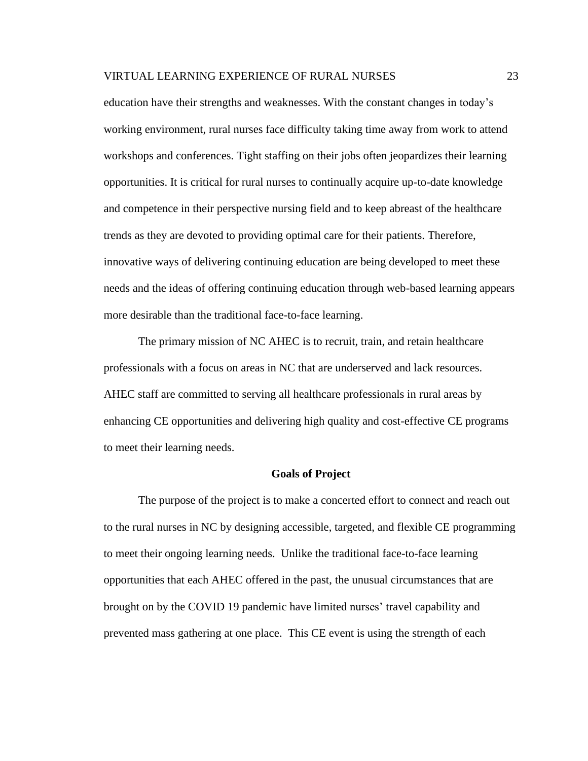education have their strengths and weaknesses. With the constant changes in today's working environment, rural nurses face difficulty taking time away from work to attend workshops and conferences. Tight staffing on their jobs often jeopardizes their learning opportunities. It is critical for rural nurses to continually acquire up-to-date knowledge and competence in their perspective nursing field and to keep abreast of the healthcare trends as they are devoted to providing optimal care for their patients. Therefore, innovative ways of delivering continuing education are being developed to meet these needs and the ideas of offering continuing education through web-based learning appears more desirable than the traditional face-to-face learning.

The primary mission of NC AHEC is to recruit, train, and retain healthcare professionals with a focus on areas in NC that are underserved and lack resources. AHEC staff are committed to serving all healthcare professionals in rural areas by enhancing CE opportunities and delivering high quality and cost-effective CE programs to meet their learning needs.

## Goals of Project

The purpose of the project is to make a concerted effort to connect and reach out to the rural nurses in NC by designing accessible, targeted, and flexible CE programming to meet their ongoing learning needs. Unlike the traditional face-to-face learning opportunities that each AHEC offered in the past, the unusual circumstances that are brought on by the COVID 19 pandemic have limited nurses' travel capability and prevented mass gathering at one place. This CE event is using the strength of each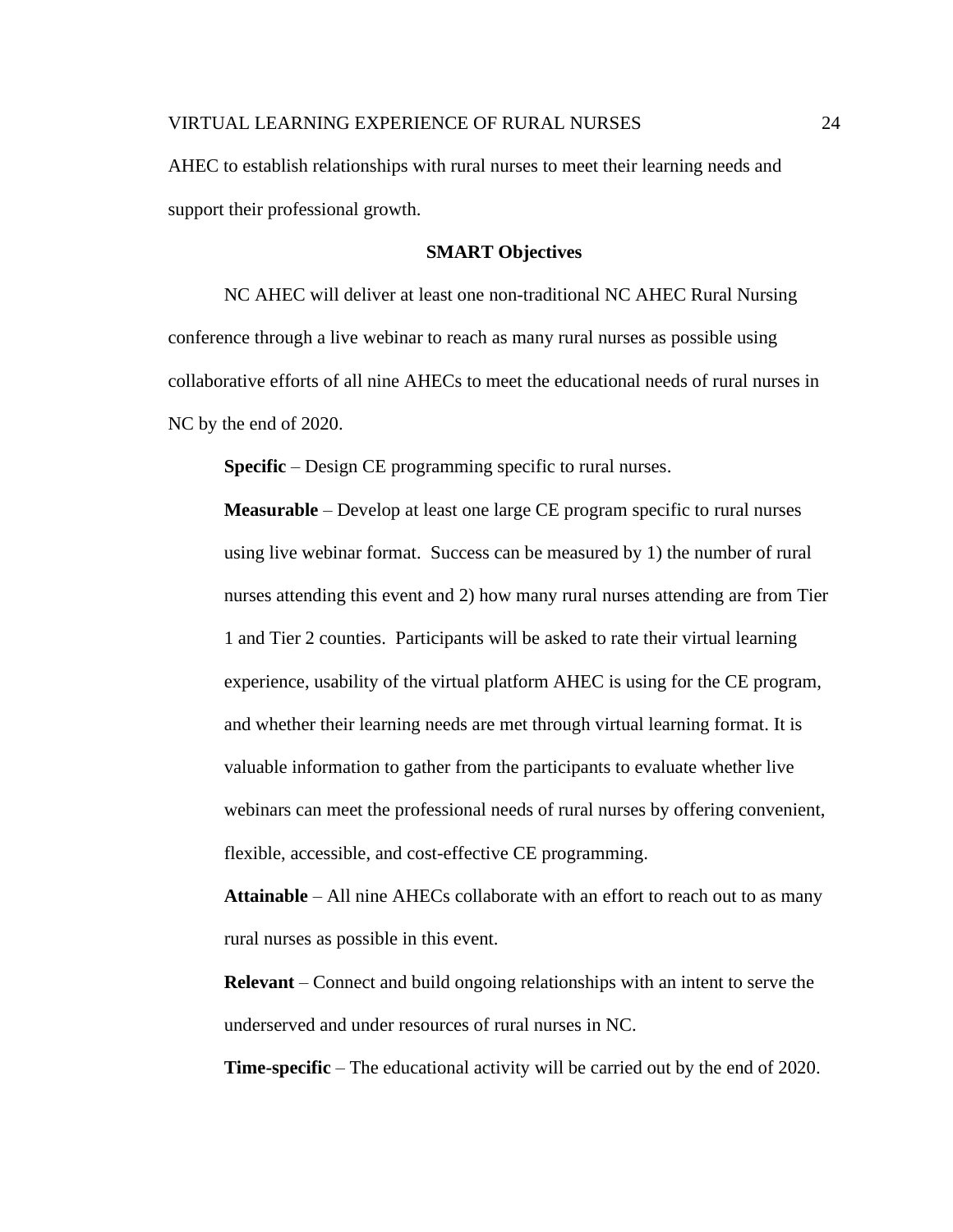AHEC to establish relationships with rural nurses to meet their learning needs and support their professional growth.

## SMART Objectives

NC AHEC will deliver at least one non-traditional NC AHEC Rural Nursing conference through a live webinar to reach as many rural nurses as possible using collaborative efforts of all nine AHECs to meet the educational needs of rural nurses in NC by the end of 2020.

**Specific** – Design CE programming specific to rural nurses.

**Measurable** – Develop at least one large CE program specific to rural nurses using live webinar format. Success can be measured by 1) the number of rural nurses attending this event and 2) how many rural nurses attending are from Tier 1 and Tier 2 counties. Participants will be asked to rate their virtual learning experience, usability of the virtual platform AHEC is using for the CE program, and whether their learning needs are met through virtual learning format. It is valuable information to gather from the participants to evaluate whether live webinars can meet the professional needs of rural nurses by offering convenient, flexible, accessible, and cost-effective CE programming.

**Attainable** – All nine AHECs collaborate with an effort to reach out to as many rural nurses as possible in this event.

**Relevant** – Connect and build ongoing relationships with an intent to serve the underserved and under resources of rural nurses in NC.

**Time-specific** – The educational activity will be carried out by the end of 2020.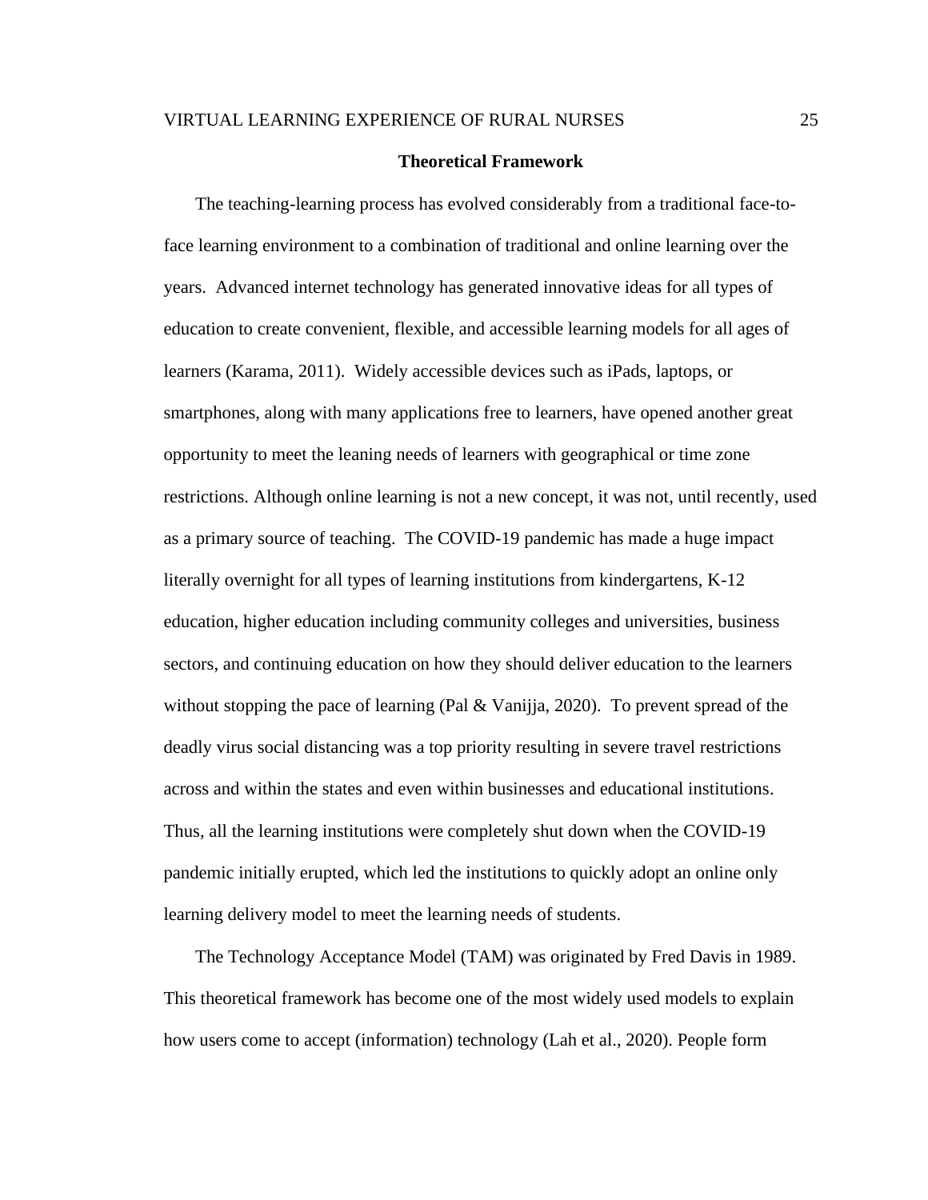## Theoretical Framework

The teaching-learning process has evolved considerably from a traditional face-to-face learning environment to a combination of traditional and online learning over the years. Advanced internet technology has generated innovative ideas for all types of education to create convenient, flexible, and accessible learning models for all ages of learners (Karama, 2011). Widely accessible devices such as iPads, laptops, or smartphones, along with many applications free to learners, have opened another great opportunity to meet the leaning needs of learners with geographical or time zone restrictions. Although online learning is not a new concept, it was not, until recently, used as a primary source of teaching. The COVID-19 pandemic has made a huge impact literally overnight for all types of learning institutions from kindergartens, K-12 education, higher education including community colleges and universities, business sectors, and continuing education on how they should deliver education to the learners without stopping the pace of learning (Pal & Vanijja, 2020). To prevent spread of the deadly virus social distancing was a top priority resulting in severe travel restrictions across and within the states and even within businesses and educational institutions. Thus, all the learning institutions were completely shut down when the COVID-19 pandemic initially erupted, which led the institutions to quickly adopt an online only learning delivery model to meet the learning needs of students.

The Technology Acceptance Model (TAM) was originated by Fred Davis in 1989. This theoretical framework has become one of the most widely used models to explain how users come to accept (information) technology (Lah et al., 2020). People form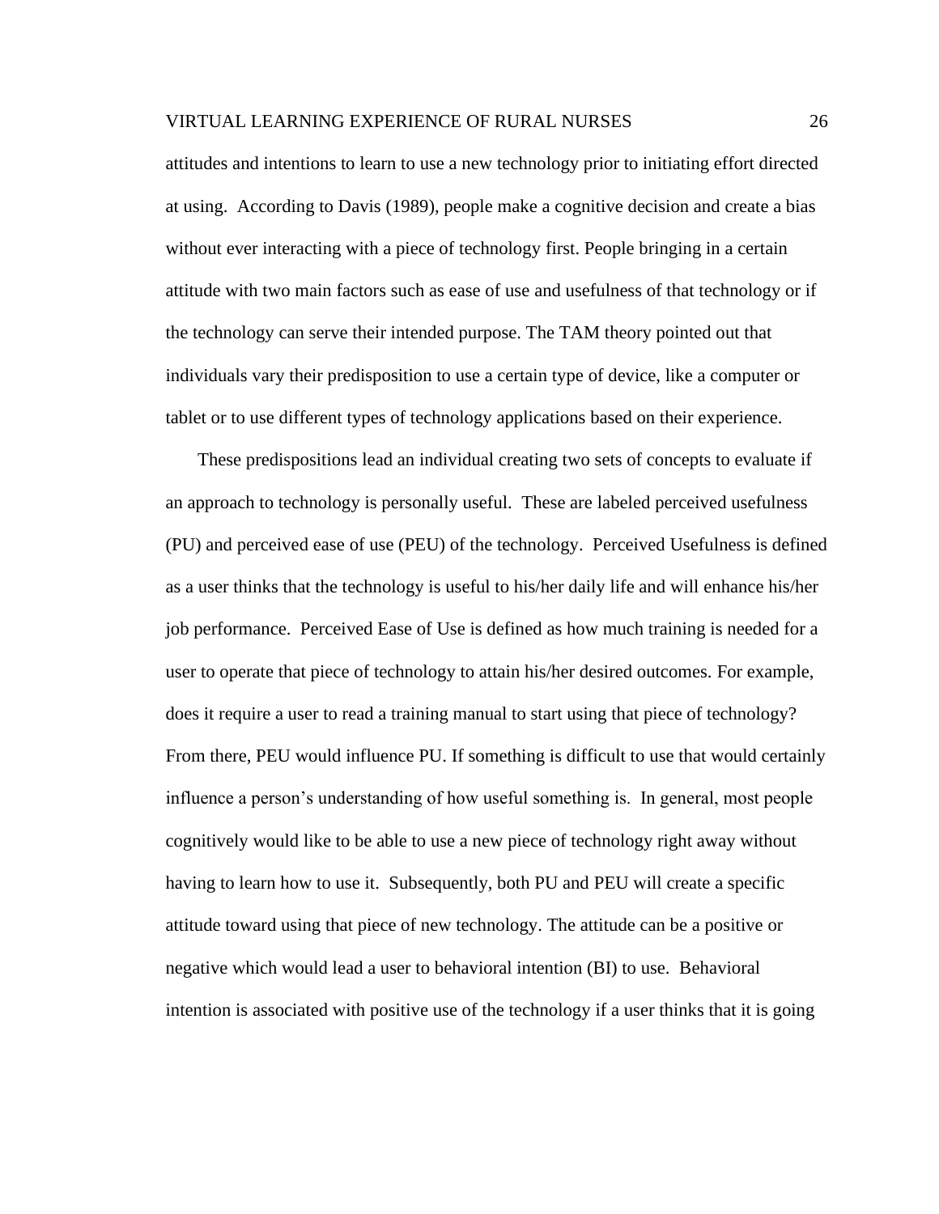attitudes and intentions to learn to use a new technology prior to initiating effort directed at using. According to Davis (1989), people make a cognitive decision and create a bias without ever interacting with a piece of technology first. People bringing in a certain attitude with two main factors such as ease of use and usefulness of that technology or if the technology can serve their intended purpose. The TAM theory pointed out that individuals vary their predisposition to use a certain type of device, like a computer or tablet or to use different types of technology applications based on their experience.

These predispositions lead an individual creating two sets of concepts to evaluate if an approach to technology is personally useful. These are labeled perceived usefulness (PU) and perceived ease of use (PEU) of the technology. Perceived Usefulness is defined as a user thinks that the technology is useful to his/her daily life and will enhance his/her job performance. Perceived Ease of Use is defined as how much training is needed for a user to operate that piece of technology to attain his/her desired outcomes. For example, does it require a user to read a training manual to start using that piece of technology? From there, PEU would influence PU. If something is difficult to use that would certainly influence a person's understanding of how useful something is. In general, most people cognitively would like to be able to use a new piece of technology right away without having to learn how to use it. Subsequently, both PU and PEU will create a specific attitude toward using that piece of new technology. The attitude can be a positive or negative which would lead a user to behavioral intention (BI) to use. Behavioral intention is associated with positive use of the technology if a user thinks that it is going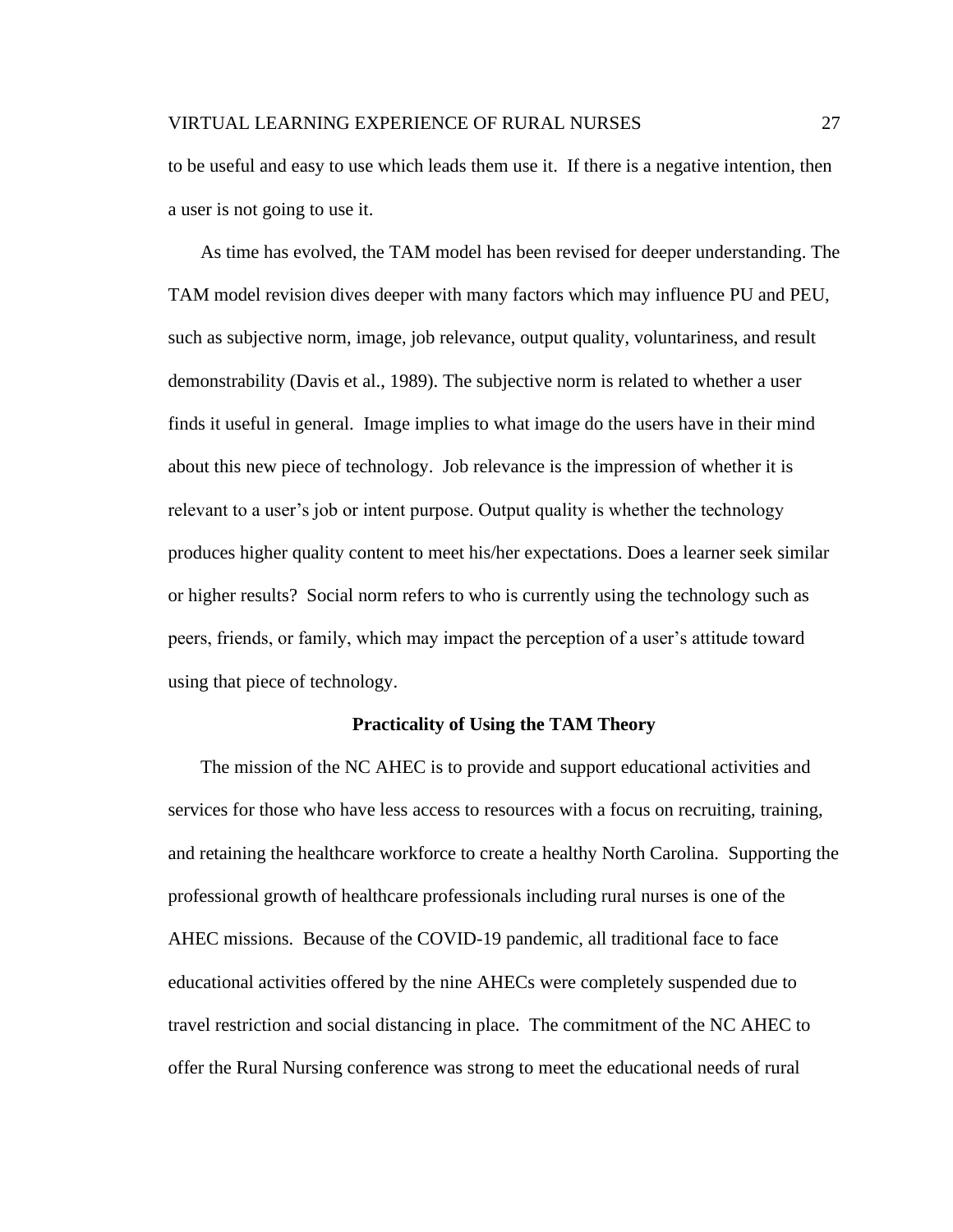to be useful and easy to use which leads them use it. If there is a negative intention, then a user is not going to use it.

As time has evolved, the TAM model has been revised for deeper understanding. The TAM model revision dives deeper with many factors which may influence PU and PEU, such as subjective norm, image, job relevance, output quality, voluntariness, and result demonstrability (Davis et al., 1989). The subjective norm is related to whether a user finds it useful in general. Image implies to what image do the users have in their mind about this new piece of technology. Job relevance is the impression of whether it is relevant to a user's job or intent purpose. Output quality is whether the technology produces higher quality content to meet his/her expectations. Does a learner seek similar or higher results? Social norm refers to who is currently using the technology such as peers, friends, or family, which may impact the perception of a user's attitude toward using that piece of technology.

## Practicality of Using the TAM Theory

The mission of the NC AHEC is to provide and support educational activities and services for those who have less access to resources with a focus on recruiting, training, and retaining the healthcare workforce to create a healthy North Carolina. Supporting the professional growth of healthcare professionals including rural nurses is one of the AHEC missions. Because of the COVID-19 pandemic, all traditional face to face educational activities offered by the nine AHECs were completely suspended due to travel restriction and social distancing in place. The commitment of the NC AHEC to offer the Rural Nursing conference was strong to meet the educational needs of rural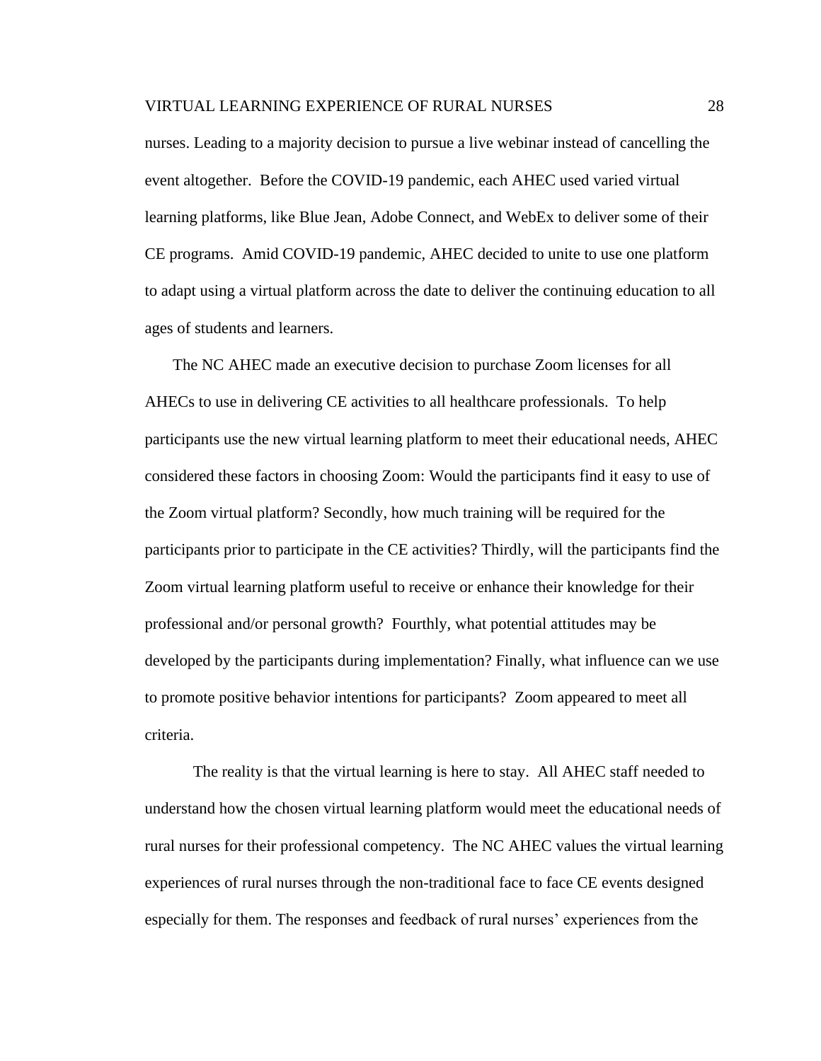nurses. Leading to a majority decision to pursue a live webinar instead of cancelling the event altogether. Before the COVID-19 pandemic, each AHEC used varied virtual learning platforms, like Blue Jean, Adobe Connect, and WebEx to deliver some of their CE programs. Amid COVID-19 pandemic, AHEC decided to unite to use one platform to adapt using a virtual platform across the date to deliver the continuing education to all ages of students and learners.

The NC AHEC made an executive decision to purchase Zoom licenses for all AHECs to use in delivering CE activities to all healthcare professionals. To help participants use the new virtual learning platform to meet their educational needs, AHEC considered these factors in choosing Zoom: Would the participants find it easy to use of the Zoom virtual platform? Secondly, how much training will be required for the participants prior to participate in the CE activities? Thirdly, will the participants find the Zoom virtual learning platform useful to receive or enhance their knowledge for their professional and/or personal growth? Fourthly, what potential attitudes may be developed by the participants during implementation? Finally, what influence can we use to promote positive behavior intentions for participants? Zoom appeared to meet all criteria.

The reality is that the virtual learning is here to stay. All AHEC staff needed to understand how the chosen virtual learning platform would meet the educational needs of rural nurses for their professional competency. The NC AHEC values the virtual learning experiences of rural nurses through the non-traditional face to face CE events designed especially for them. The responses and feedback of rural nurses' experiences from the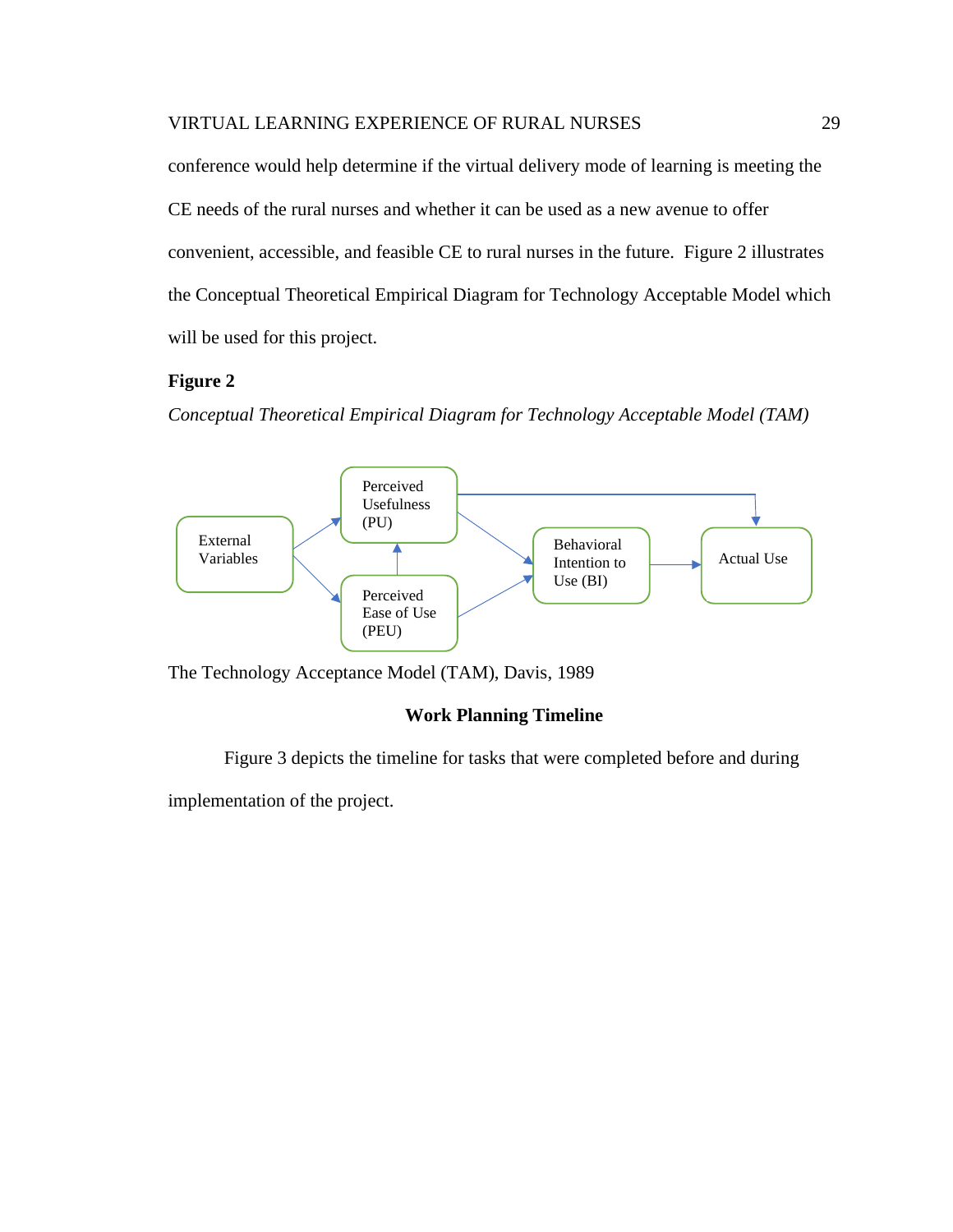conference would help determine if the virtual delivery mode of learning is meeting the CE needs of the rural nurses and whether it can be used as a new avenue to offer convenient, accessible, and feasible CE to rural nurses in the future.  Figure 2 illustrates the Conceptual Theoretical Empirical Diagram for Technology Acceptable Model which will be used for this project.

**Figure 2**

*Conceptual Theoretical Empirical Diagram for Technology Acceptable Model (TAM)*

External Variables → Perceived Usefulness (PU); External Variables → Perceived Ease of Use (PEU); Perceived Ease of Use (PEU) → Perceived Usefulness (PU); Perceived Usefulness (PU) → Behavioral Intention to Use (BI); Perceived Ease of Use (PEU) → Behavioral Intention to Use (BI); Perceived Usefulness (PU) → Actual Use; Behavioral Intention to Use (BI) → Actual Use

The Technology Acceptance Model (TAM), Davis, 1989

## Work Planning Timeline

Figure 3 depicts the timeline for tasks that were completed before and during implementation of the project.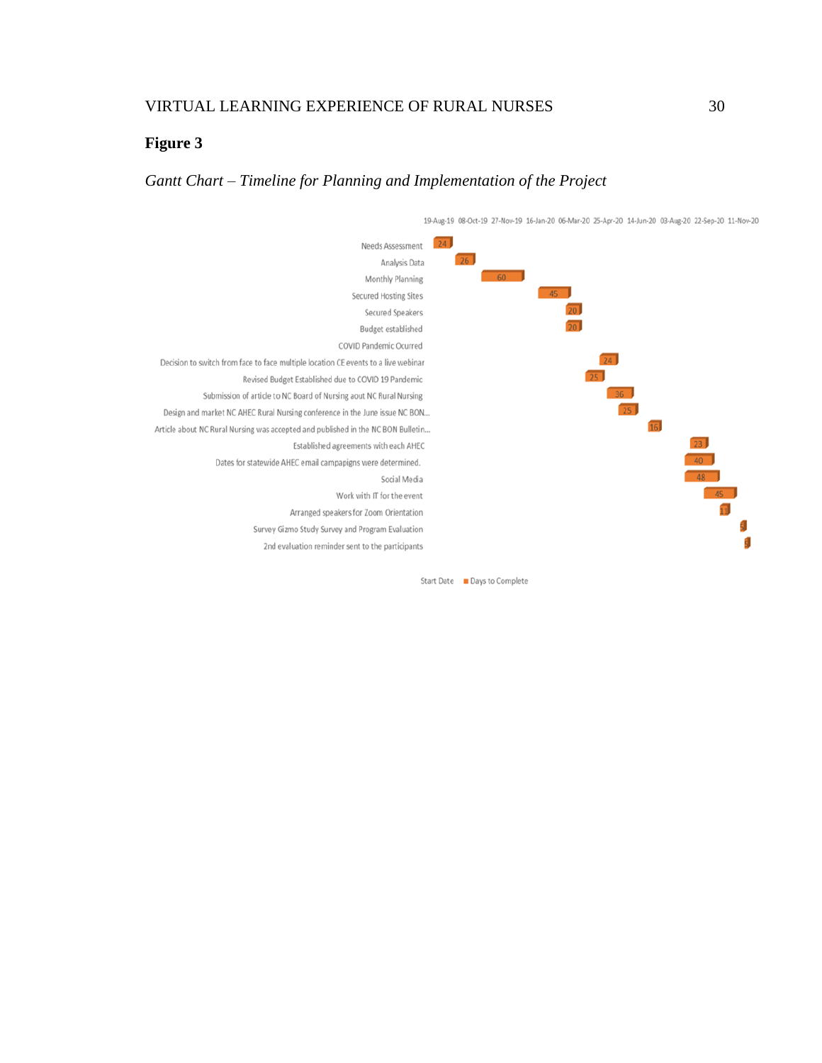**Figure 3**

*Gantt Chart – Timeline for Planning and Implementation of the Project*

19-Aug-19 08-Oct-19 27-Nov-19 16-Jan-20 06-Mar-20 25-Apr-20 14-Jun-20 03-Aug-20 22-Sep-20 11-Nov-20

| Task | Days to Complete |
|---|---|
| Needs Assessment | 24 |
| Analysis Data | 26 |
| Monthly Planning | 60 |
| Secured Hosting Sites | 45 |
| Secured Speakers | 20 |
| Budget established | 20 |
| COVID Pandemic Ocurred | |
| Decision to switch from face to face multiple location CE events to a live webinar | 24 |
| Revised Budget Established due to COVID 19 Pandemic | 25 |
| Submission of article to NC Board of Nursing aout NC Rural Nursing | 36 |
| Design and market NC AHEC Rural Nursing conference in the June issue NC BON... | 25 |
| Article about NC Rural Nursing was accepted and published in the NC BON Bulletin... | 16 |
| Established agreements with each AHEC | 23 |
| Dates for statewide AHEC email campaipgns were determined. | 40 |
| Social Media | 48 |
| Work with IT for the event | 45 |
| Arranged speakers for Zoom Orientation | 11 |
| Survey Gizmo Study Survey and Program Evaluation | 5 |
| 2nd evaluation reminder sent to the participants | 5 |

Start Date ■ Days to Complete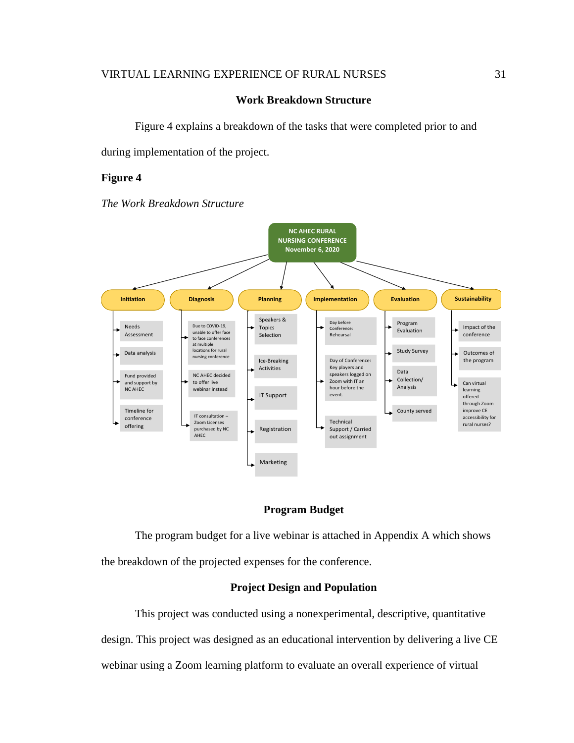## Work Breakdown Structure

Figure 4 explains a breakdown of the tasks that were completed prior to and during implementation of the project.

**Figure 4**

*The Work Breakdown Structure*

**NC AHEC RURAL NURSING CONFERENCE November 6, 2020**

- **Initiation**
  - Needs Assessment
  - Data analysis
  - Fund provided and support by NC AHEC
  - Timeline for conference offering
- **Diagnosis**
  - Due to COVID-19, unable to offer face to face conferences at multiple locations for rural nursing conference
  - NC AHEC decided to offer live webinar instead
  - IT consultation – Zoom Licenses purchased by NC AHEC
- **Planning**
  - Speakers & Topics Selection
  - Ice-Breaking Activities
  - IT Support
  - Registration
  - Marketing
- **Implementation**
  - Day before Conference: Rehearsal
  - Day of Conference: Key players and speakers logged on Zoom with IT an hour before the event.
  - Technical Support / Carried out assignment
- **Evaluation**
  - Program Evaluation
  - Study Survey
  - Data Collection/ Analysis
  - County served
- **Sustainability**
  - Impact of the conference
  - Outcomes of the program
  - Can virtual learning offered through Zoom improve CE accessibility for rural nurses?

## Program Budget

The program budget for a live webinar is attached in Appendix A which shows the breakdown of the projected expenses for the conference.

## Project Design and Population

This project was conducted using a nonexperimental, descriptive, quantitative design. This project was designed as an educational intervention by delivering a live CE webinar using a Zoom learning platform to evaluate an overall experience of virtual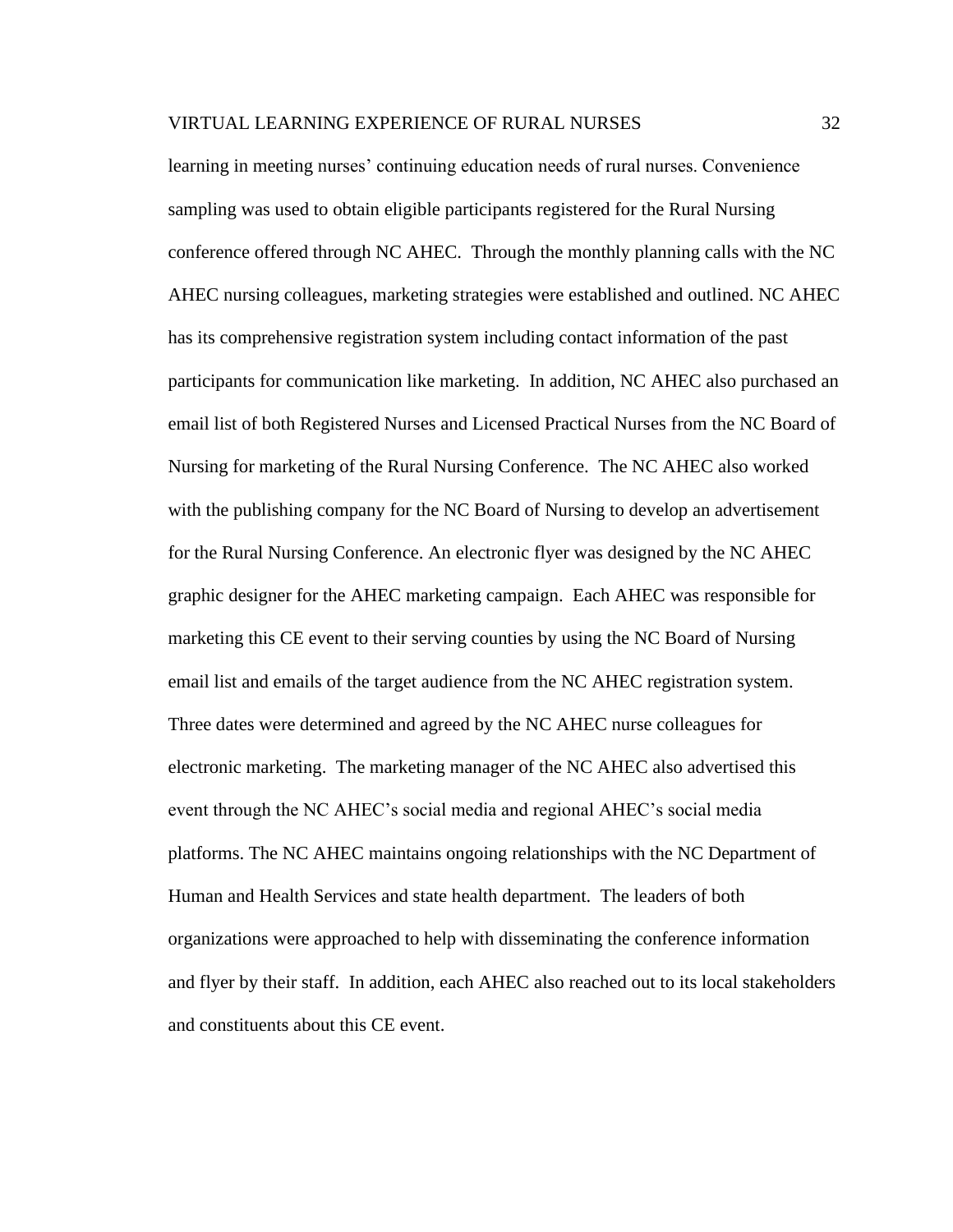learning in meeting nurses' continuing education needs of rural nurses. Convenience sampling was used to obtain eligible participants registered for the Rural Nursing conference offered through NC AHEC. Through the monthly planning calls with the NC AHEC nursing colleagues, marketing strategies were established and outlined. NC AHEC has its comprehensive registration system including contact information of the past participants for communication like marketing. In addition, NC AHEC also purchased an email list of both Registered Nurses and Licensed Practical Nurses from the NC Board of Nursing for marketing of the Rural Nursing Conference. The NC AHEC also worked with the publishing company for the NC Board of Nursing to develop an advertisement for the Rural Nursing Conference. An electronic flyer was designed by the NC AHEC graphic designer for the AHEC marketing campaign. Each AHEC was responsible for marketing this CE event to their serving counties by using the NC Board of Nursing email list and emails of the target audience from the NC AHEC registration system. Three dates were determined and agreed by the NC AHEC nurse colleagues for electronic marketing. The marketing manager of the NC AHEC also advertised this event through the NC AHEC's social media and regional AHEC's social media platforms. The NC AHEC maintains ongoing relationships with the NC Department of Human and Health Services and state health department. The leaders of both organizations were approached to help with disseminating the conference information and flyer by their staff. In addition, each AHEC also reached out to its local stakeholders and constituents about this CE event.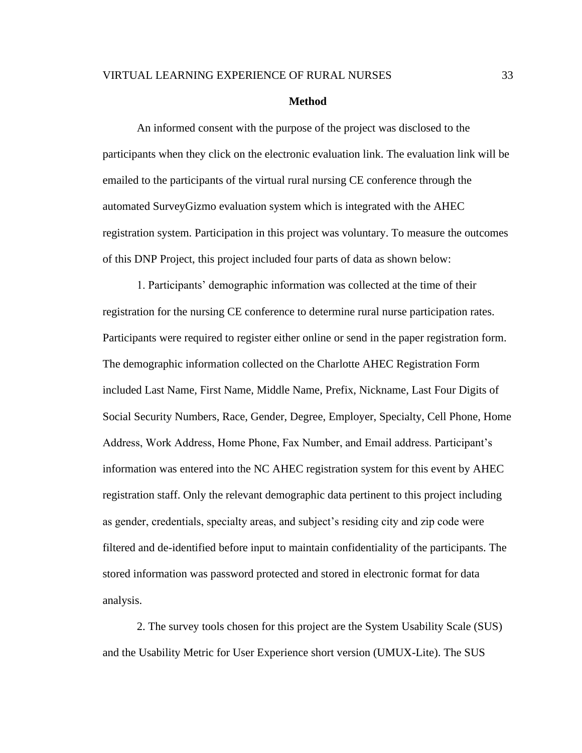## Method

An informed consent with the purpose of the project was disclosed to the participants when they click on the electronic evaluation link. The evaluation link will be emailed to the participants of the virtual rural nursing CE conference through the automated SurveyGizmo evaluation system which is integrated with the AHEC registration system. Participation in this project was voluntary. To measure the outcomes of this DNP Project, this project included four parts of data as shown below:

1. Participants' demographic information was collected at the time of their registration for the nursing CE conference to determine rural nurse participation rates. Participants were required to register either online or send in the paper registration form. The demographic information collected on the Charlotte AHEC Registration Form included Last Name, First Name, Middle Name, Prefix, Nickname, Last Four Digits of Social Security Numbers, Race, Gender, Degree, Employer, Specialty, Cell Phone, Home Address, Work Address, Home Phone, Fax Number, and Email address. Participant's information was entered into the NC AHEC registration system for this event by AHEC registration staff. Only the relevant demographic data pertinent to this project including as gender, credentials, specialty areas, and subject's residing city and zip code were filtered and de-identified before input to maintain confidentiality of the participants. The stored information was password protected and stored in electronic format for data analysis.

2. The survey tools chosen for this project are the System Usability Scale (SUS) and the Usability Metric for User Experience short version (UMUX-Lite). The SUS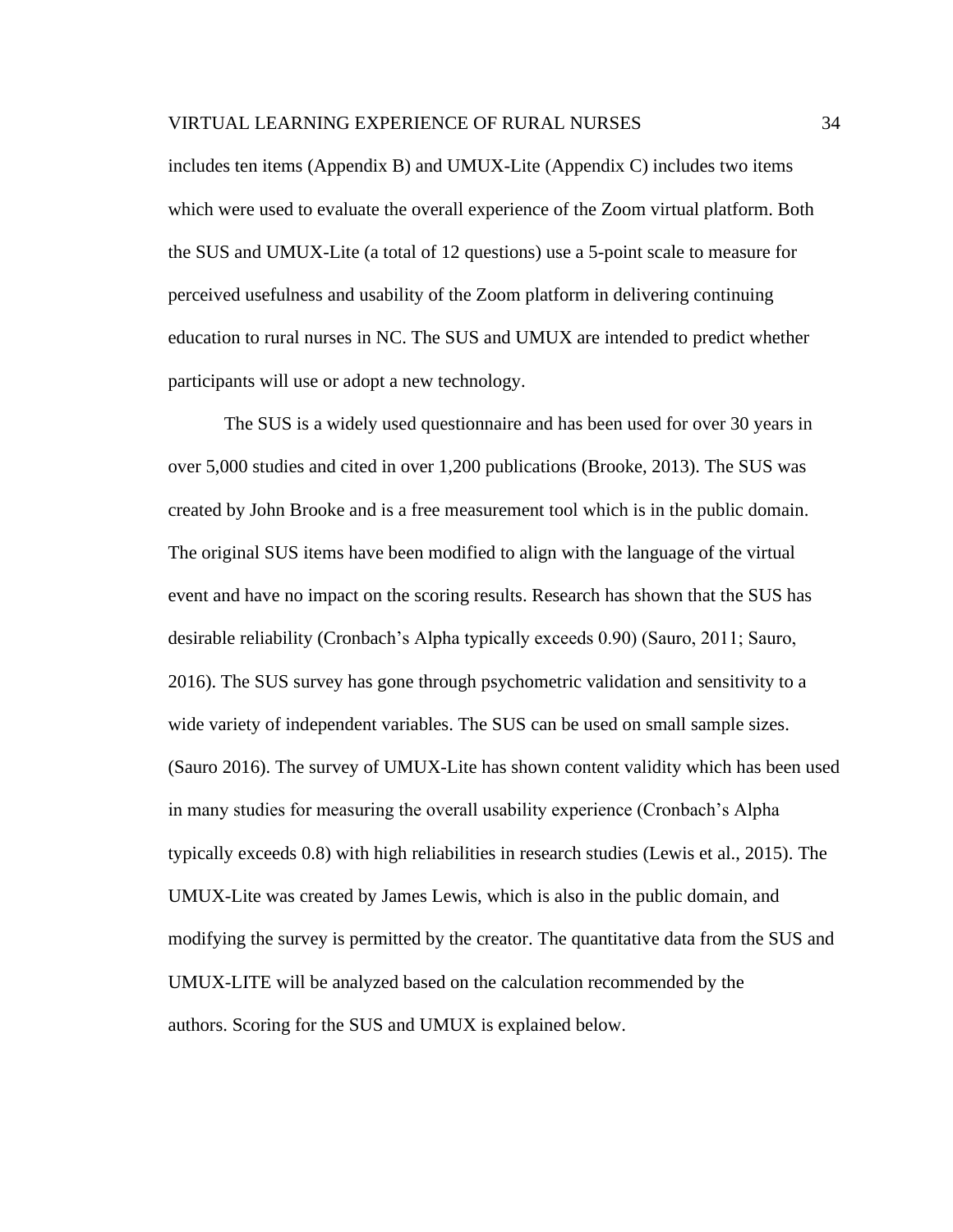includes ten items (Appendix B) and UMUX-Lite (Appendix C) includes two items which were used to evaluate the overall experience of the Zoom virtual platform. Both the SUS and UMUX-Lite (a total of 12 questions) use a 5-point scale to measure for perceived usefulness and usability of the Zoom platform in delivering continuing education to rural nurses in NC. The SUS and UMUX are intended to predict whether participants will use or adopt a new technology.

The SUS is a widely used questionnaire and has been used for over 30 years in over 5,000 studies and cited in over 1,200 publications (Brooke, 2013). The SUS was created by John Brooke and is a free measurement tool which is in the public domain. The original SUS items have been modified to align with the language of the virtual event and have no impact on the scoring results. Research has shown that the SUS has desirable reliability (Cronbach's Alpha typically exceeds 0.90) (Sauro, 2011; Sauro, 2016). The SUS survey has gone through psychometric validation and sensitivity to a wide variety of independent variables. The SUS can be used on small sample sizes. (Sauro 2016). The survey of UMUX-Lite has shown content validity which has been used in many studies for measuring the overall usability experience (Cronbach's Alpha typically exceeds 0.8) with high reliabilities in research studies (Lewis et al., 2015). The UMUX-Lite was created by James Lewis, which is also in the public domain, and modifying the survey is permitted by the creator. The quantitative data from the SUS and UMUX-LITE will be analyzed based on the calculation recommended by the authors. Scoring for the SUS and UMUX is explained below.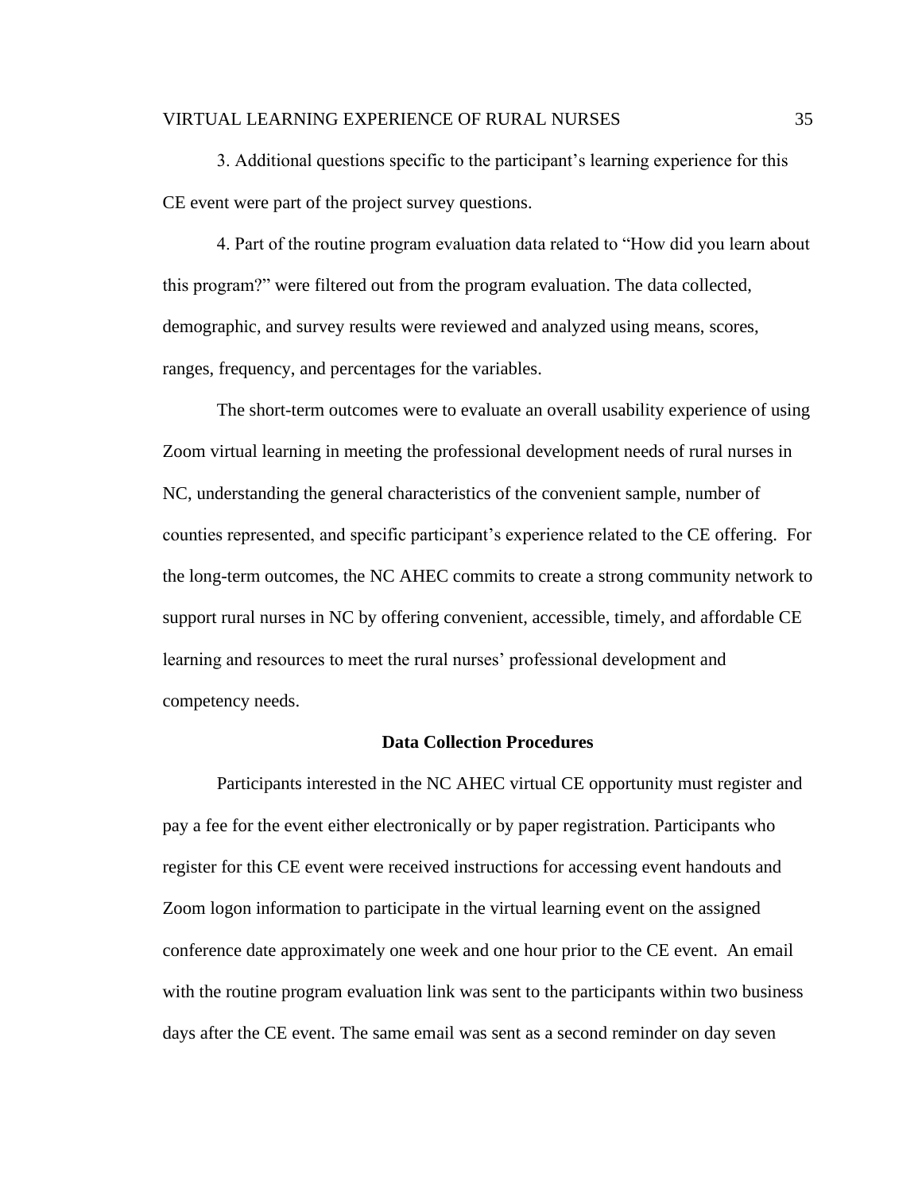3. Additional questions specific to the participant's learning experience for this CE event were part of the project survey questions.

4. Part of the routine program evaluation data related to "How did you learn about this program?" were filtered out from the program evaluation. The data collected, demographic, and survey results were reviewed and analyzed using means, scores, ranges, frequency, and percentages for the variables.

The short-term outcomes were to evaluate an overall usability experience of using Zoom virtual learning in meeting the professional development needs of rural nurses in NC, understanding the general characteristics of the convenient sample, number of counties represented, and specific participant's experience related to the CE offering. For the long-term outcomes, the NC AHEC commits to create a strong community network to support rural nurses in NC by offering convenient, accessible, timely, and affordable CE learning and resources to meet the rural nurses' professional development and competency needs.

## Data Collection Procedures

Participants interested in the NC AHEC virtual CE opportunity must register and pay a fee for the event either electronically or by paper registration. Participants who register for this CE event were received instructions for accessing event handouts and Zoom logon information to participate in the virtual learning event on the assigned conference date approximately one week and one hour prior to the CE event. An email with the routine program evaluation link was sent to the participants within two business days after the CE event. The same email was sent as a second reminder on day seven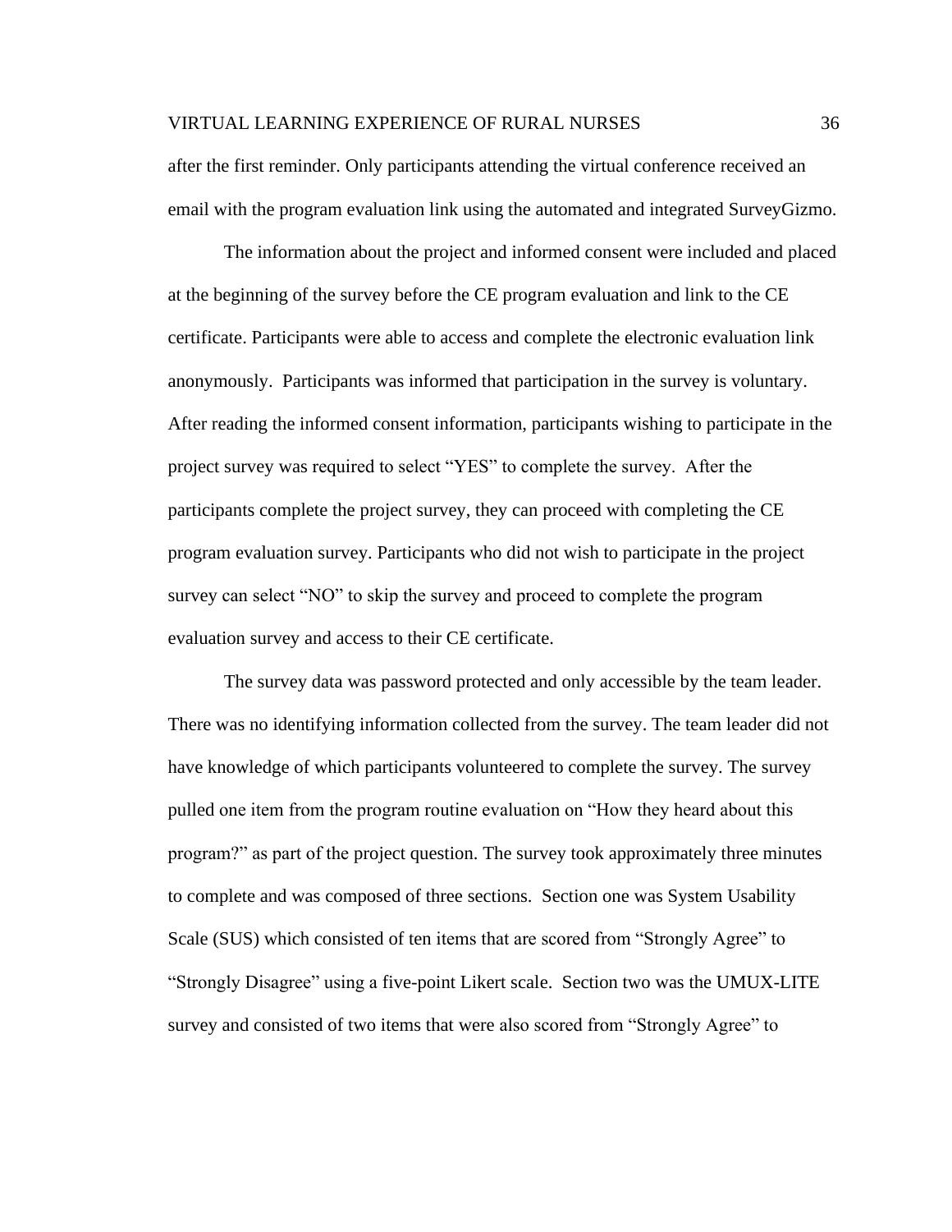after the first reminder. Only participants attending the virtual conference received an email with the program evaluation link using the automated and integrated SurveyGizmo.

The information about the project and informed consent were included and placed at the beginning of the survey before the CE program evaluation and link to the CE certificate. Participants were able to access and complete the electronic evaluation link anonymously. Participants was informed that participation in the survey is voluntary. After reading the informed consent information, participants wishing to participate in the project survey was required to select "YES" to complete the survey. After the participants complete the project survey, they can proceed with completing the CE program evaluation survey. Participants who did not wish to participate in the project survey can select "NO" to skip the survey and proceed to complete the program evaluation survey and access to their CE certificate.

The survey data was password protected and only accessible by the team leader. There was no identifying information collected from the survey. The team leader did not have knowledge of which participants volunteered to complete the survey. The survey pulled one item from the program routine evaluation on "How they heard about this program?" as part of the project question. The survey took approximately three minutes to complete and was composed of three sections. Section one was System Usability Scale (SUS) which consisted of ten items that are scored from "Strongly Agree" to "Strongly Disagree" using a five-point Likert scale. Section two was the UMUX-LITE survey and consisted of two items that were also scored from "Strongly Agree" to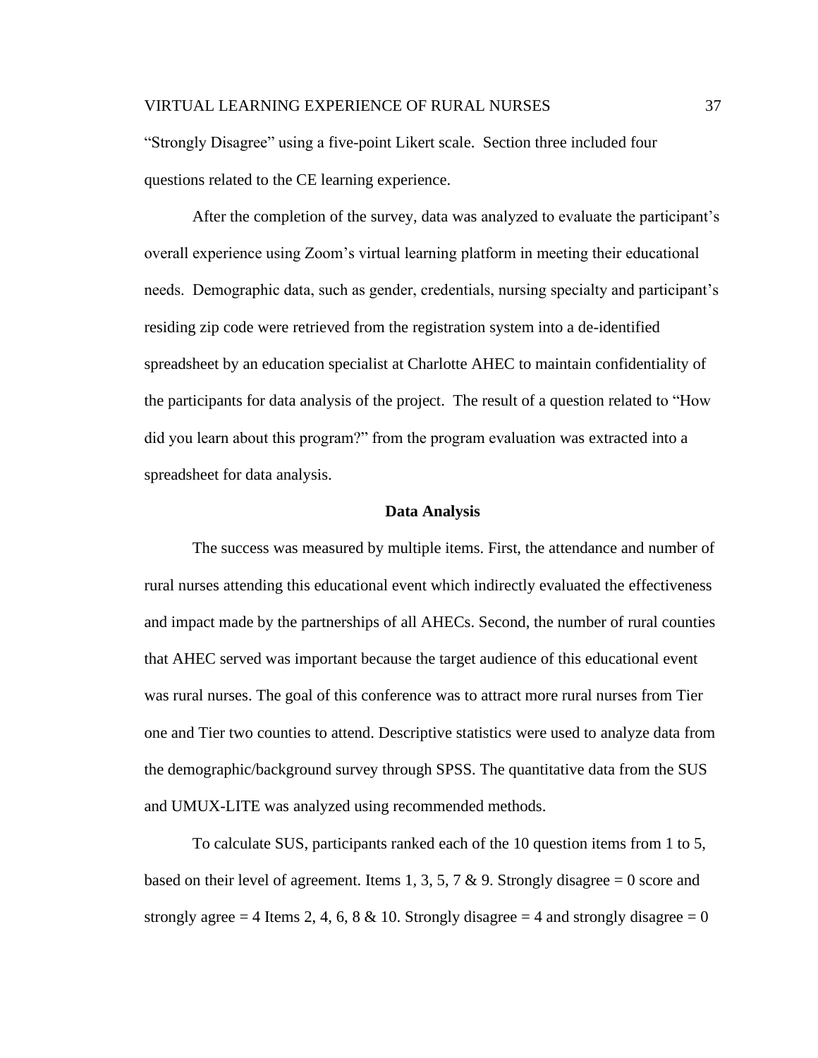"Strongly Disagree" using a five-point Likert scale. Section three included four questions related to the CE learning experience.

After the completion of the survey, data was analyzed to evaluate the participant's overall experience using Zoom's virtual learning platform in meeting their educational needs. Demographic data, such as gender, credentials, nursing specialty and participant's residing zip code were retrieved from the registration system into a de-identified spreadsheet by an education specialist at Charlotte AHEC to maintain confidentiality of the participants for data analysis of the project. The result of a question related to "How did you learn about this program?" from the program evaluation was extracted into a spreadsheet for data analysis.

**Data Analysis**

The success was measured by multiple items. First, the attendance and number of rural nurses attending this educational event which indirectly evaluated the effectiveness and impact made by the partnerships of all AHECs. Second, the number of rural counties that AHEC served was important because the target audience of this educational event was rural nurses. The goal of this conference was to attract more rural nurses from Tier one and Tier two counties to attend. Descriptive statistics were used to analyze data from the demographic/background survey through SPSS. The quantitative data from the SUS and UMUX-LITE was analyzed using recommended methods.

To calculate SUS, participants ranked each of the 10 question items from 1 to 5, based on their level of agreement. Items 1, 3, 5, 7 & 9. Strongly disagree = 0 score and strongly agree = 4 Items 2, 4, 6, 8 & 10. Strongly disagree = 4 and strongly disagree = 0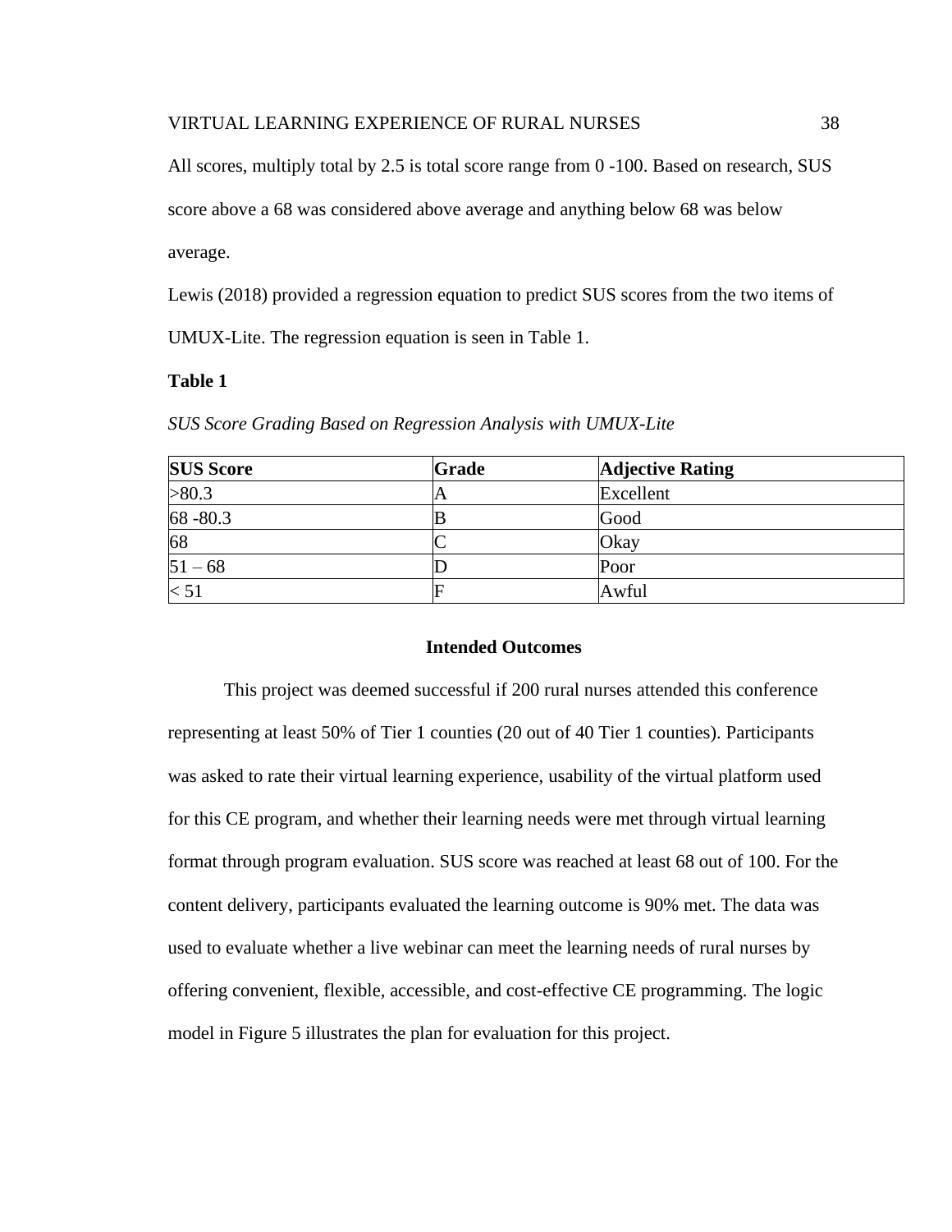All scores, multiply total by 2.5 is total score range from 0 -100. Based on research, SUS score above a 68 was considered above average and anything below 68 was below average.

Lewis (2018) provided a regression equation to predict SUS scores from the two items of UMUX-Lite. The regression equation is seen in Table 1.

**Table 1**

*SUS Score Grading Based on Regression Analysis with UMUX-Lite*

| SUS Score | Grade | Adjective Rating |
|---|---|---|
| >80.3 | A | Excellent |
| 68 -80.3 | B | Good |
| 68 | C | Okay |
| 51 – 68 | D | Poor |
| < 51 | F | Awful |

## Intended Outcomes

This project was deemed successful if 200 rural nurses attended this conference representing at least 50% of Tier 1 counties (20 out of 40 Tier 1 counties). Participants was asked to rate their virtual learning experience, usability of the virtual platform used for this CE program, and whether their learning needs were met through virtual learning format through program evaluation. SUS score was reached at least 68 out of 100. For the content delivery, participants evaluated the learning outcome is 90% met. The data was used to evaluate whether a live webinar can meet the learning needs of rural nurses by offering convenient, flexible, accessible, and cost-effective CE programming. The logic model in Figure 5 illustrates the plan for evaluation for this project.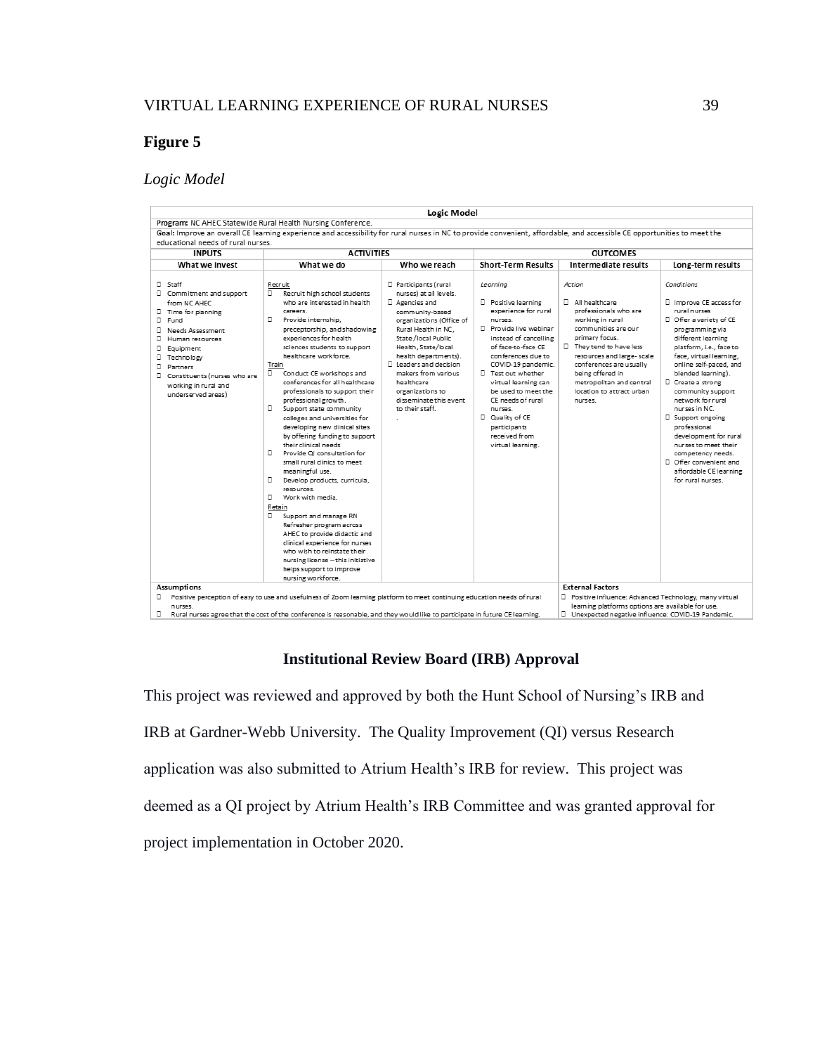**Figure 5**

*Logic Model*

| Logic Model | | | | | |
|---|---|---|---|---|---|
| **Program:** NC AHEC Statewide Rural Health Nursing Conference. | | | | | |
| **Goal:** Improve an overall CE learning experience and accessibility for rural nurses in NC to provide convenient, affordable, and accessible CE opportunities to meet the educational needs of rural nurses. | | | | | |
| **INPUTS** | **ACTIVITIES** | | **OUTCOMES** | | |
| **What we invest** | **What we do** | **Who we reach** | **Short-Term Results** | **Intermediate results** | **Long-term results** |
| □ Staff<br>□ Commitment and support from NC AHEC<br>□ Time for planning<br>□ Fund<br>□ Needs Assessment<br>□ Human resources<br>□ Equipment<br>□ Technology<br>□ Partners<br>□ Constituents (nurses who are working in rural and underserved areas) | Recruit<br>□ Recruit high school students who are interested in health careers.<br>□ Provide internship, preceptorship, and shadowing experiences for health sciences students to support healthcare workforce.<br>Train<br>□ Conduct CE workshops and conferences for all healthcare professionals to support their professional growth.<br>□ Support state community colleges and universities for developing new clinical sites by offering funding to support their clinical needs.<br>□ Provide QI consultation for small rural clinics to meet meaningful use.<br>□ Develop products, curricula, resources.<br>□ Work with media.<br>Retain<br>□ Support and manage RN Refresher program across AHEC to provide didactic and clinical experience for nurses who wish to reinstate their nursing license – this initiative helps support to improve nursing workforce. | □ Participants (rural nurses) at all levels.<br>□ Agencies and community-based organizations (Office of Rural Health in NC, State /local Public Health, State/local health departments).<br>□ Leaders and decision makers from various healthcare organizations to disseminate this event to their staff.<br>. | *Learning*<br><br>□ Positive learning experience for rural nurses.<br>□ Provide live webinar instead of cancelling of face-to-face CE conferences due to COVID-19 pandemic.<br>□ Test out whether virtual learning can be used to meet the CE needs of rural nurses.<br>□ Quality of CE participants received from virtual learning. | *Action*<br><br>□ All healthcare professionals who are working in rural communities are our primary focus.<br>□ They tend to have less resources and large- scale conferences are usually being offered in metropolitan and central location to attract urban nurses. | *Conditions*<br><br>□ Improve CE access for rural nurses<br>□ Offer a variety of CE programming via different learning platform, i.e., face to face, virtual learning, online self-paced, and blended learning).<br>□ Create a strong community support network for rural nurses in NC.<br>□ Support ongoing professional development for rural nurses to meet their competency needs.<br>□ Offer convenient and affordable CE learning for rural nurses. |
| **Assumptions**<br>□ Positive perception of easy to use and usefulness of Zoom learning platform to meet continuing education needs of rural nurses.<br>□ Rural nurses agree that the cost of the conference is reasonable, and they would like to participate in future CE learning. | | | | **External Factors**<br>□ Positive influence: Advanced Technology, many virtual learning platforms options are available for use.<br>□ Unexpected negative influence: COVID-19 Pandemic. | |

## Institutional Review Board (IRB) Approval

This project was reviewed and approved by both the Hunt School of Nursing's IRB and IRB at Gardner-Webb University. The Quality Improvement (QI) versus Research application was also submitted to Atrium Health's IRB for review. This project was deemed as a QI project by Atrium Health's IRB Committee and was granted approval for project implementation in October 2020.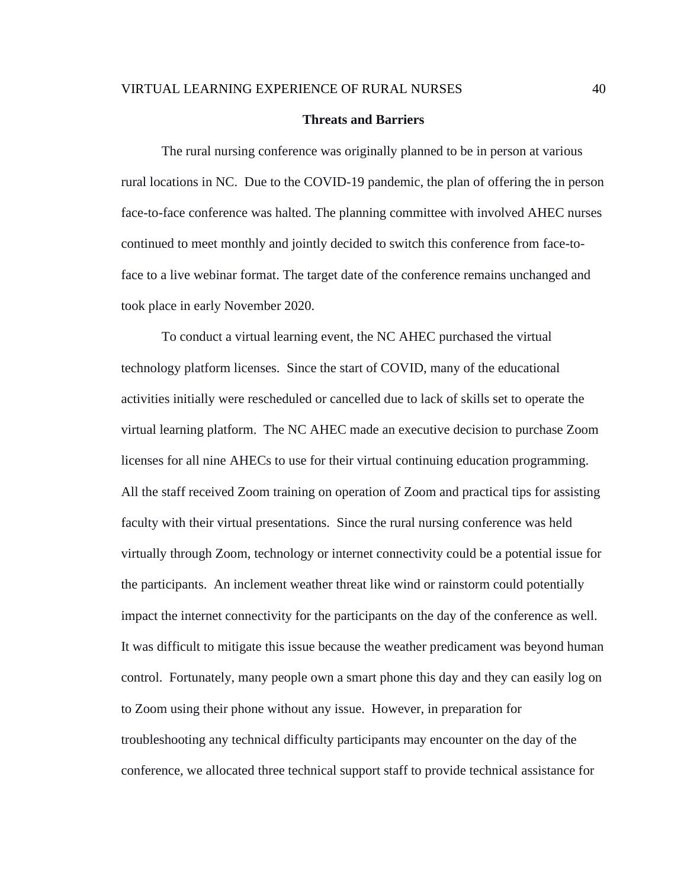## Threats and Barriers

The rural nursing conference was originally planned to be in person at various rural locations in NC. Due to the COVID-19 pandemic, the plan of offering the in person face-to-face conference was halted. The planning committee with involved AHEC nurses continued to meet monthly and jointly decided to switch this conference from face-to-face to a live webinar format. The target date of the conference remains unchanged and took place in early November 2020.

To conduct a virtual learning event, the NC AHEC purchased the virtual technology platform licenses. Since the start of COVID, many of the educational activities initially were rescheduled or cancelled due to lack of skills set to operate the virtual learning platform. The NC AHEC made an executive decision to purchase Zoom licenses for all nine AHECs to use for their virtual continuing education programming. All the staff received Zoom training on operation of Zoom and practical tips for assisting faculty with their virtual presentations. Since the rural nursing conference was held virtually through Zoom, technology or internet connectivity could be a potential issue for the participants. An inclement weather threat like wind or rainstorm could potentially impact the internet connectivity for the participants on the day of the conference as well. It was difficult to mitigate this issue because the weather predicament was beyond human control. Fortunately, many people own a smart phone this day and they can easily log on to Zoom using their phone without any issue. However, in preparation for troubleshooting any technical difficulty participants may encounter on the day of the conference, we allocated three technical support staff to provide technical assistance for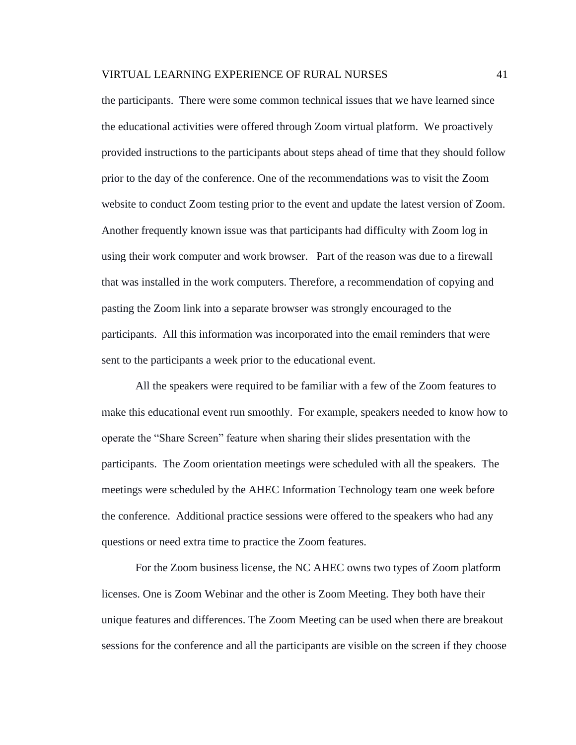the participants. There were some common technical issues that we have learned since the educational activities were offered through Zoom virtual platform. We proactively provided instructions to the participants about steps ahead of time that they should follow prior to the day of the conference. One of the recommendations was to visit the Zoom website to conduct Zoom testing prior to the event and update the latest version of Zoom. Another frequently known issue was that participants had difficulty with Zoom log in using their work computer and work browser. Part of the reason was due to a firewall that was installed in the work computers. Therefore, a recommendation of copying and pasting the Zoom link into a separate browser was strongly encouraged to the participants. All this information was incorporated into the email reminders that were sent to the participants a week prior to the educational event.

All the speakers were required to be familiar with a few of the Zoom features to make this educational event run smoothly. For example, speakers needed to know how to operate the "Share Screen" feature when sharing their slides presentation with the participants. The Zoom orientation meetings were scheduled with all the speakers. The meetings were scheduled by the AHEC Information Technology team one week before the conference. Additional practice sessions were offered to the speakers who had any questions or need extra time to practice the Zoom features.

For the Zoom business license, the NC AHEC owns two types of Zoom platform licenses. One is Zoom Webinar and the other is Zoom Meeting. They both have their unique features and differences. The Zoom Meeting can be used when there are breakout sessions for the conference and all the participants are visible on the screen if they choose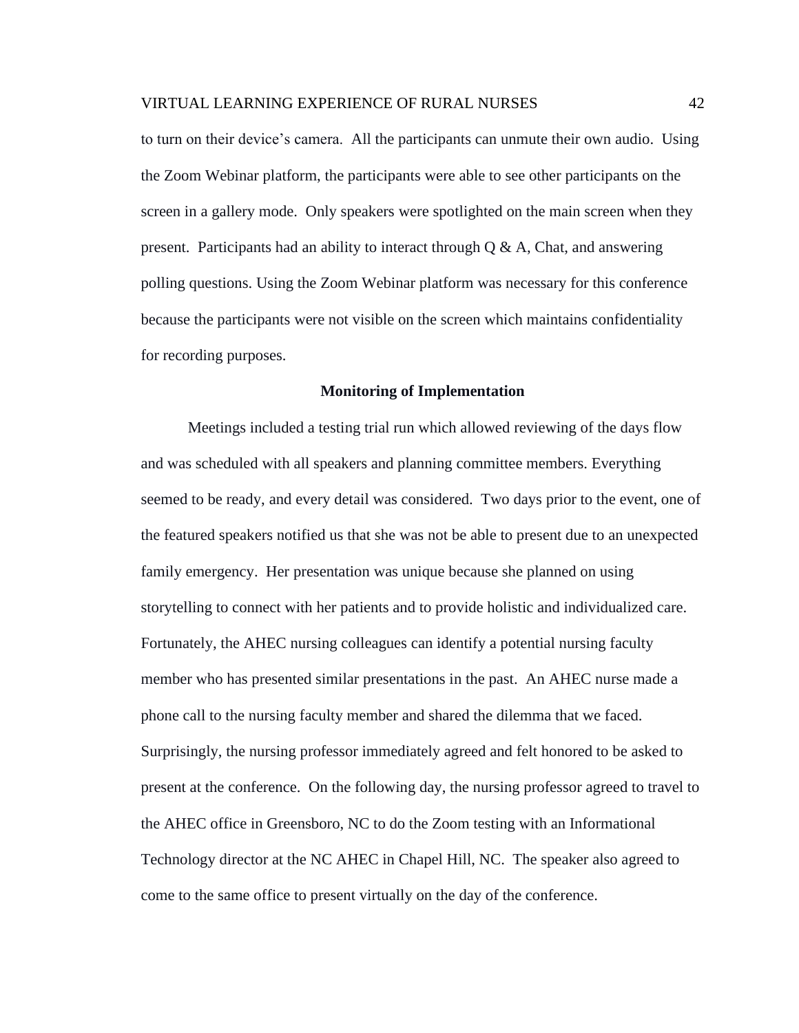to turn on their device's camera. All the participants can unmute their own audio. Using the Zoom Webinar platform, the participants were able to see other participants on the screen in a gallery mode. Only speakers were spotlighted on the main screen when they present. Participants had an ability to interact through Q & A, Chat, and answering polling questions. Using the Zoom Webinar platform was necessary for this conference because the participants were not visible on the screen which maintains confidentiality for recording purposes.

**Monitoring of Implementation**

Meetings included a testing trial run which allowed reviewing of the days flow and was scheduled with all speakers and planning committee members. Everything seemed to be ready, and every detail was considered. Two days prior to the event, one of the featured speakers notified us that she was not be able to present due to an unexpected family emergency. Her presentation was unique because she planned on using storytelling to connect with her patients and to provide holistic and individualized care. Fortunately, the AHEC nursing colleagues can identify a potential nursing faculty member who has presented similar presentations in the past. An AHEC nurse made a phone call to the nursing faculty member and shared the dilemma that we faced. Surprisingly, the nursing professor immediately agreed and felt honored to be asked to present at the conference. On the following day, the nursing professor agreed to travel to the AHEC office in Greensboro, NC to do the Zoom testing with an Informational Technology director at the NC AHEC in Chapel Hill, NC. The speaker also agreed to come to the same office to present virtually on the day of the conference.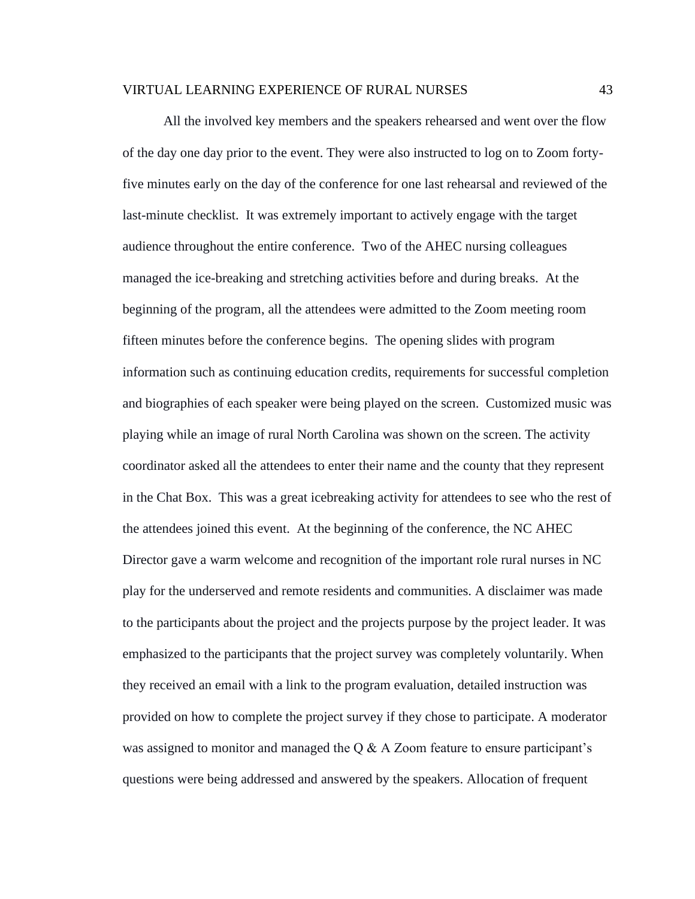All the involved key members and the speakers rehearsed and went over the flow of the day one day prior to the event. They were also instructed to log on to Zoom forty-five minutes early on the day of the conference for one last rehearsal and reviewed of the last-minute checklist. It was extremely important to actively engage with the target audience throughout the entire conference. Two of the AHEC nursing colleagues managed the ice-breaking and stretching activities before and during breaks. At the beginning of the program, all the attendees were admitted to the Zoom meeting room fifteen minutes before the conference begins. The opening slides with program information such as continuing education credits, requirements for successful completion and biographies of each speaker were being played on the screen. Customized music was playing while an image of rural North Carolina was shown on the screen. The activity coordinator asked all the attendees to enter their name and the county that they represent in the Chat Box. This was a great icebreaking activity for attendees to see who the rest of the attendees joined this event. At the beginning of the conference, the NC AHEC Director gave a warm welcome and recognition of the important role rural nurses in NC play for the underserved and remote residents and communities. A disclaimer was made to the participants about the project and the projects purpose by the project leader. It was emphasized to the participants that the project survey was completely voluntarily. When they received an email with a link to the program evaluation, detailed instruction was provided on how to complete the project survey if they chose to participate. A moderator was assigned to monitor and managed the Q & A Zoom feature to ensure participant's questions were being addressed and answered by the speakers. Allocation of frequent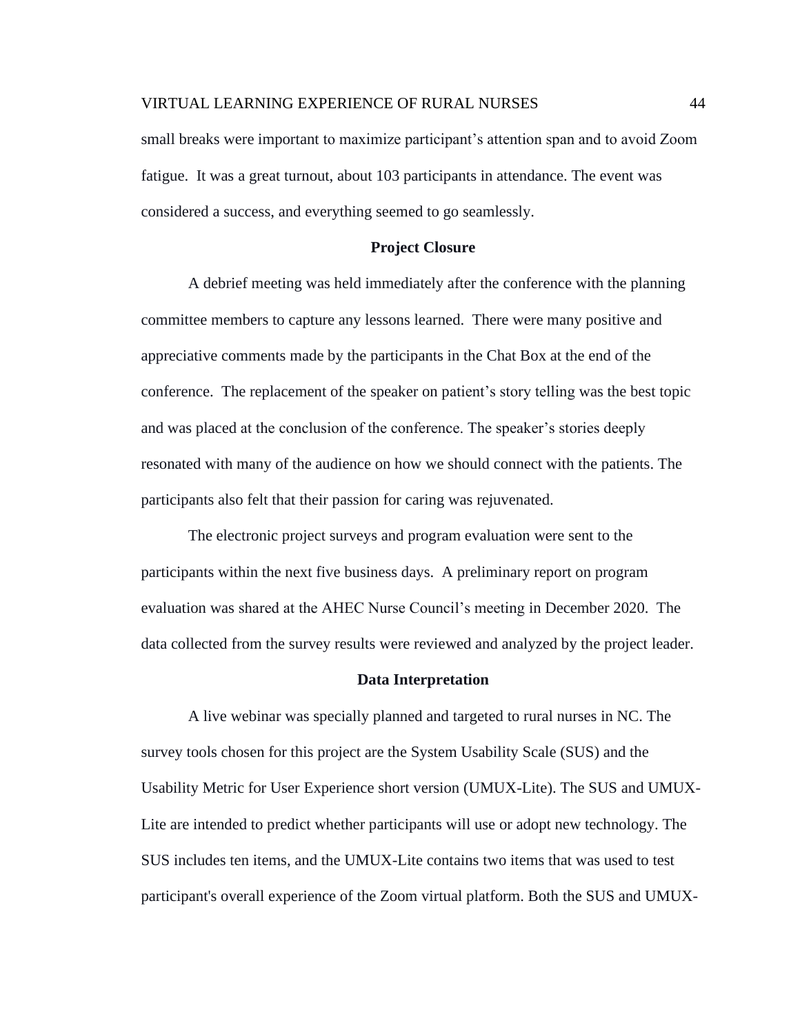small breaks were important to maximize participant's attention span and to avoid Zoom fatigue.  It was a great turnout, about 103 participants in attendance. The event was considered a success, and everything seemed to go seamlessly.

## Project Closure

A debrief meeting was held immediately after the conference with the planning committee members to capture any lessons learned.  There were many positive and appreciative comments made by the participants in the Chat Box at the end of the conference.  The replacement of the speaker on patient's story telling was the best topic and was placed at the conclusion of the conference. The speaker's stories deeply resonated with many of the audience on how we should connect with the patients. The participants also felt that their passion for caring was rejuvenated.

The electronic project surveys and program evaluation were sent to the participants within the next five business days.  A preliminary report on program evaluation was shared at the AHEC Nurse Council's meeting in December 2020.  The data collected from the survey results were reviewed and analyzed by the project leader.

## Data Interpretation

A live webinar was specially planned and targeted to rural nurses in NC. The survey tools chosen for this project are the System Usability Scale (SUS) and the Usability Metric for User Experience short version (UMUX-Lite). The SUS and UMUX-Lite are intended to predict whether participants will use or adopt new technology. The SUS includes ten items, and the UMUX-Lite contains two items that was used to test participant's overall experience of the Zoom virtual platform. Both the SUS and UMUX-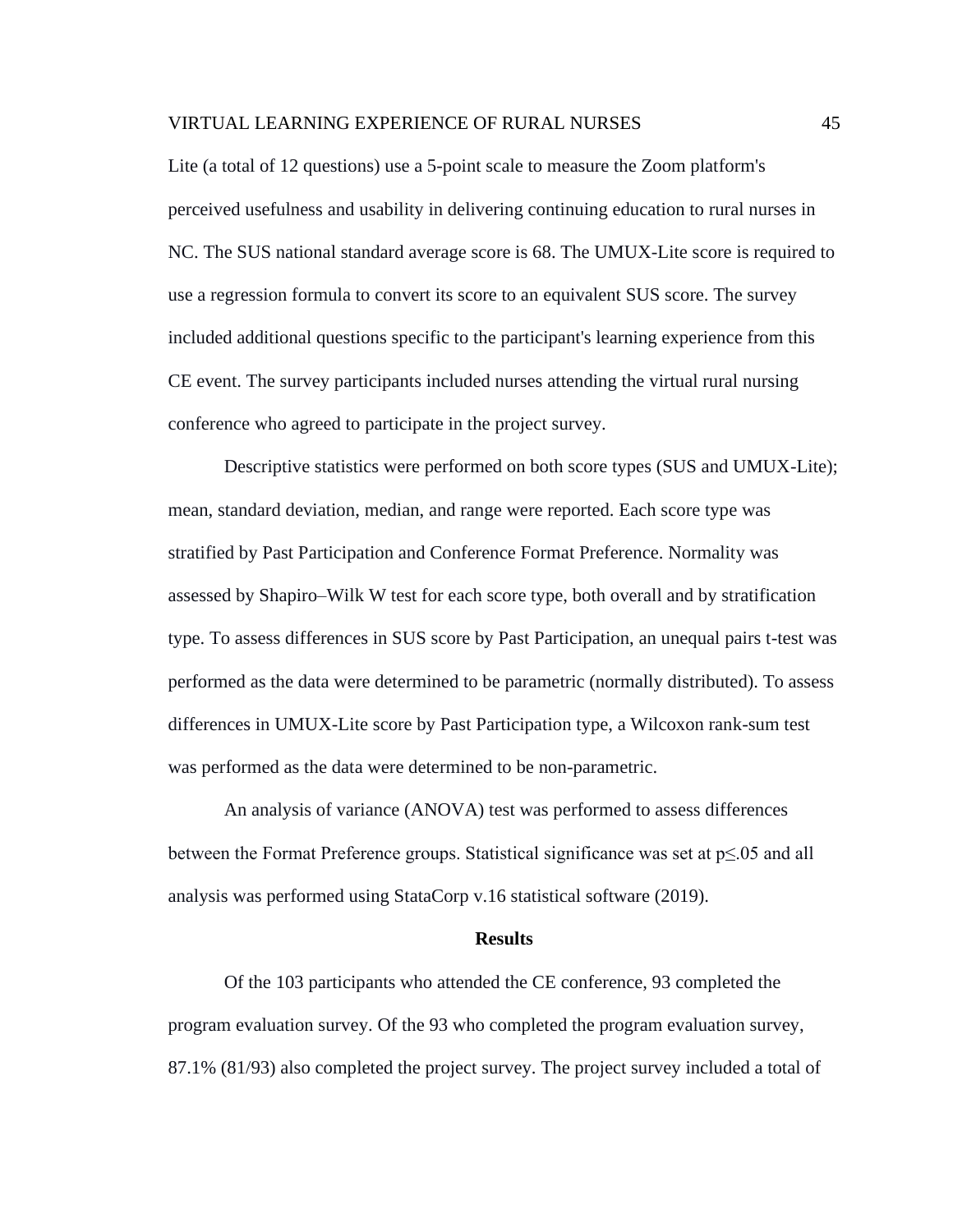Lite (a total of 12 questions) use a 5-point scale to measure the Zoom platform's perceived usefulness and usability in delivering continuing education to rural nurses in NC. The SUS national standard average score is 68. The UMUX-Lite score is required to use a regression formula to convert its score to an equivalent SUS score. The survey included additional questions specific to the participant's learning experience from this CE event. The survey participants included nurses attending the virtual rural nursing conference who agreed to participate in the project survey.

Descriptive statistics were performed on both score types (SUS and UMUX-Lite); mean, standard deviation, median, and range were reported. Each score type was stratified by Past Participation and Conference Format Preference. Normality was assessed by Shapiro–Wilk W test for each score type, both overall and by stratification type. To assess differences in SUS score by Past Participation, an unequal pairs t-test was performed as the data were determined to be parametric (normally distributed). To assess differences in UMUX-Lite score by Past Participation type, a Wilcoxon rank-sum test was performed as the data were determined to be non-parametric.

An analysis of variance (ANOVA) test was performed to assess differences between the Format Preference groups. Statistical significance was set at $p \leq .05$ and all analysis was performed using StataCorp v.16 statistical software (2019).

## Results

Of the 103 participants who attended the CE conference, 93 completed the program evaluation survey. Of the 93 who completed the program evaluation survey, 87.1% (81/93) also completed the project survey. The project survey included a total of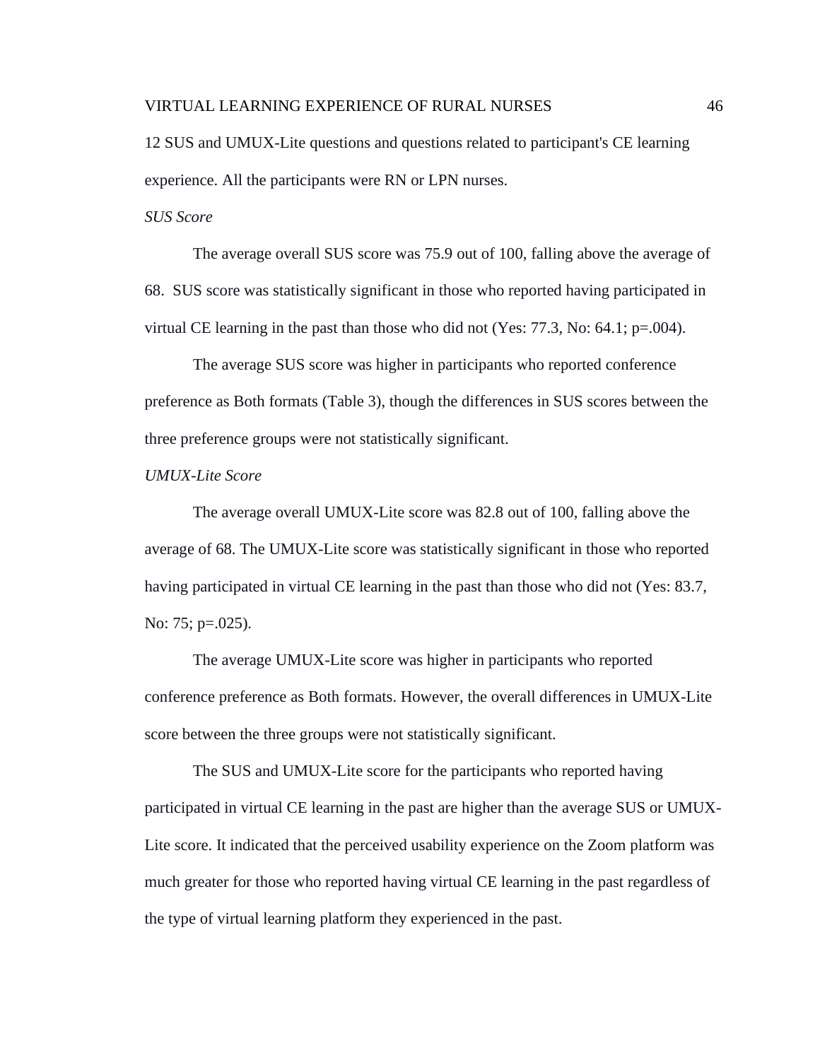12 SUS and UMUX-Lite questions and questions related to participant's CE learning experience. All the participants were RN or LPN nurses.

*SUS Score*

The average overall SUS score was 75.9 out of 100, falling above the average of 68. SUS score was statistically significant in those who reported having participated in virtual CE learning in the past than those who did not (Yes: 77.3, No: 64.1; $p=.004$).

The average SUS score was higher in participants who reported conference preference as Both formats (Table 3), though the differences in SUS scores between the three preference groups were not statistically significant.

*UMUX-Lite Score*

The average overall UMUX-Lite score was 82.8 out of 100, falling above the average of 68. The UMUX-Lite score was statistically significant in those who reported having participated in virtual CE learning in the past than those who did not (Yes: 83.7, No: 75; $p=.025$).

The average UMUX-Lite score was higher in participants who reported conference preference as Both formats. However, the overall differences in UMUX-Lite score between the three groups were not statistically significant.

The SUS and UMUX-Lite score for the participants who reported having participated in virtual CE learning in the past are higher than the average SUS or UMUX-Lite score. It indicated that the perceived usability experience on the Zoom platform was much greater for those who reported having virtual CE learning in the past regardless of the type of virtual learning platform they experienced in the past.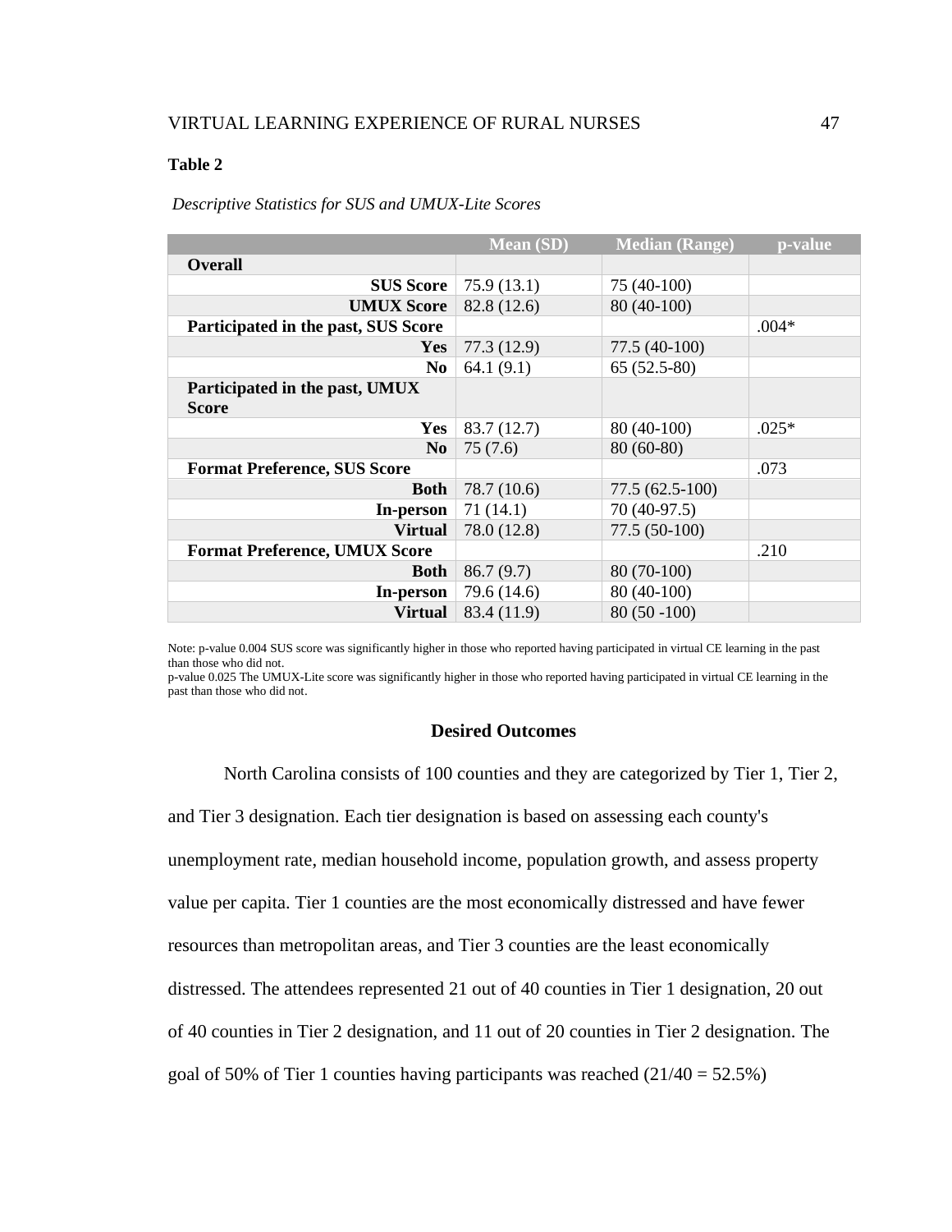**Table 2**

*Descriptive Statistics for SUS and UMUX-Lite Scores*

| | Mean (SD) | Median (Range) | p-value |
|---|---|---|---|
| **Overall** | | | |
| **SUS Score** | 75.9 (13.1) | 75 (40-100) | |
| **UMUX Score** | 82.8 (12.6) | 80 (40-100) | |
| **Participated in the past, SUS Score** | | | .004* |
| **Yes** | 77.3 (12.9) | 77.5 (40-100) | |
| **No** | 64.1 (9.1) | 65 (52.5-80) | |
| **Participated in the past, UMUX Score** | | | |
| **Yes** | 83.7 (12.7) | 80 (40-100) | .025* |
| **No** | 75 (7.6) | 80 (60-80) | |
| **Format Preference, SUS Score** | | | .073 |
| **Both** | 78.7 (10.6) | 77.5 (62.5-100) | |
| **In-person** | 71 (14.1) | 70 (40-97.5) | |
| **Virtual** | 78.0 (12.8) | 77.5 (50-100) | |
| **Format Preference, UMUX Score** | | | .210 |
| **Both** | 86.7 (9.7) | 80 (70-100) | |
| **In-person** | 79.6 (14.6) | 80 (40-100) | |
| **Virtual** | 83.4 (11.9) | 80 (50 -100) | |

Note: p-value 0.004 SUS score was significantly higher in those who reported having participated in virtual CE learning in the past than those who did not.
p-value 0.025 The UMUX-Lite score was significantly higher in those who reported having participated in virtual CE learning in the past than those who did not.

## Desired Outcomes

North Carolina consists of 100 counties and they are categorized by Tier 1, Tier 2, and Tier 3 designation. Each tier designation is based on assessing each county's unemployment rate, median household income, population growth, and assess property value per capita. Tier 1 counties are the most economically distressed and have fewer resources than metropolitan areas, and Tier 3 counties are the least economically distressed. The attendees represented 21 out of 40 counties in Tier 1 designation, 20 out of 40 counties in Tier 2 designation, and 11 out of 20 counties in Tier 2 designation. The goal of 50% of Tier 1 counties having participants was reached (21/40 = 52.5%)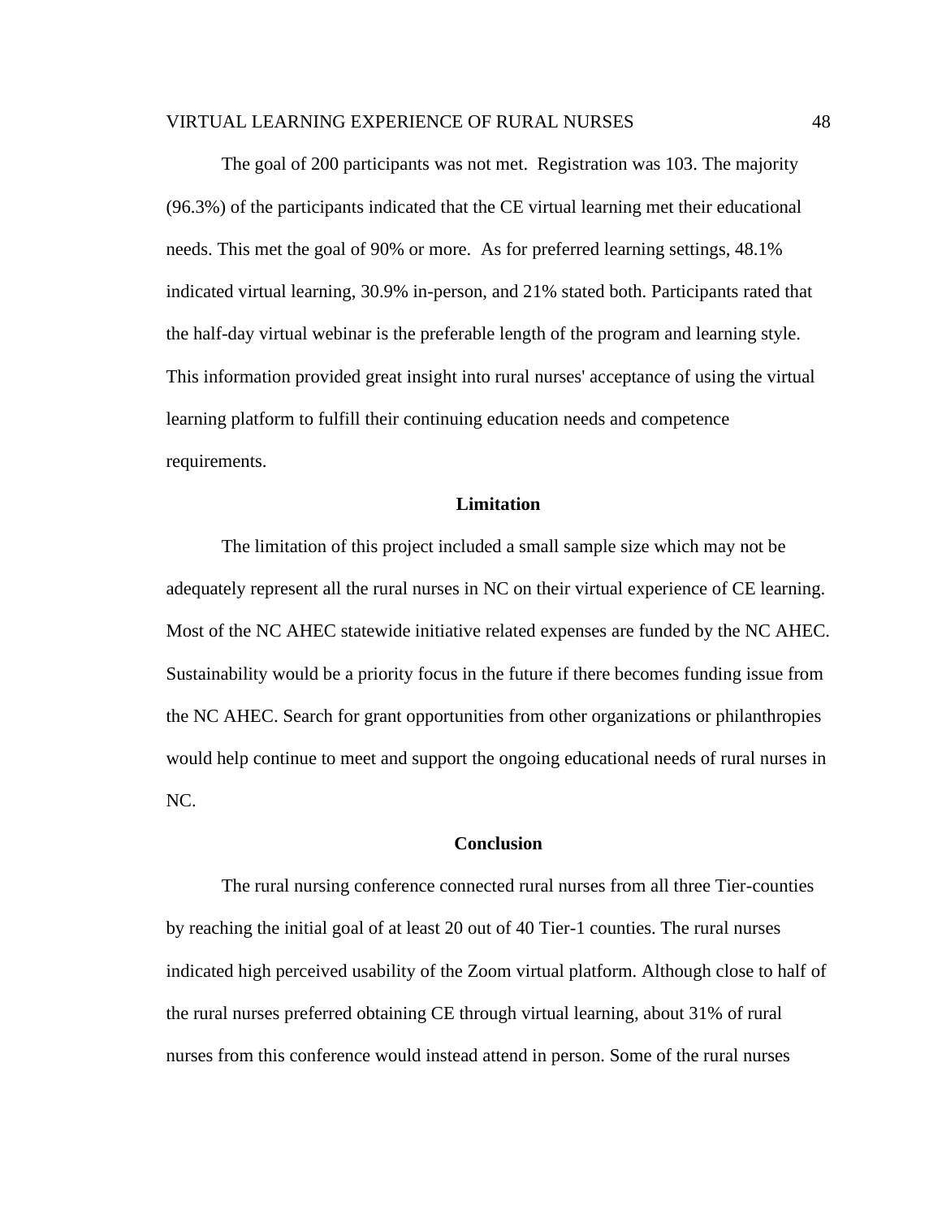The goal of 200 participants was not met.  Registration was 103. The majority (96.3%) of the participants indicated that the CE virtual learning met their educational needs. This met the goal of 90% or more.  As for preferred learning settings, 48.1% indicated virtual learning, 30.9% in-person, and 21% stated both. Participants rated that the half-day virtual webinar is the preferable length of the program and learning style. This information provided great insight into rural nurses' acceptance of using the virtual learning platform to fulfill their continuing education needs and competence requirements.

## Limitation

The limitation of this project included a small sample size which may not be adequately represent all the rural nurses in NC on their virtual experience of CE learning. Most of the NC AHEC statewide initiative related expenses are funded by the NC AHEC. Sustainability would be a priority focus in the future if there becomes funding issue from the NC AHEC. Search for grant opportunities from other organizations or philanthropies would help continue to meet and support the ongoing educational needs of rural nurses in NC.

## Conclusion

The rural nursing conference connected rural nurses from all three Tier-counties by reaching the initial goal of at least 20 out of 40 Tier-1 counties. The rural nurses indicated high perceived usability of the Zoom virtual platform. Although close to half of the rural nurses preferred obtaining CE through virtual learning, about 31% of rural nurses from this conference would instead attend in person. Some of the rural nurses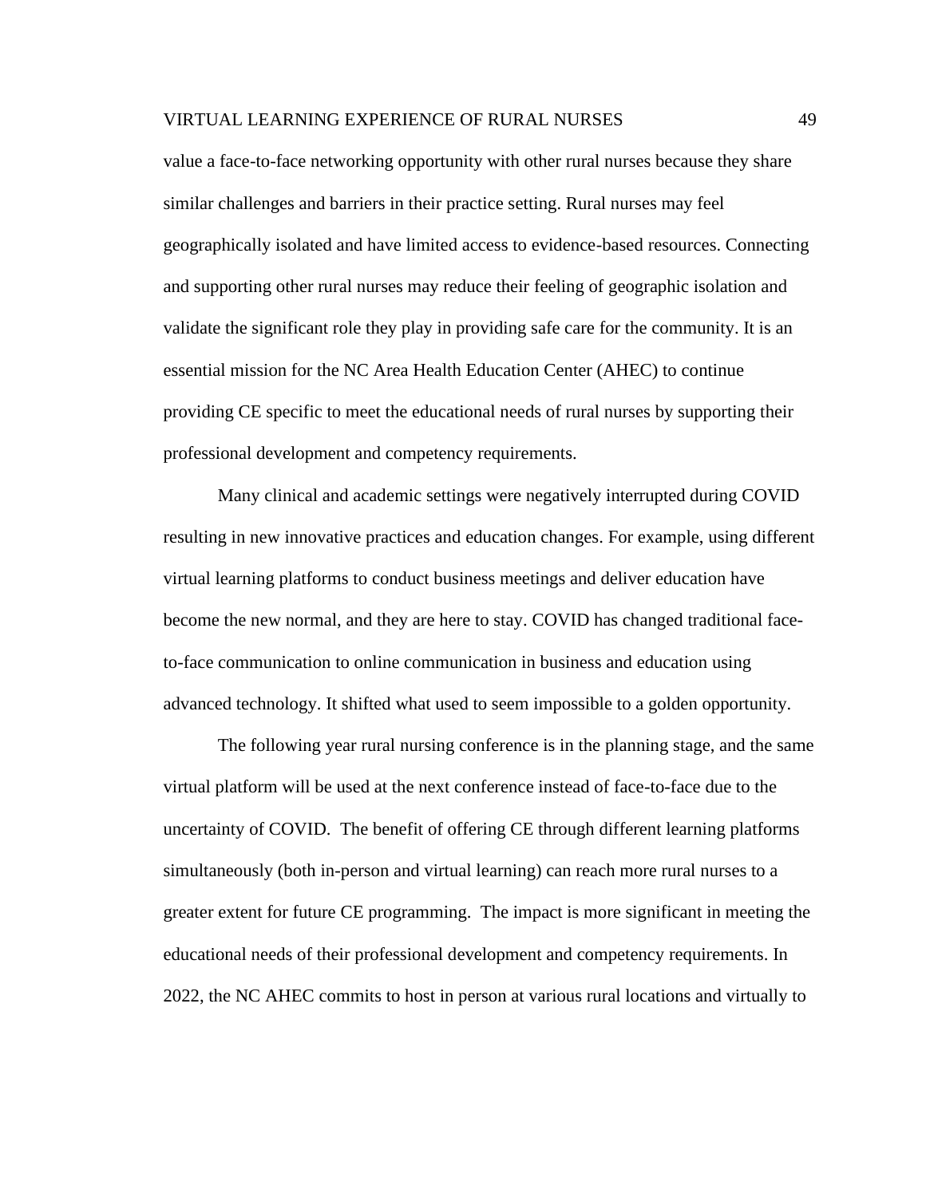value a face-to-face networking opportunity with other rural nurses because they share similar challenges and barriers in their practice setting. Rural nurses may feel geographically isolated and have limited access to evidence-based resources. Connecting and supporting other rural nurses may reduce their feeling of geographic isolation and validate the significant role they play in providing safe care for the community. It is an essential mission for the NC Area Health Education Center (AHEC) to continue providing CE specific to meet the educational needs of rural nurses by supporting their professional development and competency requirements.

Many clinical and academic settings were negatively interrupted during COVID resulting in new innovative practices and education changes. For example, using different virtual learning platforms to conduct business meetings and deliver education have become the new normal, and they are here to stay. COVID has changed traditional face-to-face communication to online communication in business and education using advanced technology. It shifted what used to seem impossible to a golden opportunity.

The following year rural nursing conference is in the planning stage, and the same virtual platform will be used at the next conference instead of face-to-face due to the uncertainty of COVID. The benefit of offering CE through different learning platforms simultaneously (both in-person and virtual learning) can reach more rural nurses to a greater extent for future CE programming. The impact is more significant in meeting the educational needs of their professional development and competency requirements. In 2022, the NC AHEC commits to host in person at various rural locations and virtually to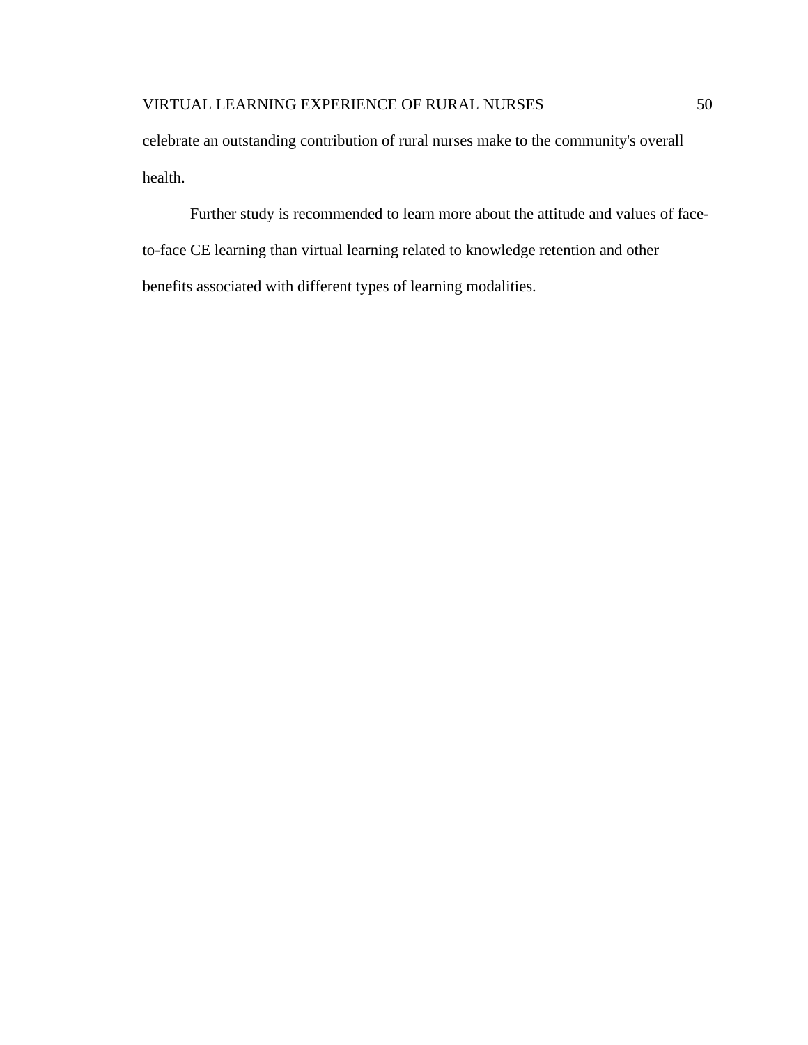celebrate an outstanding contribution of rural nurses make to the community's overall health.

Further study is recommended to learn more about the attitude and values of face-to-face CE learning than virtual learning related to knowledge retention and other benefits associated with different types of learning modalities.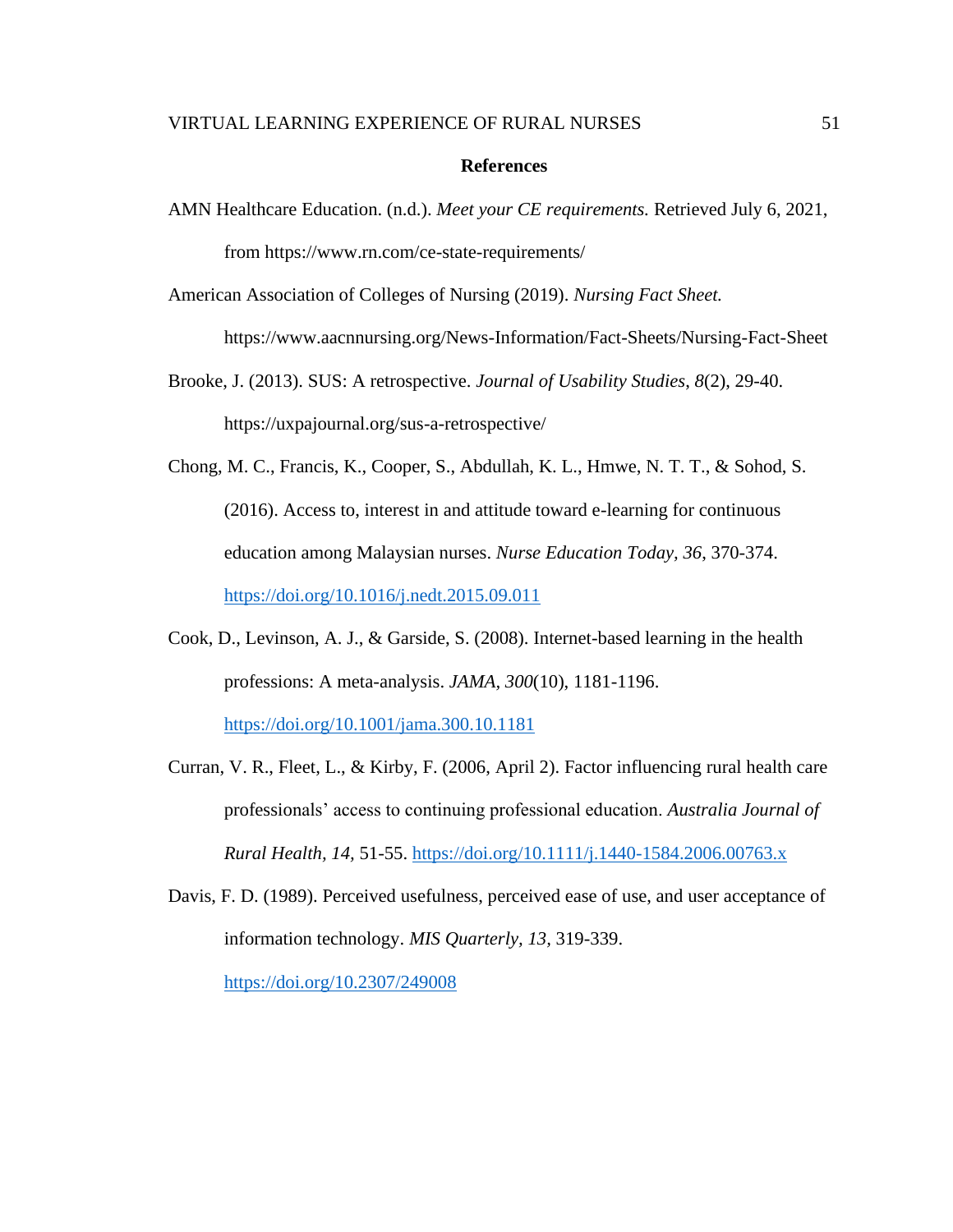## References

AMN Healthcare Education. (n.d.). *Meet your CE requirements.* Retrieved July 6, 2021, from https://www.rn.com/ce-state-requirements/

American Association of Colleges of Nursing (2019). *Nursing Fact Sheet.* https://www.aacnnursing.org/News-Information/Fact-Sheets/Nursing-Fact-Sheet

Brooke, J. (2013). SUS: A retrospective. *Journal of Usability Studies*, *8*(2), 29-40. https://uxpajournal.org/sus-a-retrospective/

Chong, M. C., Francis, K., Cooper, S., Abdullah, K. L., Hmwe, N. T. T., & Sohod, S. (2016). Access to, interest in and attitude toward e-learning for continuous education among Malaysian nurses. *Nurse Education Today, 36*, 370-374. https://doi.org/10.1016/j.nedt.2015.09.011

Cook, D., Levinson, A. J., & Garside, S. (2008). Internet-based learning in the health professions: A meta-analysis. *JAMA*, *300*(10), 1181-1196. https://doi.org/10.1001/jama.300.10.1181

Curran, V. R., Fleet, L., & Kirby, F. (2006, April 2). Factor influencing rural health care professionals' access to continuing professional education. *Australia Journal of Rural Health, 14,* 51-55. https://doi.org/10.1111/j.1440-1584.2006.00763.x

Davis, F. D. (1989). Perceived usefulness, perceived ease of use, and user acceptance of information technology. *MIS Quarterly, 13,* 319-339. https://doi.org/10.2307/249008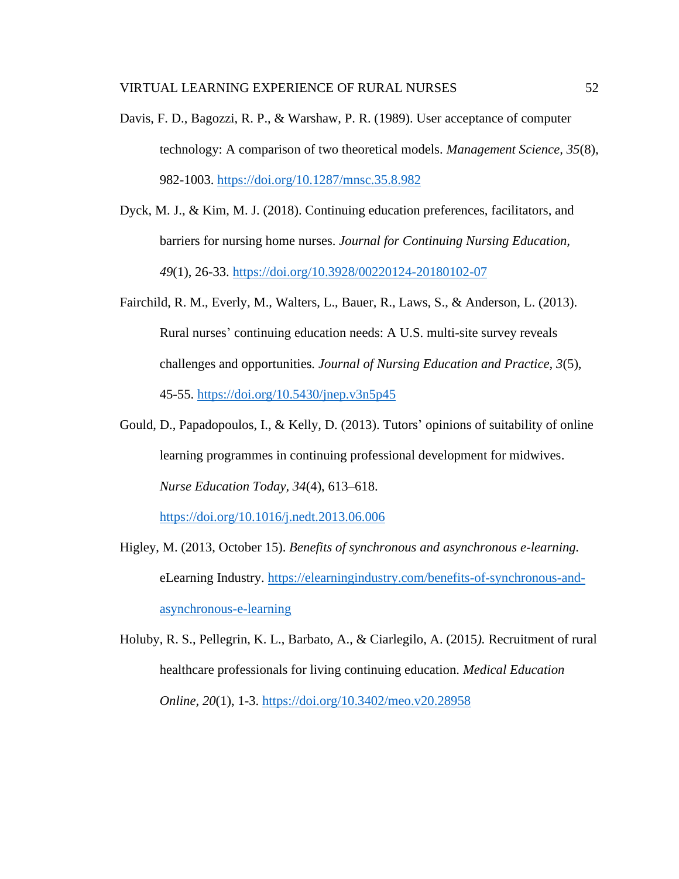Davis, F. D., Bagozzi, R. P., & Warshaw, P. R. (1989). User acceptance of computer technology: A comparison of two theoretical models. *Management Science, 35*(8), 982-1003. https://doi.org/10.1287/mnsc.35.8.982

Dyck, M. J., & Kim, M. J. (2018). Continuing education preferences, facilitators, and barriers for nursing home nurses. *Journal for Continuing Nursing Education, 49*(1), 26-33. https://doi.org/10.3928/00220124-20180102-07

Fairchild, R. M., Everly, M., Walters, L., Bauer, R., Laws, S., & Anderson, L. (2013). Rural nurses' continuing education needs: A U.S. multi-site survey reveals challenges and opportunities. *Journal of Nursing Education and Practice, 3*(5), 45-55. https://doi.org/10.5430/jnep.v3n5p45

Gould, D., Papadopoulos, I., & Kelly, D. (2013). Tutors' opinions of suitability of online learning programmes in continuing professional development for midwives. *Nurse Education Today, 34*(4), 613–618. https://doi.org/10.1016/j.nedt.2013.06.006

Higley, M. (2013, October 15). *Benefits of synchronous and asynchronous e-learning.* eLearning Industry. https://elearningindustry.com/benefits-of-synchronous-and-asynchronous-e-learning

Holuby, R. S., Pellegrin, K. L., Barbato, A., & Ciarlegilo, A. (2015*).* Recruitment of rural healthcare professionals for living continuing education. *Medical Education Online, 20*(1), 1-3. https://doi.org/10.3402/meo.v20.28958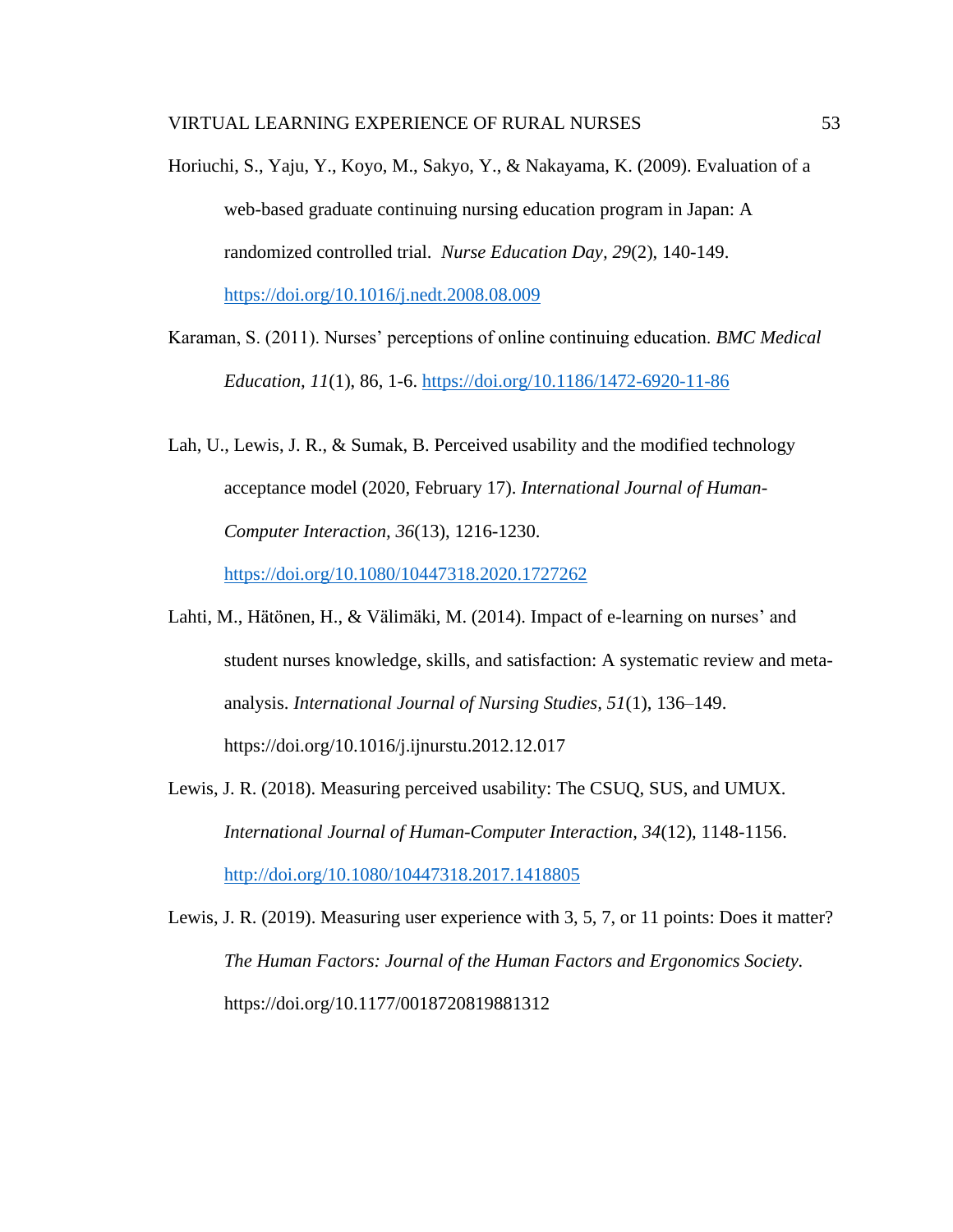Horiuchi, S., Yaju, Y., Koyo, M., Sakyo, Y., & Nakayama, K. (2009). Evaluation of a web-based graduate continuing nursing education program in Japan: A randomized controlled trial. *Nurse Education Day*, *29*(2), 140-149. https://doi.org/10.1016/j.nedt.2008.08.009

Karaman, S. (2011). Nurses' perceptions of online continuing education. *BMC Medical Education*, *11*(1), 86, 1-6. https://doi.org/10.1186/1472-6920-11-86

Lah, U., Lewis, J. R., & Sumak, B. Perceived usability and the modified technology acceptance model (2020, February 17). *International Journal of Human-Computer Interaction, 36*(13), 1216-1230. https://doi.org/10.1080/10447318.2020.1727262

Lahti, M., Hätönen, H., & Välimäki, M. (2014). Impact of e-learning on nurses' and student nurses knowledge, skills, and satisfaction: A systematic review and meta-analysis. *International Journal of Nursing Studies*, *51*(1), 136–149. https://doi.org/10.1016/j.ijnurstu.2012.12.017

Lewis, J. R. (2018). Measuring perceived usability: The CSUQ, SUS, and UMUX. *International Journal of Human-Computer Interaction*, *34*(12), 1148-1156. http://doi.org/10.1080/10447318.2017.1418805

Lewis, J. R. (2019). Measuring user experience with 3, 5, 7, or 11 points: Does it matter? *The Human Factors: Journal of the Human Factors and Ergonomics Society*. https://doi.org/10.1177/0018720819881312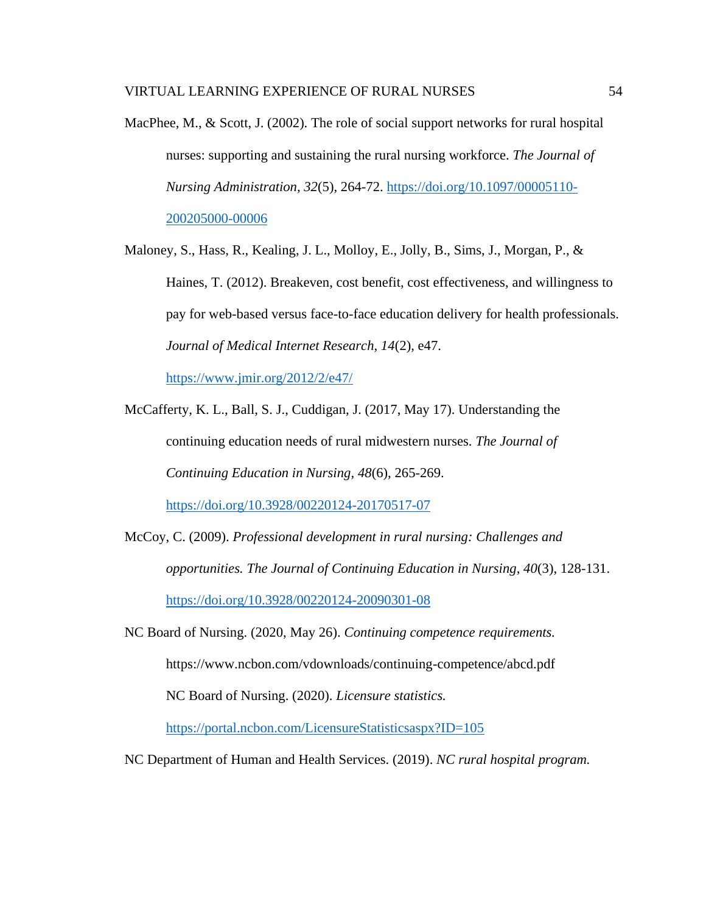MacPhee, M., & Scott, J. (2002). The role of social support networks for rural hospital nurses: supporting and sustaining the rural nursing workforce. *The Journal of Nursing Administration, 32*(5), 264-72. https://doi.org/10.1097/00005110-200205000-00006

Maloney, S., Hass, R., Kealing, J. L., Molloy, E., Jolly, B., Sims, J., Morgan, P., & Haines, T. (2012). Breakeven, cost benefit, cost effectiveness, and willingness to pay for web-based versus face-to-face education delivery for health professionals. *Journal of Medical Internet Research, 14*(2), e47. https://www.jmir.org/2012/2/e47/

McCafferty, K. L., Ball, S. J., Cuddigan, J. (2017, May 17). Understanding the continuing education needs of rural midwestern nurses. *The Journal of Continuing Education in Nursing, 48*(6), 265-269. https://doi.org/10.3928/00220124-20170517-07

McCoy, C. (2009). *Professional development in rural nursing: Challenges and opportunities. The Journal of Continuing Education in Nursing, 40*(3), 128-131. https://doi.org/10.3928/00220124-20090301-08

NC Board of Nursing. (2020, May 26). *Continuing competence requirements.* https://www.ncbon.com/vdownloads/continuing-competence/abcd.pdf NC Board of Nursing. (2020). *Licensure statistics.* https://portal.ncbon.com/LicensureStatisticsaspx?ID=105

NC Department of Human and Health Services. (2019). *NC rural hospital program.*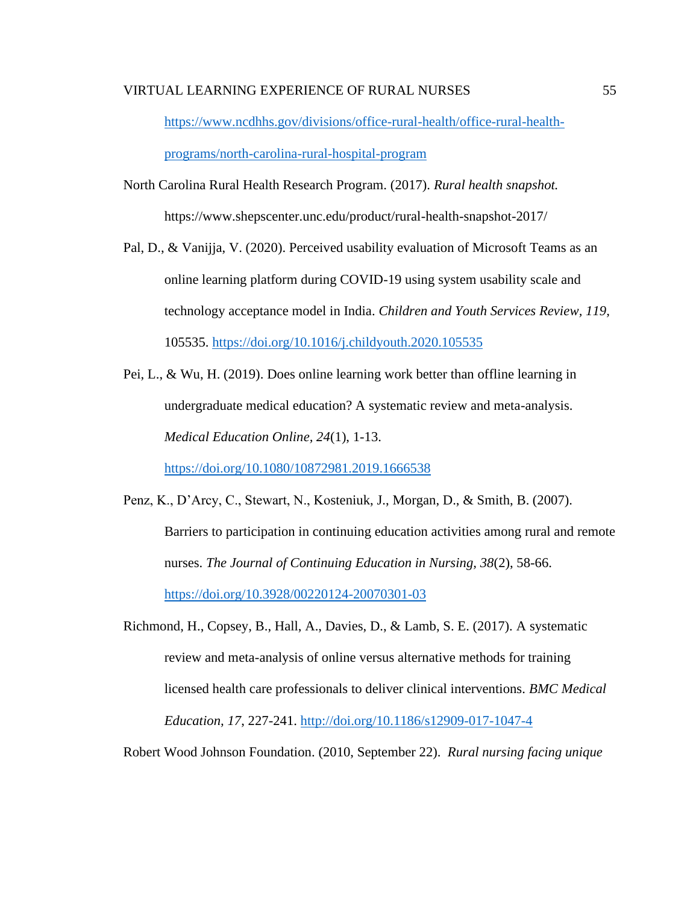https://www.ncdhhs.gov/divisions/office-rural-health/office-rural-health-programs/north-carolina-rural-hospital-program

North Carolina Rural Health Research Program. (2017). *Rural health snapshot.* https://www.shepscenter.unc.edu/product/rural-health-snapshot-2017/

Pal, D., & Vanijja, V. (2020). Perceived usability evaluation of Microsoft Teams as an online learning platform during COVID-19 using system usability scale and technology acceptance model in India. *Children and Youth Services Review, 119,* 105535. https://doi.org/10.1016/j.childyouth.2020.105535

Pei, L., & Wu, H. (2019). Does online learning work better than offline learning in undergraduate medical education? A systematic review and meta-analysis. *Medical Education Online, 24*(1), 1-13. https://doi.org/10.1080/10872981.2019.1666538

Penz, K., D'Arcy, C., Stewart, N., Kosteniuk, J., Morgan, D., & Smith, B. (2007). Barriers to participation in continuing education activities among rural and remote nurses. *The Journal of Continuing Education in Nursing, 38*(2), 58-66. https://doi.org/10.3928/00220124-20070301-03

Richmond, H., Copsey, B., Hall, A., Davies, D., & Lamb, S. E. (2017). A systematic review and meta-analysis of online versus alternative methods for training licensed health care professionals to deliver clinical interventions. *BMC Medical Education, 17*, 227-241. http://doi.org/10.1186/s12909-017-1047-4

Robert Wood Johnson Foundation. (2010, September 22). *Rural nursing facing unique*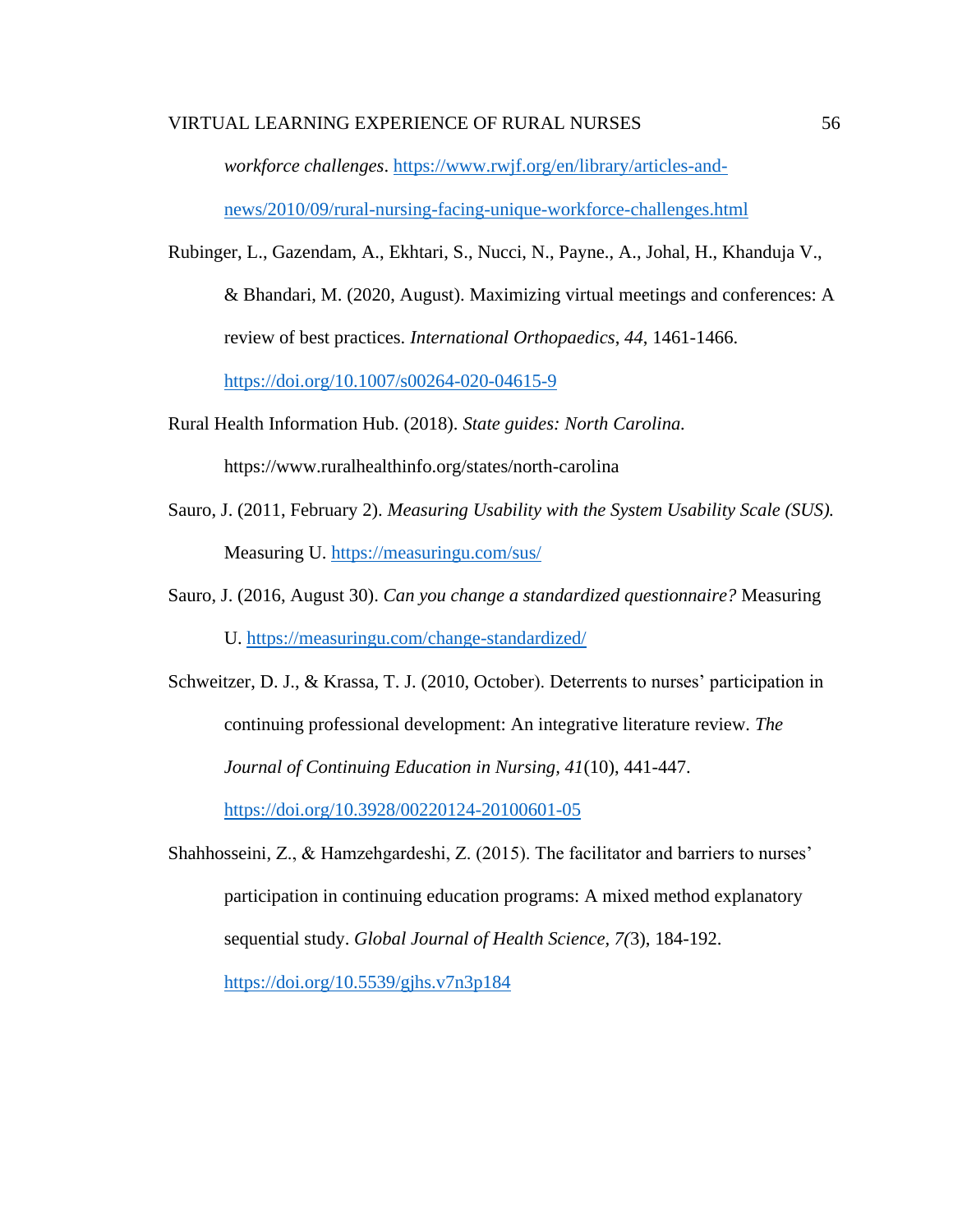*workforce challenges*. https://www.rwjf.org/en/library/articles-and-news/2010/09/rural-nursing-facing-unique-workforce-challenges.html

Rubinger, L., Gazendam, A., Ekhtari, S., Nucci, N., Payne., A., Johal, H., Khanduja V., & Bhandari, M. (2020, August). Maximizing virtual meetings and conferences: A review of best practices. *International Orthopaedics*, *44*, 1461-1466. https://doi.org/10.1007/s00264-020-04615-9

Rural Health Information Hub. (2018). *State guides: North Carolina.* https://www.ruralhealthinfo.org/states/north-carolina

Sauro, J. (2011, February 2). *Measuring Usability with the System Usability Scale (SUS).* Measuring U. https://measuringu.com/sus/

Sauro, J. (2016, August 30). *Can you change a standardized questionnaire?* Measuring U. https://measuringu.com/change-standardized/

Schweitzer, D. J., & Krassa, T. J. (2010, October). Deterrents to nurses' participation in continuing professional development: An integrative literature review. *The Journal of Continuing Education in Nursing, 41*(10), 441-447. https://doi.org/10.3928/00220124-20100601-05

Shahhosseini, Z., & Hamzehgardeshi, Z. (2015). The facilitator and barriers to nurses' participation in continuing education programs: A mixed method explanatory sequential study. *Global Journal of Health Science, 7(*3), 184-192. https://doi.org/10.5539/gjhs.v7n3p184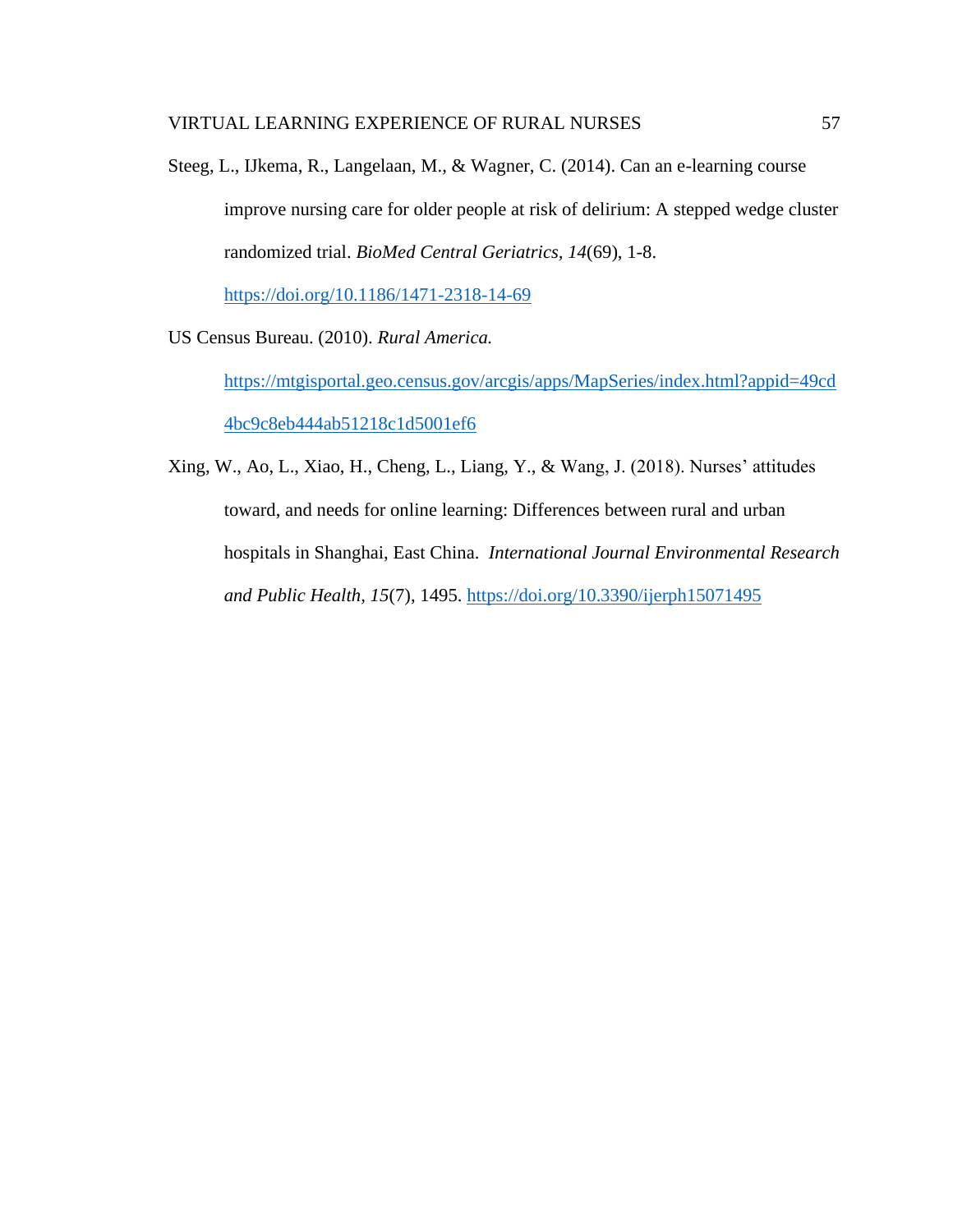Steeg, L., IJkema, R., Langelaan, M., & Wagner, C. (2014). Can an e-learning course improve nursing care for older people at risk of delirium: A stepped wedge cluster randomized trial. *BioMed Central Geriatrics*, *14*(69), 1-8. https://doi.org/10.1186/1471-2318-14-69

US Census Bureau. (2010). *Rural America.* https://mtgisportal.geo.census.gov/arcgis/apps/MapSeries/index.html?appid=49cd4bc9c8eb444ab51218c1d5001ef6

Xing, W., Ao, L., Xiao, H., Cheng, L., Liang, Y., & Wang, J. (2018). Nurses' attitudes toward, and needs for online learning: Differences between rural and urban hospitals in Shanghai, East China. *International Journal Environmental Research and Public Health, 15*(7), 1495. https://doi.org/10.3390/ijerph15071495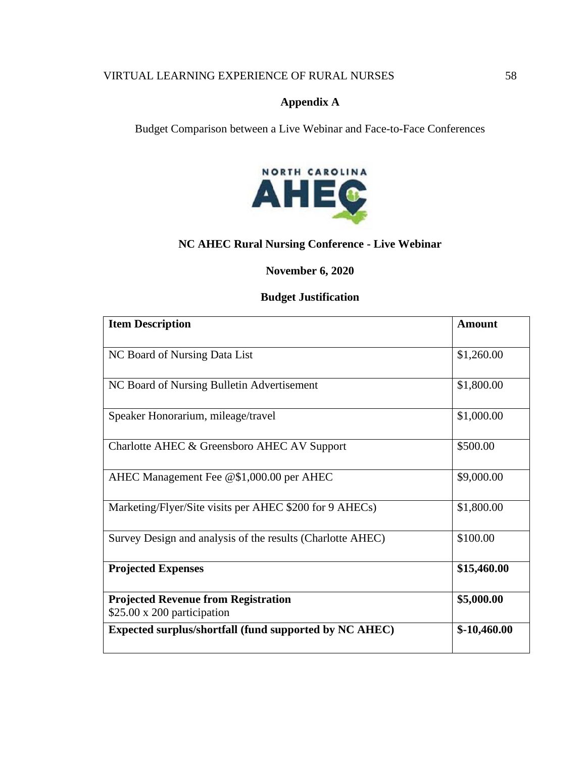## Appendix A

Budget Comparison between a Live Webinar and Face-to-Face Conferences

### NC AHEC Rural Nursing Conference - Live Webinar

**November 6, 2020**

**Budget Justification**

| **Item Description** | **Amount** |
| --- | --- |
| NC Board of Nursing Data List | $1,260.00 |
| NC Board of Nursing Bulletin Advertisement | $1,800.00 |
| Speaker Honorarium, mileage/travel | $1,000.00 |
| Charlotte AHEC & Greensboro AHEC AV Support | $500.00 |
| AHEC Management Fee @$1,000.00 per AHEC | $9,000.00 |
| Marketing/Flyer/Site visits per AHEC $200 for 9 AHECs) | $1,800.00 |
| Survey Design and analysis of the results (Charlotte AHEC) | $100.00 |
| **Projected Expenses** | **$15,460.00** |
| **Projected Revenue from Registration** $25.00 x 200 participation | **$5,000.00** |
| **Expected surplus/shortfall (fund supported by NC AHEC)** | **$-10,460.00** |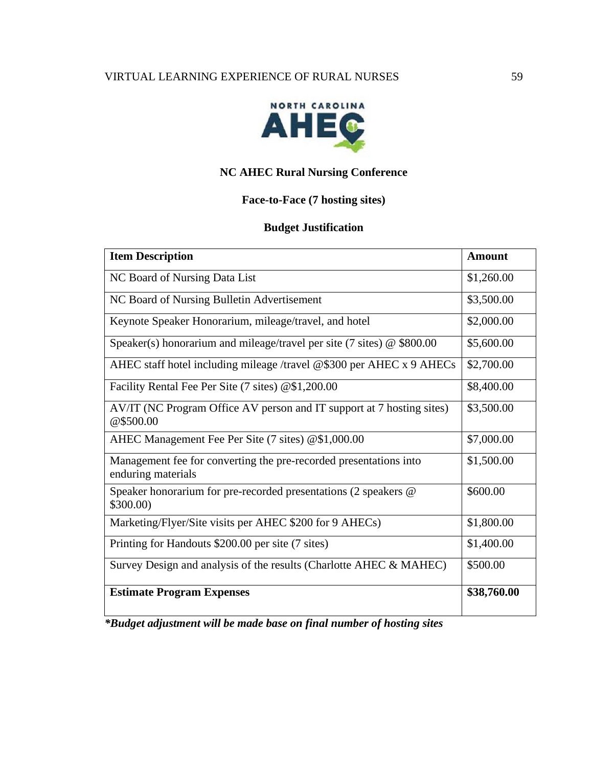**NC AHEC Rural Nursing Conference**

**Face-to-Face (7 hosting sites)**

**Budget Justification**

| **Item Description** | **Amount** |
|---|---|
| NC Board of Nursing Data List | $1,260.00 |
| NC Board of Nursing Bulletin Advertisement | $3,500.00 |
| Keynote Speaker Honorarium, mileage/travel, and hotel | $2,000.00 |
| Speaker(s) honorarium and mileage/travel per site (7 sites) @ $800.00 | $5,600.00 |
| AHEC staff hotel including mileage /travel @$300 per AHEC x 9 AHECs | $2,700.00 |
| Facility Rental Fee Per Site (7 sites) @$1,200.00 | $8,400.00 |
| AV/IT (NC Program Office AV person and IT support at 7 hosting sites) @$500.00 | $3,500.00 |
| AHEC Management Fee Per Site (7 sites) @$1,000.00 | $7,000.00 |
| Management fee for converting the pre-recorded presentations into enduring materials | $1,500.00 |
| Speaker honorarium for pre-recorded presentations (2 speakers @ $300.00) | $600.00 |
| Marketing/Flyer/Site visits per AHEC $200 for 9 AHECs) | $1,800.00 |
| Printing for Handouts $200.00 per site (7 sites) | $1,400.00 |
| Survey Design and analysis of the results (Charlotte AHEC & MAHEC) | $500.00 |
| **Estimate Program Expenses** | **$38,760.00** |

***Budget adjustment will be made base on final number of hosting sites**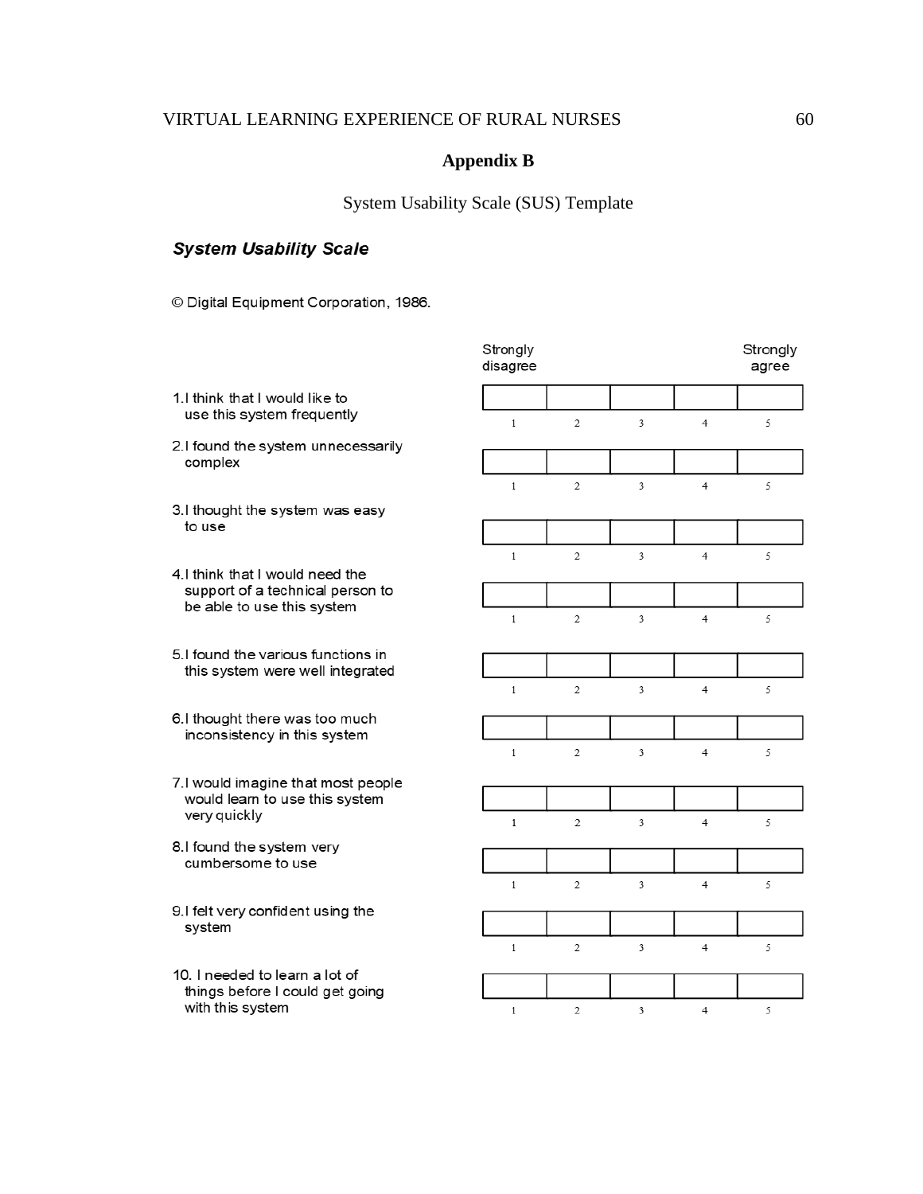## Appendix B

System Usability Scale (SUS) Template

***System Usability Scale***

© Digital Equipment Corporation, 1986.

| | Strongly disagree | | | | Strongly agree |
|---|---|---|---|---|---|
| 1. I think that I would like to use this system frequently | 1 | 2 | 3 | 4 | 5 |
| 2. I found the system unnecessarily complex | 1 | 2 | 3 | 4 | 5 |
| 3. I thought the system was easy to use | 1 | 2 | 3 | 4 | 5 |
| 4. I think that I would need the support of a technical person to be able to use this system | 1 | 2 | 3 | 4 | 5 |
| 5. I found the various functions in this system were well integrated | 1 | 2 | 3 | 4 | 5 |
| 6. I thought there was too much inconsistency in this system | 1 | 2 | 3 | 4 | 5 |
| 7. I would imagine that most people would learn to use this system very quickly | 1 | 2 | 3 | 4 | 5 |
| 8. I found the system very cumbersome to use | 1 | 2 | 3 | 4 | 5 |
| 9. I felt very confident using the system | 1 | 2 | 3 | 4 | 5 |
| 10. I needed to learn a lot of things before I could get going with this system | 1 | 2 | 3 | 4 | 5 |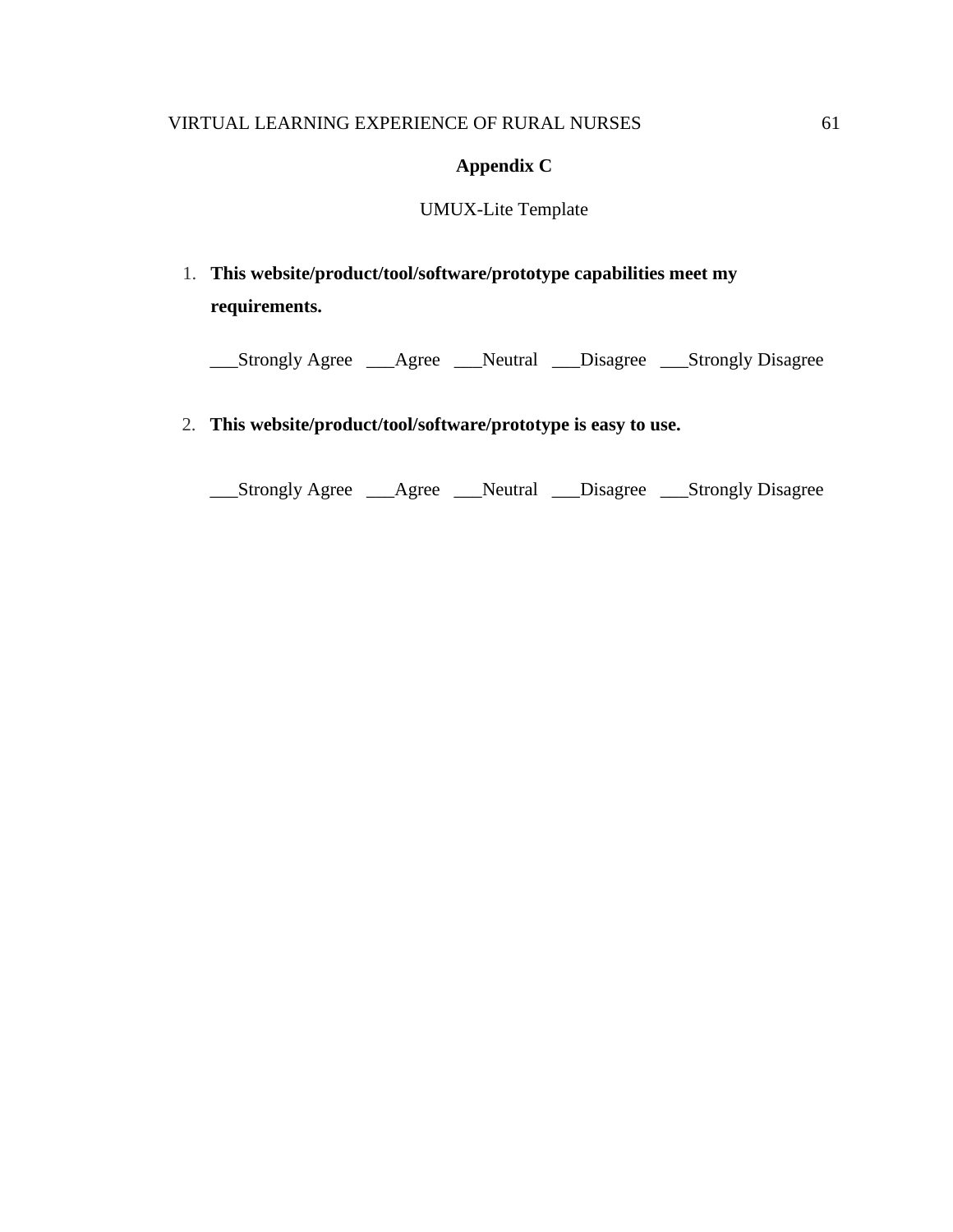## Appendix C

UMUX-Lite Template

1. **This website/product/tool/software/prototype capabilities meet my requirements.**

   ___Strongly Agree ___Agree ___Neutral ___Disagree ___Strongly Disagree

2. **This website/product/tool/software/prototype is easy to use.**

   ___Strongly Agree ___Agree ___Neutral ___Disagree ___Strongly Disagree